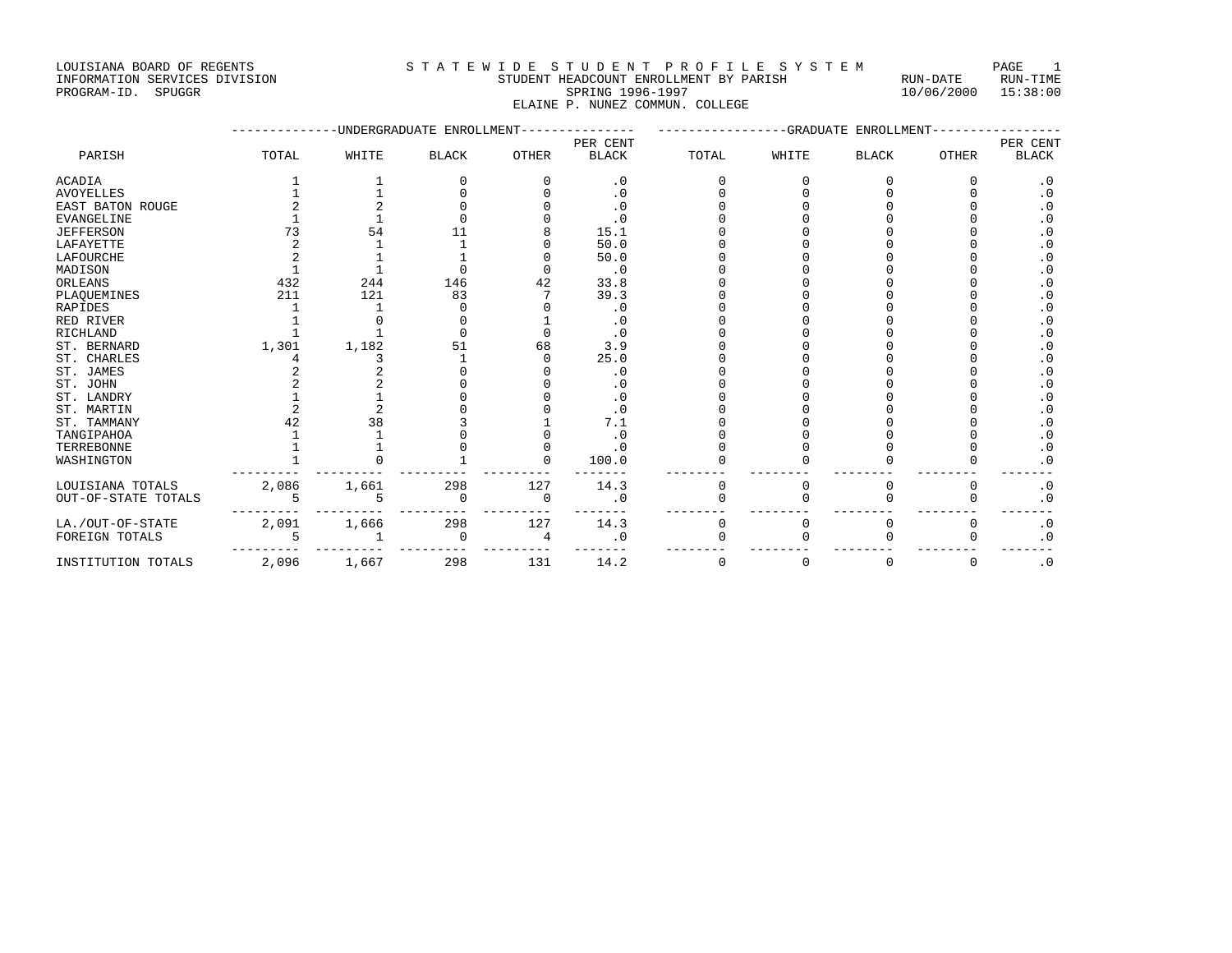LOUISIANA BOARD OF REGENTS
INFORMATION SERVICES DIVISION
PROGRAM-ID. SPUGGR

S T A T E W I D E   S T U D E N T   P R O F I L E   S Y S T E M
STUDENT HEADCOUNT ENROLLMENT BY PARISH
SPRING 1996-1997
ELAINE P. NUNEZ COMMUN. COLLEGE

RUN-DATE 10/06/2000 RUN-TIME 15:38:00

| PARISH | UNDERGRADUATE ENROLLMENT TOTAL | WHITE | BLACK | OTHER | PER CENT BLACK | GRADUATE ENROLLMENT TOTAL | WHITE | BLACK | OTHER | PER CENT BLACK |
|---|---|---|---|---|---|---|---|---|---|---|
| ACADIA | 1 | 1 | 0 | 0 | .0 | 0 | 0 | 0 | 0 | .0 |
| AVOYELLES | 1 | 1 | 0 | 0 | .0 | 0 | 0 | 0 | 0 | .0 |
| EAST BATON ROUGE | 2 | 2 | 0 | 0 | .0 | 0 | 0 | 0 | 0 | .0 |
| EVANGELINE | 1 | 1 | 0 | 0 | .0 | 0 | 0 | 0 | 0 | .0 |
| JEFFERSON | 73 | 54 | 11 | 8 | 15.1 | 0 | 0 | 0 | 0 | .0 |
| LAFAYETTE | 2 | 1 | 1 | 0 | 50.0 | 0 | 0 | 0 | 0 | .0 |
| LAFOURCHE | 2 | 1 | 1 | 0 | 50.0 | 0 | 0 | 0 | 0 | .0 |
| MADISON | 1 | 1 | 0 | 0 | .0 | 0 | 0 | 0 | 0 | .0 |
| ORLEANS | 432 | 244 | 146 | 42 | 33.8 | 0 | 0 | 0 | 0 | .0 |
| PLAQUEMINES | 211 | 121 | 83 | 7 | 39.3 | 0 | 0 | 0 | 0 | .0 |
| RAPIDES | 1 | 1 | 0 | 0 | .0 | 0 | 0 | 0 | 0 | .0 |
| RED RIVER | 1 | 0 | 0 | 1 | .0 | 0 | 0 | 0 | 0 | .0 |
| RICHLAND | 1 | 1 | 0 | 0 | .0 | 0 | 0 | 0 | 0 | .0 |
| ST. BERNARD | 1,301 | 1,182 | 51 | 68 | 3.9 | 0 | 0 | 0 | 0 | .0 |
| ST. CHARLES | 4 | 3 | 1 | 0 | 25.0 | 0 | 0 | 0 | 0 | .0 |
| ST. JAMES | 2 | 2 | 0 | 0 | .0 | 0 | 0 | 0 | 0 | .0 |
| ST. JOHN | 2 | 2 | 0 | 0 | .0 | 0 | 0 | 0 | 0 | .0 |
| ST. LANDRY | 1 | 1 | 0 | 0 | .0 | 0 | 0 | 0 | 0 | .0 |
| ST. MARTIN | 2 | 2 | 0 | 0 | .0 | 0 | 0 | 0 | 0 | .0 |
| ST. TAMMANY | 42 | 38 | 3 | 1 | 7.1 | 0 | 0 | 0 | 0 | .0 |
| TANGIPAHOA | 1 | 1 | 0 | 0 | .0 | 0 | 0 | 0 | 0 | .0 |
| TERREBONNE | 1 | 1 | 0 | 0 | .0 | 0 | 0 | 0 | 0 | .0 |
| WASHINGTON | 1 | 0 | 1 | 0 | 100.0 | 0 | 0 | 0 | 0 | .0 |
| LOUISIANA TOTALS | 2,086 | 1,661 | 298 | 127 | 14.3 | 0 | 0 | 0 | 0 | .0 |
| OUT-OF-STATE TOTALS | 5 | 5 | 0 | 0 | .0 | 0 | 0 | 0 | 0 | .0 |
| LA./OUT-OF-STATE | 2,091 | 1,666 | 298 | 127 | 14.3 | 0 | 0 | 0 | 0 | .0 |
| FOREIGN TOTALS | 5 | 1 | 0 | 4 | .0 | 0 | 0 | 0 | 0 | .0 |
| INSTITUTION TOTALS | 2,096 | 1,667 | 298 | 131 | 14.2 | 0 | 0 | 0 | 0 | .0 |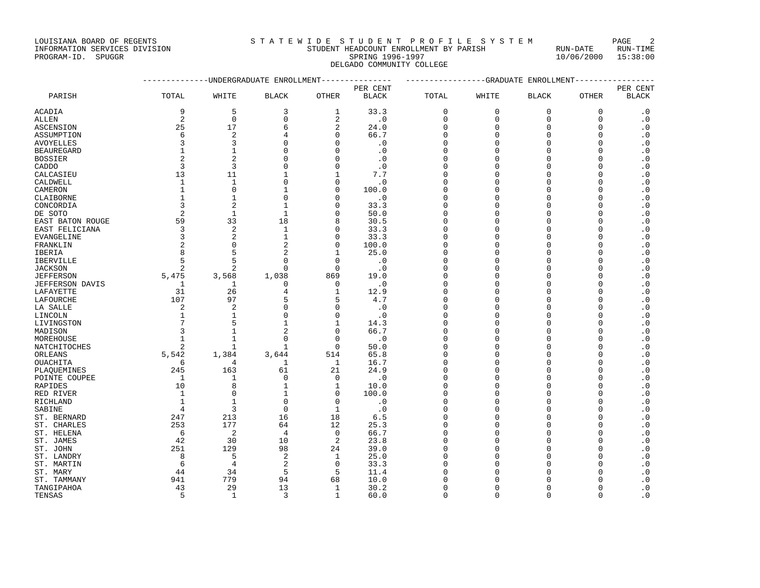LOUISIANA BOARD OF REGENTS
INFORMATION SERVICES DIVISION
PROGRAM-ID. SPUGGR

STATEWIDE STUDENT PROFILE SYSTEM
STUDENT HEADCOUNT ENROLLMENT BY PARISH
SPRING 1996-1997
DELGADO COMMUNITY COLLEGE

RUN-DATE 10/06/2000 RUN-TIME 15:38:00

| PARISH | UNDERGRADUATE ENROLLMENT | | | | | GRADUATE ENROLLMENT | | | | |
|---|---|---|---|---|---|---|---|---|---|---|
| | TOTAL | WHITE | BLACK | OTHER | PER CENT BLACK | TOTAL | WHITE | BLACK | OTHER | PER CENT BLACK |
| ACADIA | 9 | 5 | 3 | 1 | 33.3 | 0 | 0 | 0 | 0 | .0 |
| ALLEN | 2 | 0 | 0 | 2 | .0 | 0 | 0 | 0 | 0 | .0 |
| ASCENSION | 25 | 17 | 6 | 2 | 24.0 | 0 | 0 | 0 | 0 | .0 |
| ASSUMPTION | 6 | 2 | 4 | 0 | 66.7 | 0 | 0 | 0 | 0 | .0 |
| AVOYELLES | 3 | 3 | 0 | 0 | .0 | 0 | 0 | 0 | 0 | .0 |
| BEAUREGARD | 1 | 1 | 0 | 0 | .0 | 0 | 0 | 0 | 0 | .0 |
| BOSSIER | 2 | 2 | 0 | 0 | .0 | 0 | 0 | 0 | 0 | .0 |
| CADDO | 3 | 3 | 0 | 0 | .0 | 0 | 0 | 0 | 0 | .0 |
| CALCASIEU | 13 | 11 | 1 | 1 | 7.7 | 0 | 0 | 0 | 0 | .0 |
| CALDWELL | 1 | 1 | 0 | 0 | .0 | 0 | 0 | 0 | 0 | .0 |
| CAMERON | 1 | 0 | 1 | 0 | 100.0 | 0 | 0 | 0 | 0 | .0 |
| CLAIBORNE | 1 | 1 | 0 | 0 | .0 | 0 | 0 | 0 | 0 | .0 |
| CONCORDIA | 3 | 2 | 1 | 0 | 33.3 | 0 | 0 | 0 | 0 | .0 |
| DE SOTO | 2 | 1 | 1 | 0 | 50.0 | 0 | 0 | 0 | 0 | .0 |
| EAST BATON ROUGE | 59 | 33 | 18 | 8 | 30.5 | 0 | 0 | 0 | 0 | .0 |
| EAST FELICIANA | 3 | 2 | 1 | 0 | 33.3 | 0 | 0 | 0 | 0 | .0 |
| EVANGELINE | 3 | 2 | 1 | 0 | 33.3 | 0 | 0 | 0 | 0 | .0 |
| FRANKLIN | 2 | 0 | 2 | 0 | 100.0 | 0 | 0 | 0 | 0 | .0 |
| IBERIA | 8 | 5 | 2 | 1 | 25.0 | 0 | 0 | 0 | 0 | .0 |
| IBERVILLE | 5 | 5 | 0 | 0 | .0 | 0 | 0 | 0 | 0 | .0 |
| JACKSON | 2 | 2 | 0 | 0 | .0 | 0 | 0 | 0 | 0 | .0 |
| JEFFERSON | 5,475 | 3,568 | 1,038 | 869 | 19.0 | 0 | 0 | 0 | 0 | .0 |
| JEFFERSON DAVIS | 1 | 1 | 0 | 0 | .0 | 0 | 0 | 0 | 0 | .0 |
| LAFAYETTE | 31 | 26 | 4 | 1 | 12.9 | 0 | 0 | 0 | 0 | .0 |
| LAFOURCHE | 107 | 97 | 5 | 5 | 4.7 | 0 | 0 | 0 | 0 | .0 |
| LA SALLE | 2 | 2 | 0 | 0 | .0 | 0 | 0 | 0 | 0 | .0 |
| LINCOLN | 1 | 1 | 0 | 0 | .0 | 0 | 0 | 0 | 0 | .0 |
| LIVINGSTON | 7 | 5 | 1 | 1 | 14.3 | 0 | 0 | 0 | 0 | .0 |
| MADISON | 3 | 1 | 2 | 0 | 66.7 | 0 | 0 | 0 | 0 | .0 |
| MOREHOUSE | 1 | 1 | 0 | 0 | .0 | 0 | 0 | 0 | 0 | .0 |
| NATCHITOCHES | 2 | 1 | 1 | 0 | 50.0 | 0 | 0 | 0 | 0 | .0 |
| ORLEANS | 5,542 | 1,384 | 3,644 | 514 | 65.8 | 0 | 0 | 0 | 0 | .0 |
| OUACHITA | 6 | 4 | 1 | 1 | 16.7 | 0 | 0 | 0 | 0 | .0 |
| PLAQUEMINES | 245 | 163 | 61 | 21 | 24.9 | 0 | 0 | 0 | 0 | .0 |
| POINTE COUPEE | 1 | 1 | 0 | 0 | .0 | 0 | 0 | 0 | 0 | .0 |
| RAPIDES | 10 | 8 | 1 | 1 | 10.0 | 0 | 0 | 0 | 0 | .0 |
| RED RIVER | 1 | 0 | 1 | 0 | 100.0 | 0 | 0 | 0 | 0 | .0 |
| RICHLAND | 1 | 1 | 0 | 0 | .0 | 0 | 0 | 0 | 0 | .0 |
| SABINE | 4 | 3 | 0 | 1 | .0 | 0 | 0 | 0 | 0 | .0 |
| ST. BERNARD | 247 | 213 | 16 | 18 | 6.5 | 0 | 0 | 0 | 0 | .0 |
| ST. CHARLES | 253 | 177 | 64 | 12 | 25.3 | 0 | 0 | 0 | 0 | .0 |
| ST. HELENA | 6 | 2 | 4 | 0 | 66.7 | 0 | 0 | 0 | 0 | .0 |
| ST. JAMES | 42 | 30 | 10 | 2 | 23.8 | 0 | 0 | 0 | 0 | .0 |
| ST. JOHN | 251 | 129 | 98 | 24 | 39.0 | 0 | 0 | 0 | 0 | .0 |
| ST. LANDRY | 8 | 5 | 2 | 1 | 25.0 | 0 | 0 | 0 | 0 | .0 |
| ST. MARTIN | 6 | 4 | 2 | 0 | 33.3 | 0 | 0 | 0 | 0 | .0 |
| ST. MARY | 44 | 34 | 5 | 5 | 11.4 | 0 | 0 | 0 | 0 | .0 |
| ST. TAMMANY | 941 | 779 | 94 | 68 | 10.0 | 0 | 0 | 0 | 0 | .0 |
| TANGIPAHOA | 43 | 29 | 13 | 1 | 30.2 | 0 | 0 | 0 | 0 | .0 |
| TENSAS | 5 | 1 | 3 | 1 | 60.0 | 0 | 0 | 0 | 0 | .0 |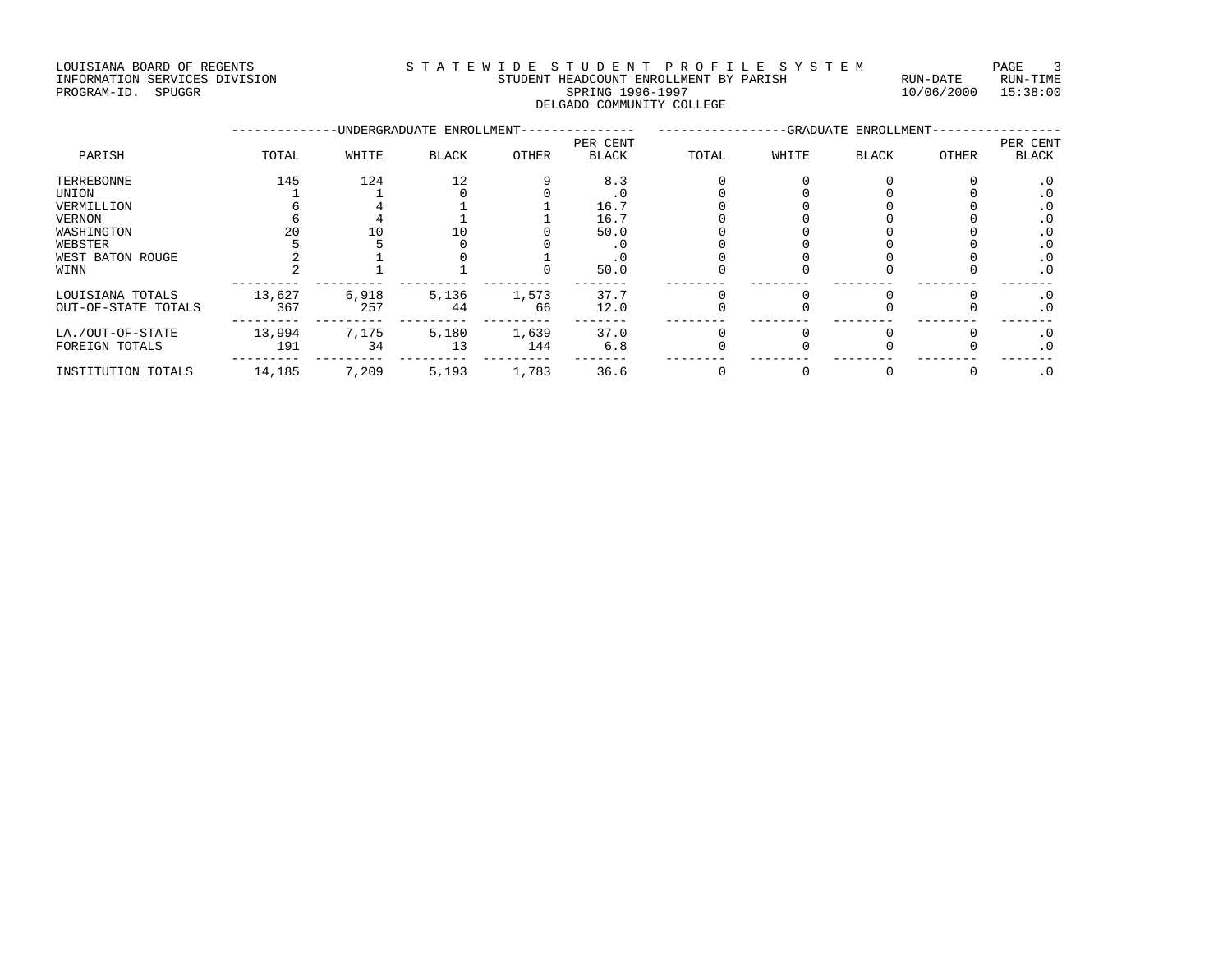LOUISIANA BOARD OF REGENTS
INFORMATION SERVICES DIVISION
PROGRAM-ID. SPUGGR

STATEWIDE STUDENT PROFILE SYSTEM
STUDENT HEADCOUNT ENROLLMENT BY PARISH
SPRING 1996-1997
DELGADO COMMUNITY COLLEGE

RUN-DATE 10/06/2000 RUN-TIME 15:38:00

| PARISH | UNDERGRADUATE ENROLLMENT TOTAL | WHITE | BLACK | OTHER | PER CENT BLACK | GRADUATE ENROLLMENT TOTAL | WHITE | BLACK | OTHER | PER CENT BLACK |
|---|---|---|---|---|---|---|---|---|---|---|
| TERREBONNE | 145 | 124 | 12 | 9 | 8.3 | 0 | 0 | 0 | 0 | .0 |
| UNION | 1 | 1 | 0 | 0 | .0 | 0 | 0 | 0 | 0 | .0 |
| VERMILLION | 6 | 4 | 1 | 1 | 16.7 | 0 | 0 | 0 | 0 | .0 |
| VERNON | 6 | 4 | 1 | 1 | 16.7 | 0 | 0 | 0 | 0 | .0 |
| WASHINGTON | 20 | 10 | 10 | 0 | 50.0 | 0 | 0 | 0 | 0 | .0 |
| WEBSTER | 5 | 5 | 0 | 0 | .0 | 0 | 0 | 0 | 0 | .0 |
| WEST BATON ROUGE | 2 | 1 | 0 | 1 | .0 | 0 | 0 | 0 | 0 | .0 |
| WINN | 2 | 1 | 1 | 0 | 50.0 | 0 | 0 | 0 | 0 | .0 |
| LOUISIANA TOTALS | 13,627 | 6,918 | 5,136 | 1,573 | 37.7 | 0 | 0 | 0 | 0 | .0 |
| OUT-OF-STATE TOTALS | 367 | 257 | 44 | 66 | 12.0 | 0 | 0 | 0 | 0 | .0 |
| LA./OUT-OF-STATE | 13,994 | 7,175 | 5,180 | 1,639 | 37.0 | 0 | 0 | 0 | 0 | .0 |
| FOREIGN TOTALS | 191 | 34 | 13 | 144 | 6.8 | 0 | 0 | 0 | 0 | .0 |
| INSTITUTION TOTALS | 14,185 | 7,209 | 5,193 | 1,783 | 36.6 | 0 | 0 | 0 | 0 | .0 |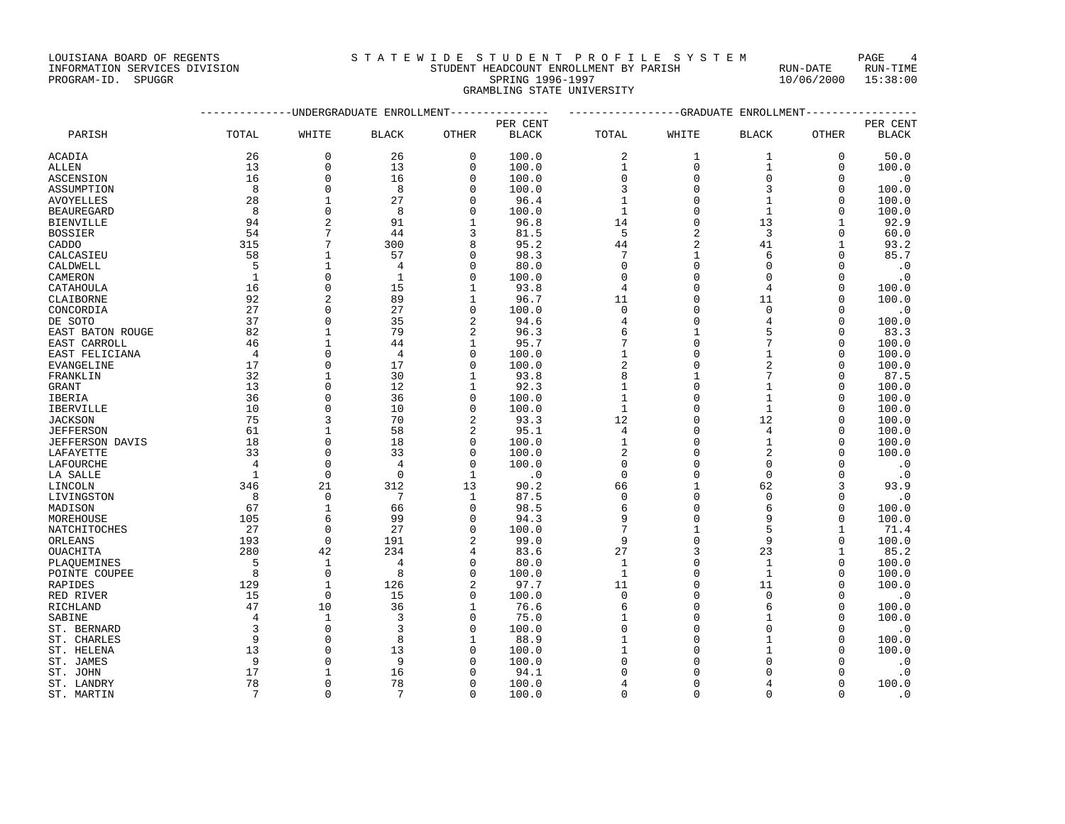LOUISIANA BOARD OF REGENTS
INFORMATION SERVICES DIVISION
PROGRAM-ID. SPUGGR

S T A T E W I D E S T U D E N T P R O F I L E S Y S T E M
STUDENT HEADCOUNT ENROLLMENT BY PARISH
SPRING 1996-1997
GRAMBLING STATE UNIVERSITY

RUN-DATE 10/06/2000 RUN-TIME 15:38:00

| | UNDERGRADUATE ENROLLMENT | | | | | GRADUATE ENROLLMENT | | | | |
|---|---|---|---|---|---|---|---|---|---|---|
| PARISH | TOTAL | WHITE | BLACK | OTHER | PER CENT BLACK | TOTAL | WHITE | BLACK | OTHER | PER CENT BLACK |
| ACADIA | 26 | 0 | 26 | 0 | 100.0 | 2 | 1 | 1 | 0 | 50.0 |
| ALLEN | 13 | 0 | 13 | 0 | 100.0 | 1 | 0 | 1 | 0 | 100.0 |
| ASCENSION | 16 | 0 | 16 | 0 | 100.0 | 0 | 0 | 0 | 0 | .0 |
| ASSUMPTION | 8 | 0 | 8 | 0 | 100.0 | 3 | 0 | 3 | 0 | 100.0 |
| AVOYELLES | 28 | 1 | 27 | 0 | 96.4 | 1 | 0 | 1 | 0 | 100.0 |
| BEAUREGARD | 8 | 0 | 8 | 0 | 100.0 | 1 | 0 | 1 | 0 | 100.0 |
| BIENVILLE | 94 | 2 | 91 | 1 | 96.8 | 14 | 0 | 13 | 1 | 92.9 |
| BOSSIER | 54 | 7 | 44 | 3 | 81.5 | 5 | 2 | 3 | 0 | 60.0 |
| CADDO | 315 | 7 | 300 | 8 | 95.2 | 44 | 2 | 41 | 1 | 93.2 |
| CALCASIEU | 58 | 1 | 57 | 0 | 98.3 | 7 | 1 | 6 | 0 | 85.7 |
| CALDWELL | 5 | 1 | 4 | 0 | 80.0 | 0 | 0 | 0 | 0 | .0 |
| CAMERON | 1 | 0 | 1 | 0 | 100.0 | 0 | 0 | 0 | 0 | .0 |
| CATAHOULA | 16 | 0 | 15 | 1 | 93.8 | 4 | 0 | 4 | 0 | 100.0 |
| CLAIBORNE | 92 | 2 | 89 | 1 | 96.7 | 11 | 0 | 11 | 0 | 100.0 |
| CONCORDIA | 27 | 0 | 27 | 0 | 100.0 | 0 | 0 | 0 | 0 | .0 |
| DE SOTO | 37 | 0 | 35 | 2 | 94.6 | 4 | 0 | 4 | 0 | 100.0 |
| EAST BATON ROUGE | 82 | 1 | 79 | 2 | 96.3 | 6 | 1 | 5 | 0 | 83.3 |
| EAST CARROLL | 46 | 1 | 44 | 1 | 95.7 | 7 | 0 | 7 | 0 | 100.0 |
| EAST FELICIANA | 4 | 0 | 4 | 0 | 100.0 | 1 | 0 | 1 | 0 | 100.0 |
| EVANGELINE | 17 | 0 | 17 | 0 | 100.0 | 2 | 0 | 2 | 0 | 100.0 |
| FRANKLIN | 32 | 1 | 30 | 1 | 93.8 | 8 | 1 | 7 | 0 | 87.5 |
| GRANT | 13 | 0 | 12 | 1 | 92.3 | 1 | 0 | 1 | 0 | 100.0 |
| IBERIA | 36 | 0 | 36 | 0 | 100.0 | 1 | 0 | 1 | 0 | 100.0 |
| IBERVILLE | 10 | 0 | 10 | 0 | 100.0 | 1 | 0 | 1 | 0 | 100.0 |
| JACKSON | 75 | 3 | 70 | 2 | 93.3 | 12 | 0 | 12 | 0 | 100.0 |
| JEFFERSON | 61 | 1 | 58 | 2 | 95.1 | 4 | 0 | 4 | 0 | 100.0 |
| JEFFERSON DAVIS | 18 | 0 | 18 | 0 | 100.0 | 1 | 0 | 1 | 0 | 100.0 |
| LAFAYETTE | 33 | 0 | 33 | 0 | 100.0 | 2 | 0 | 2 | 0 | 100.0 |
| LAFOURCHE | 4 | 0 | 4 | 0 | 100.0 | 0 | 0 | 0 | 0 | .0 |
| LA SALLE | 1 | 0 | 0 | 1 | .0 | 0 | 0 | 0 | 0 | .0 |
| LINCOLN | 346 | 21 | 312 | 13 | 90.2 | 66 | 1 | 62 | 3 | 93.9 |
| LIVINGSTON | 8 | 0 | 7 | 1 | 87.5 | 0 | 0 | 0 | 0 | .0 |
| MADISON | 67 | 1 | 66 | 0 | 98.5 | 6 | 0 | 6 | 0 | 100.0 |
| MOREHOUSE | 105 | 6 | 99 | 0 | 94.3 | 9 | 0 | 9 | 0 | 100.0 |
| NATCHITOCHES | 27 | 0 | 27 | 0 | 100.0 | 7 | 1 | 5 | 1 | 71.4 |
| ORLEANS | 193 | 0 | 191 | 2 | 99.0 | 9 | 0 | 9 | 0 | 100.0 |
| OUACHITA | 280 | 42 | 234 | 4 | 83.6 | 27 | 3 | 23 | 1 | 85.2 |
| PLAQUEMINES | 5 | 1 | 4 | 0 | 80.0 | 1 | 0 | 1 | 0 | 100.0 |
| POINTE COUPEE | 8 | 0 | 8 | 0 | 100.0 | 1 | 0 | 1 | 0 | 100.0 |
| RAPIDES | 129 | 1 | 126 | 2 | 97.7 | 11 | 0 | 11 | 0 | 100.0 |
| RED RIVER | 15 | 0 | 15 | 0 | 100.0 | 0 | 0 | 0 | 0 | .0 |
| RICHLAND | 47 | 10 | 36 | 1 | 76.6 | 6 | 0 | 6 | 0 | 100.0 |
| SABINE | 4 | 1 | 3 | 0 | 75.0 | 1 | 0 | 1 | 0 | 100.0 |
| ST. BERNARD | 3 | 0 | 3 | 0 | 100.0 | 0 | 0 | 0 | 0 | .0 |
| ST. CHARLES | 9 | 0 | 8 | 1 | 88.9 | 1 | 0 | 1 | 0 | 100.0 |
| ST. HELENA | 13 | 0 | 13 | 0 | 100.0 | 1 | 0 | 1 | 0 | 100.0 |
| ST. JAMES | 9 | 0 | 9 | 0 | 100.0 | 0 | 0 | 0 | 0 | .0 |
| ST. JOHN | 17 | 1 | 16 | 0 | 94.1 | 0 | 0 | 0 | 0 | .0 |
| ST. LANDRY | 78 | 0 | 78 | 0 | 100.0 | 4 | 0 | 4 | 0 | 100.0 |
| ST. MARTIN | 7 | 0 | 7 | 0 | 100.0 | 0 | 0 | 0 | 0 | .0 |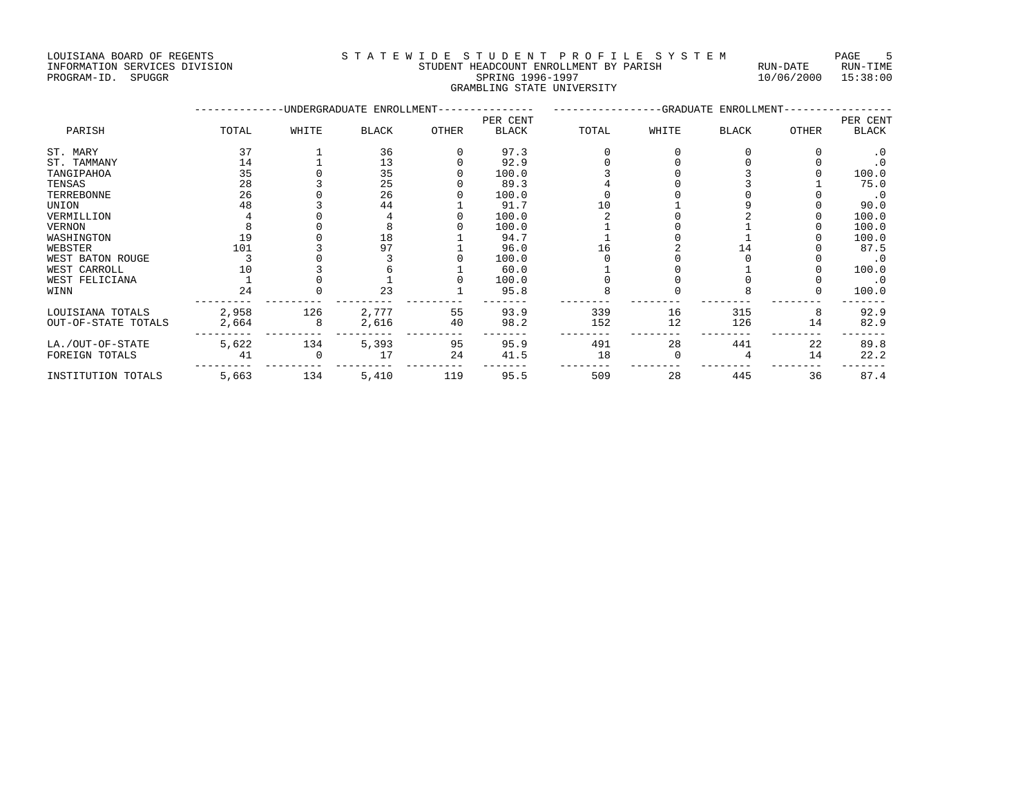LOUISIANA BOARD OF REGENTS
INFORMATION SERVICES DIVISION
PROGRAM-ID. SPUGGR

# STATEWIDE STUDENT PROFILE SYSTEM
## STUDENT HEADCOUNT ENROLLMENT BY PARISH
### SPRING 1996-1997
### GRAMBLING STATE UNIVERSITY

RUN-DATE 10/06/2000 RUN-TIME 15:38:00

| | UNDERGRADUATE ENROLLMENT | | | | | GRADUATE ENROLLMENT | | | | |
|---|---|---|---|---|---|---|---|---|---|---|
| PARISH | TOTAL | WHITE | BLACK | OTHER | PER CENT BLACK | TOTAL | WHITE | BLACK | OTHER | PER CENT BLACK |
| ST. MARY | 37 | 1 | 36 | 0 | 97.3 | 0 | 0 | 0 | 0 | .0 |
| ST. TAMMANY | 14 | 1 | 13 | 0 | 92.9 | 0 | 0 | 0 | 0 | .0 |
| TANGIPAHOA | 35 | 0 | 35 | 0 | 100.0 | 3 | 0 | 3 | 0 | 100.0 |
| TENSAS | 28 | 3 | 25 | 0 | 89.3 | 4 | 0 | 3 | 1 | 75.0 |
| TERREBONNE | 26 | 0 | 26 | 0 | 100.0 | 0 | 0 | 0 | 0 | .0 |
| UNION | 48 | 3 | 44 | 1 | 91.7 | 10 | 1 | 9 | 0 | 90.0 |
| VERMILLION | 4 | 0 | 4 | 0 | 100.0 | 2 | 0 | 2 | 0 | 100.0 |
| VERNON | 8 | 0 | 8 | 0 | 100.0 | 1 | 0 | 1 | 0 | 100.0 |
| WASHINGTON | 19 | 0 | 18 | 1 | 94.7 | 1 | 0 | 1 | 0 | 100.0 |
| WEBSTER | 101 | 3 | 97 | 1 | 96.0 | 16 | 2 | 14 | 0 | 87.5 |
| WEST BATON ROUGE | 3 | 0 | 3 | 0 | 100.0 | 0 | 0 | 0 | 0 | .0 |
| WEST CARROLL | 10 | 3 | 6 | 1 | 60.0 | 1 | 0 | 1 | 0 | 100.0 |
| WEST FELICIANA | 1 | 0 | 1 | 0 | 100.0 | 0 | 0 | 0 | 0 | .0 |
| WINN | 24 | 0 | 23 | 1 | 95.8 | 8 | 0 | 8 | 0 | 100.0 |
| LOUISIANA TOTALS | 2,958 | 126 | 2,777 | 55 | 93.9 | 339 | 16 | 315 | 8 | 92.9 |
| OUT-OF-STATE TOTALS | 2,664 | 8 | 2,616 | 40 | 98.2 | 152 | 12 | 126 | 14 | 82.9 |
| LA./OUT-OF-STATE | 5,622 | 134 | 5,393 | 95 | 95.9 | 491 | 28 | 441 | 22 | 89.8 |
| FOREIGN TOTALS | 41 | 0 | 17 | 24 | 41.5 | 18 | 0 | 4 | 14 | 22.2 |
| INSTITUTION TOTALS | 5,663 | 134 | 5,410 | 119 | 95.5 | 509 | 28 | 445 | 36 | 87.4 |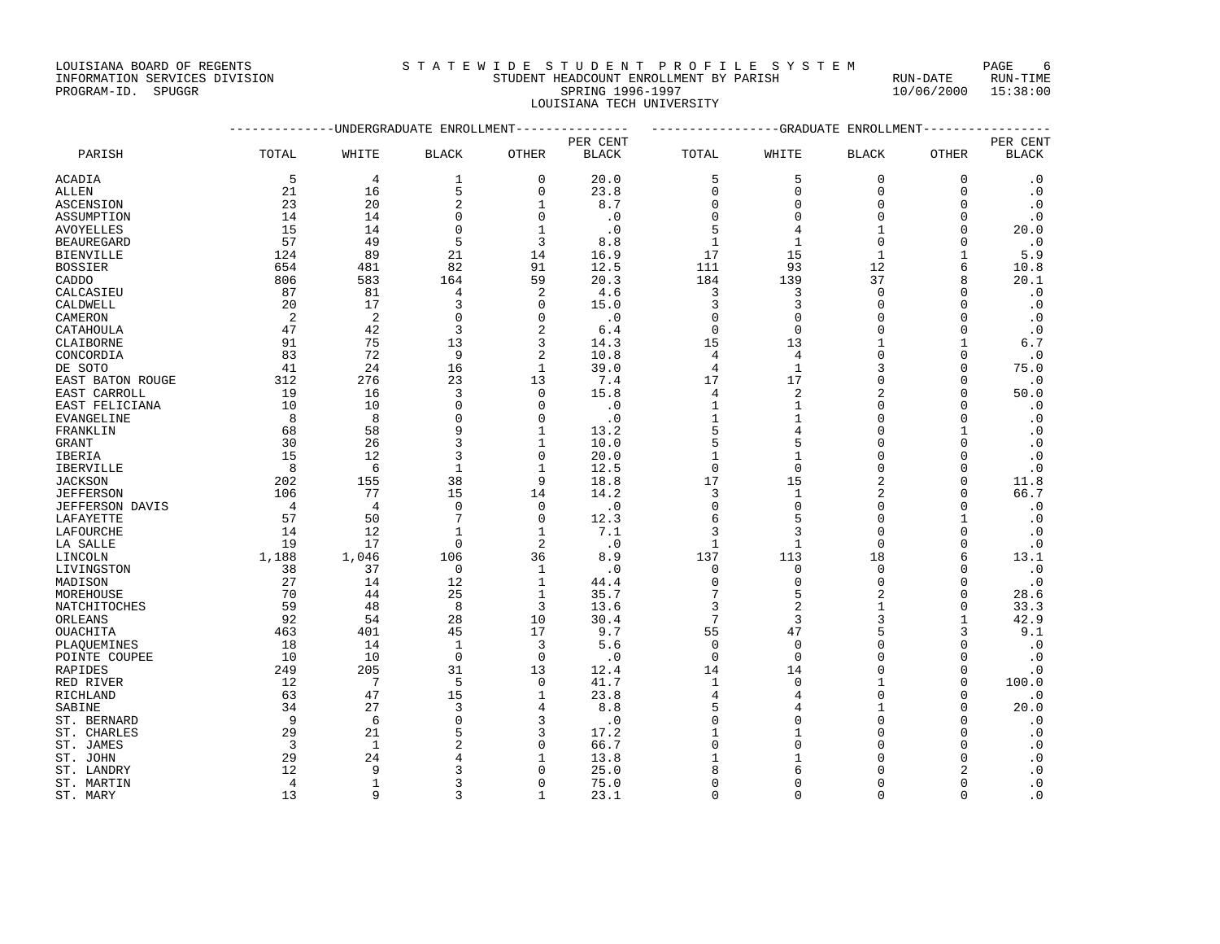LOUISIANA BOARD OF REGENTS
INFORMATION SERVICES DIVISION
PROGRAM-ID. SPUGGR

# S T A T E W I D E S T U D E N T P R O F I L E S Y S T E M

## STUDENT HEADCOUNT ENROLLMENT BY PARISH

SPRING 1996-1997

LOUISIANA TECH UNIVERSITY

RUN-DATE 10/06/2000 RUN-TIME 15:38:00

| PARISH | UNDERGRADUATE ENROLLMENT TOTAL | WHITE | BLACK | OTHER | PER CENT BLACK | GRADUATE ENROLLMENT TOTAL | WHITE | BLACK | OTHER | PER CENT BLACK |
|---|---|---|---|---|---|---|---|---|---|---|
| ACADIA | 5 | 4 | 1 | 0 | 20.0 | 5 | 5 | 0 | 0 | .0 |
| ALLEN | 21 | 16 | 5 | 0 | 23.8 | 0 | 0 | 0 | 0 | .0 |
| ASCENSION | 23 | 20 | 2 | 1 | 8.7 | 0 | 0 | 0 | 0 | .0 |
| ASSUMPTION | 14 | 14 | 0 | 0 | .0 | 0 | 0 | 0 | 0 | .0 |
| AVOYELLES | 15 | 14 | 0 | 1 | .0 | 5 | 4 | 1 | 0 | 20.0 |
| BEAUREGARD | 57 | 49 | 5 | 3 | 8.8 | 1 | 1 | 0 | 0 | .0 |
| BIENVILLE | 124 | 89 | 21 | 14 | 16.9 | 17 | 15 | 1 | 1 | 5.9 |
| BOSSIER | 654 | 481 | 82 | 91 | 12.5 | 111 | 93 | 12 | 6 | 10.8 |
| CADDO | 806 | 583 | 164 | 59 | 20.3 | 184 | 139 | 37 | 8 | 20.1 |
| CALCASIEU | 87 | 81 | 4 | 2 | 4.6 | 3 | 3 | 0 | 0 | .0 |
| CALDWELL | 20 | 17 | 3 | 0 | 15.0 | 3 | 3 | 0 | 0 | .0 |
| CAMERON | 2 | 2 | 0 | 0 | .0 | 0 | 0 | 0 | 0 | .0 |
| CATAHOULA | 47 | 42 | 3 | 2 | 6.4 | 0 | 0 | 0 | 0 | .0 |
| CLAIBORNE | 91 | 75 | 13 | 3 | 14.3 | 15 | 13 | 1 | 1 | 6.7 |
| CONCORDIA | 83 | 72 | 9 | 2 | 10.8 | 4 | 4 | 0 | 0 | .0 |
| DE SOTO | 41 | 24 | 16 | 1 | 39.0 | 4 | 1 | 3 | 0 | 75.0 |
| EAST BATON ROUGE | 312 | 276 | 23 | 13 | 7.4 | 17 | 17 | 0 | 0 | .0 |
| EAST CARROLL | 19 | 16 | 3 | 0 | 15.8 | 4 | 2 | 2 | 0 | 50.0 |
| EAST FELICIANA | 10 | 10 | 0 | 0 | .0 | 1 | 1 | 0 | 0 | .0 |
| EVANGELINE | 8 | 8 | 0 | 0 | .0 | 1 | 1 | 0 | 0 | .0 |
| FRANKLIN | 68 | 58 | 9 | 1 | 13.2 | 5 | 4 | 0 | 1 | .0 |
| GRANT | 30 | 26 | 3 | 1 | 10.0 | 5 | 5 | 0 | 0 | .0 |
| IBERIA | 15 | 12 | 3 | 0 | 20.0 | 1 | 1 | 0 | 0 | .0 |
| IBERVILLE | 8 | 6 | 1 | 1 | 12.5 | 0 | 0 | 0 | 0 | .0 |
| JACKSON | 202 | 155 | 38 | 9 | 18.8 | 17 | 15 | 2 | 0 | 11.8 |
| JEFFERSON | 106 | 77 | 15 | 14 | 14.2 | 3 | 1 | 2 | 0 | 66.7 |
| JEFFERSON DAVIS | 4 | 4 | 0 | 0 | .0 | 0 | 0 | 0 | 0 | .0 |
| LAFAYETTE | 57 | 50 | 7 | 0 | 12.3 | 6 | 5 | 0 | 1 | .0 |
| LAFOURCHE | 14 | 12 | 1 | 1 | 7.1 | 3 | 3 | 0 | 0 | .0 |
| LA SALLE | 19 | 17 | 0 | 2 | .0 | 1 | 1 | 0 | 0 | .0 |
| LINCOLN | 1,188 | 1,046 | 106 | 36 | 8.9 | 137 | 113 | 18 | 6 | 13.1 |
| LIVINGSTON | 38 | 37 | 0 | 1 | .0 | 0 | 0 | 0 | 0 | .0 |
| MADISON | 27 | 14 | 12 | 1 | 44.4 | 0 | 0 | 0 | 0 | .0 |
| MOREHOUSE | 70 | 44 | 25 | 1 | 35.7 | 7 | 5 | 2 | 0 | 28.6 |
| NATCHITOCHES | 59 | 48 | 8 | 3 | 13.6 | 3 | 2 | 1 | 0 | 33.3 |
| ORLEANS | 92 | 54 | 28 | 10 | 30.4 | 7 | 3 | 3 | 1 | 42.9 |
| OUACHITA | 463 | 401 | 45 | 17 | 9.7 | 55 | 47 | 5 | 3 | 9.1 |
| PLAQUEMINES | 18 | 14 | 1 | 3 | 5.6 | 0 | 0 | 0 | 0 | .0 |
| POINTE COUPEE | 10 | 10 | 0 | 0 | .0 | 0 | 0 | 0 | 0 | .0 |
| RAPIDES | 249 | 205 | 31 | 13 | 12.4 | 14 | 14 | 0 | 0 | .0 |
| RED RIVER | 12 | 7 | 5 | 0 | 41.7 | 1 | 0 | 1 | 0 | 100.0 |
| RICHLAND | 63 | 47 | 15 | 1 | 23.8 | 4 | 4 | 0 | 0 | .0 |
| SABINE | 34 | 27 | 3 | 4 | 8.8 | 5 | 4 | 1 | 0 | 20.0 |
| ST. BERNARD | 9 | 6 | 0 | 3 | .0 | 0 | 0 | 0 | 0 | .0 |
| ST. CHARLES | 29 | 21 | 5 | 3 | 17.2 | 1 | 1 | 0 | 0 | .0 |
| ST. JAMES | 3 | 1 | 2 | 0 | 66.7 | 0 | 0 | 0 | 0 | .0 |
| ST. JOHN | 29 | 24 | 4 | 1 | 13.8 | 1 | 1 | 0 | 0 | .0 |
| ST. LANDRY | 12 | 9 | 3 | 0 | 25.0 | 8 | 6 | 0 | 2 | .0 |
| ST. MARTIN | 4 | 1 | 3 | 0 | 75.0 | 0 | 0 | 0 | 0 | .0 |
| ST. MARY | 13 | 9 | 3 | 1 | 23.1 | 0 | 0 | 0 | 0 | .0 |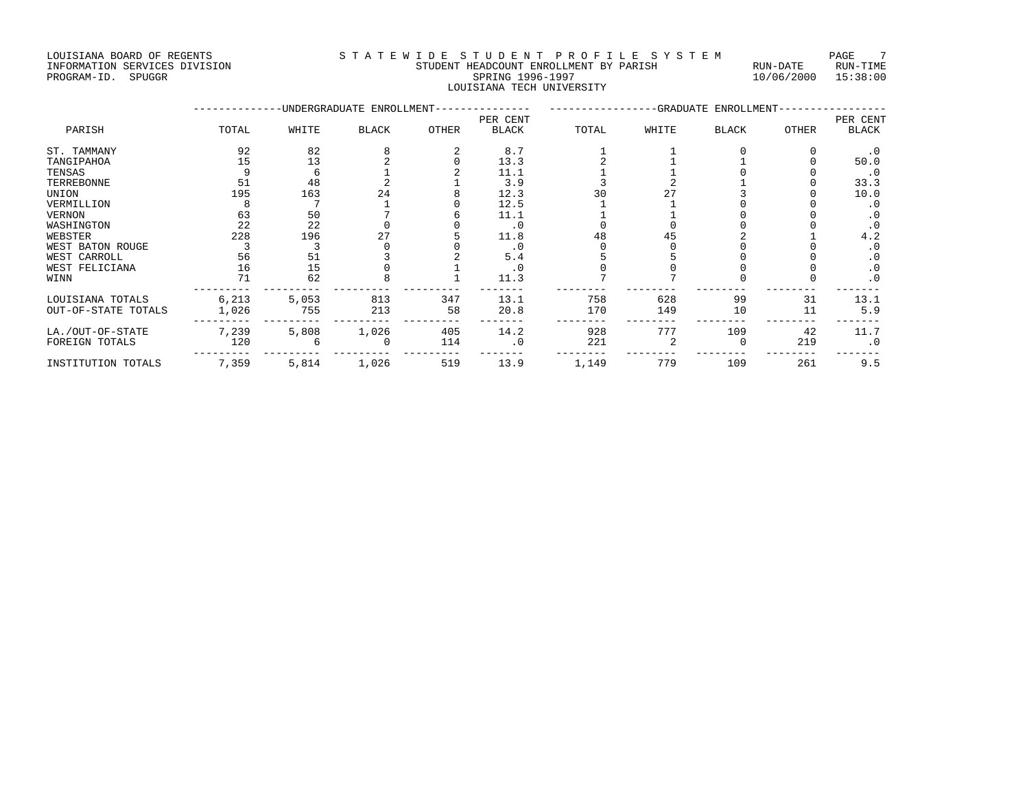LOUISIANA BOARD OF REGENTS
INFORMATION SERVICES DIVISION
PROGRAM-ID. SPUGGR

STATEWIDE STUDENT PROFILE SYSTEM
STUDENT HEADCOUNT ENROLLMENT BY PARISH
SPRING 1996-1997
LOUISIANA TECH UNIVERSITY

RUN-DATE 10/06/2000 RUN-TIME 15:38:00

| | UNDERGRADUATE ENROLLMENT | | | | | GRADUATE ENROLLMENT | | | | |
|---|---|---|---|---|---|---|---|---|---|---|
| PARISH | TOTAL | WHITE | BLACK | OTHER | PER CENT BLACK | TOTAL | WHITE | BLACK | OTHER | PER CENT BLACK |
| ST. TAMMANY | 92 | 82 | 8 | 2 | 8.7 | 1 | 1 | 0 | 0 | .0 |
| TANGIPAHOA | 15 | 13 | 2 | 0 | 13.3 | 2 | 1 | 1 | 0 | 50.0 |
| TENSAS | 9 | 6 | 1 | 2 | 11.1 | 1 | 1 | 0 | 0 | .0 |
| TERREBONNE | 51 | 48 | 2 | 1 | 3.9 | 3 | 2 | 1 | 0 | 33.3 |
| UNION | 195 | 163 | 24 | 8 | 12.3 | 30 | 27 | 3 | 0 | 10.0 |
| VERMILLION | 8 | 7 | 1 | 0 | 12.5 | 1 | 1 | 0 | 0 | .0 |
| VERNON | 63 | 50 | 7 | 6 | 11.1 | 1 | 1 | 0 | 0 | .0 |
| WASHINGTON | 22 | 22 | 0 | 0 | .0 | 0 | 0 | 0 | 0 | .0 |
| WEBSTER | 228 | 196 | 27 | 5 | 11.8 | 48 | 45 | 2 | 1 | 4.2 |
| WEST BATON ROUGE | 3 | 3 | 0 | 0 | .0 | 0 | 0 | 0 | 0 | .0 |
| WEST CARROLL | 56 | 51 | 3 | 2 | 5.4 | 5 | 5 | 0 | 0 | .0 |
| WEST FELICIANA | 16 | 15 | 0 | 1 | .0 | 0 | 0 | 0 | 0 | .0 |
| WINN | 71 | 62 | 8 | 1 | 11.3 | 7 | 7 | 0 | 0 | .0 |
| LOUISIANA TOTALS | 6,213 | 5,053 | 813 | 347 | 13.1 | 758 | 628 | 99 | 31 | 13.1 |
| OUT-OF-STATE TOTALS | 1,026 | 755 | 213 | 58 | 20.8 | 170 | 149 | 10 | 11 | 5.9 |
| LA./OUT-OF-STATE | 7,239 | 5,808 | 1,026 | 405 | 14.2 | 928 | 777 | 109 | 42 | 11.7 |
| FOREIGN TOTALS | 120 | 6 | 0 | 114 | .0 | 221 | 2 | 0 | 219 | .0 |
| INSTITUTION TOTALS | 7,359 | 5,814 | 1,026 | 519 | 13.9 | 1,149 | 779 | 109 | 261 | 9.5 |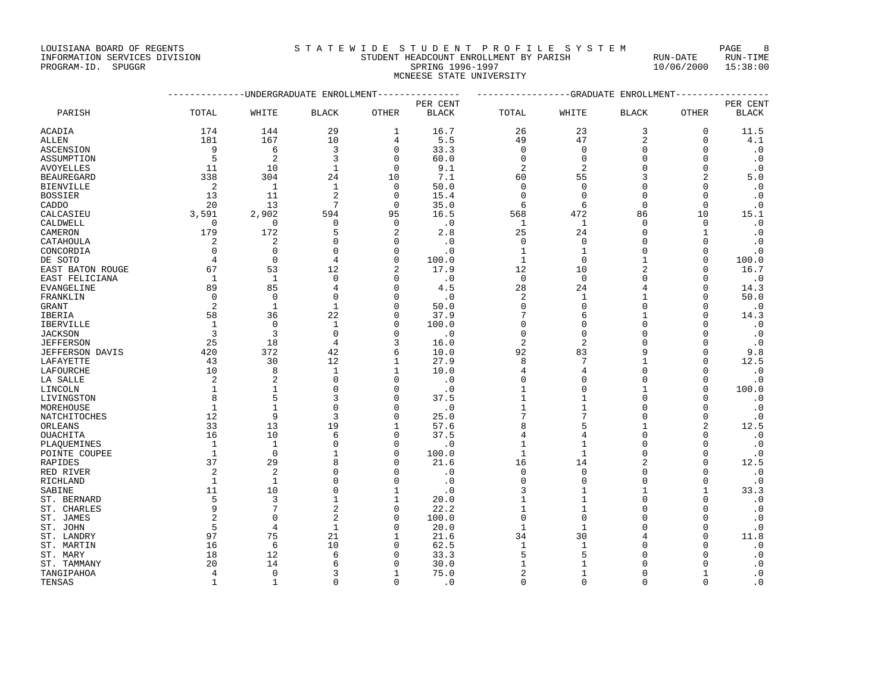LOUISIANA BOARD OF REGENTS
INFORMATION SERVICES DIVISION
PROGRAM-ID. SPUGGR

STATEWIDE STUDENT PROFILE SYSTEM
STUDENT HEADCOUNT ENROLLMENT BY PARISH
SPRING 1996-1997
MCNEESE STATE UNIVERSITY

RUN-DATE 10/06/2000 RUN-TIME 15:38:00

| PARISH | UNDERGRADUATE ENROLLMENT | | | | | GRADUATE ENROLLMENT | | | | |
|---|---|---|---|---|---|---|---|---|---|---|
| | TOTAL | WHITE | BLACK | OTHER | PER CENT BLACK | TOTAL | WHITE | BLACK | OTHER | PER CENT BLACK |
| ACADIA | 174 | 144 | 29 | 1 | 16.7 | 26 | 23 | 3 | 0 | 11.5 |
| ALLEN | 181 | 167 | 10 | 4 | 5.5 | 49 | 47 | 2 | 0 | 4.1 |
| ASCENSION | 9 | 6 | 3 | 0 | 33.3 | 0 | 0 | 0 | 0 | .0 |
| ASSUMPTION | 5 | 2 | 3 | 0 | 60.0 | 0 | 0 | 0 | 0 | .0 |
| AVOYELLES | 11 | 10 | 1 | 0 | 9.1 | 2 | 2 | 0 | 0 | .0 |
| BEAUREGARD | 338 | 304 | 24 | 10 | 7.1 | 60 | 55 | 3 | 2 | 5.0 |
| BIENVILLE | 2 | 1 | 1 | 0 | 50.0 | 0 | 0 | 0 | 0 | .0 |
| BOSSIER | 13 | 11 | 2 | 0 | 15.4 | 0 | 0 | 0 | 0 | .0 |
| CADDO | 20 | 13 | 7 | 0 | 35.0 | 6 | 6 | 0 | 0 | .0 |
| CALCASIEU | 3,591 | 2,902 | 594 | 95 | 16.5 | 568 | 472 | 86 | 10 | 15.1 |
| CALDWELL | 0 | 0 | 0 | 0 | .0 | 1 | 1 | 0 | 0 | .0 |
| CAMERON | 179 | 172 | 5 | 2 | 2.8 | 25 | 24 | 0 | 1 | .0 |
| CATAHOULA | 2 | 2 | 0 | 0 | .0 | 0 | 0 | 0 | 0 | .0 |
| CONCORDIA | 0 | 0 | 0 | 0 | .0 | 1 | 1 | 0 | 0 | .0 |
| DE SOTO | 4 | 0 | 4 | 0 | 100.0 | 1 | 0 | 1 | 0 | 100.0 |
| EAST BATON ROUGE | 67 | 53 | 12 | 2 | 17.9 | 12 | 10 | 2 | 0 | 16.7 |
| EAST FELICIANA | 1 | 1 | 0 | 0 | .0 | 0 | 0 | 0 | 0 | .0 |
| EVANGELINE | 89 | 85 | 4 | 0 | 4.5 | 28 | 24 | 4 | 0 | 14.3 |
| FRANKLIN | 0 | 0 | 0 | 0 | .0 | 2 | 1 | 1 | 0 | 50.0 |
| GRANT | 2 | 1 | 1 | 0 | 50.0 | 0 | 0 | 0 | 0 | .0 |
| IBERIA | 58 | 36 | 22 | 0 | 37.9 | 7 | 6 | 1 | 0 | 14.3 |
| IBERVILLE | 1 | 0 | 1 | 0 | 100.0 | 0 | 0 | 0 | 0 | .0 |
| JACKSON | 3 | 3 | 0 | 0 | .0 | 0 | 0 | 0 | 0 | .0 |
| JEFFERSON | 25 | 18 | 4 | 3 | 16.0 | 2 | 2 | 0 | 0 | .0 |
| JEFFERSON DAVIS | 420 | 372 | 42 | 6 | 10.0 | 92 | 83 | 9 | 0 | 9.8 |
| LAFAYETTE | 43 | 30 | 12 | 1 | 27.9 | 8 | 7 | 1 | 0 | 12.5 |
| LAFOURCHE | 10 | 8 | 1 | 1 | 10.0 | 4 | 4 | 0 | 0 | .0 |
| LA SALLE | 2 | 2 | 0 | 0 | .0 | 0 | 0 | 0 | 0 | .0 |
| LINCOLN | 1 | 1 | 0 | 0 | .0 | 1 | 0 | 1 | 0 | 100.0 |
| LIVINGSTON | 8 | 5 | 3 | 0 | 37.5 | 1 | 1 | 0 | 0 | .0 |
| MOREHOUSE | 1 | 1 | 0 | 0 | .0 | 1 | 1 | 0 | 0 | .0 |
| NATCHITOCHES | 12 | 9 | 3 | 0 | 25.0 | 7 | 7 | 0 | 0 | .0 |
| ORLEANS | 33 | 13 | 19 | 1 | 57.6 | 8 | 5 | 1 | 2 | 12.5 |
| OUACHITA | 16 | 10 | 6 | 0 | 37.5 | 4 | 4 | 0 | 0 | .0 |
| PLAQUEMINES | 1 | 1 | 0 | 0 | .0 | 1 | 1 | 0 | 0 | .0 |
| POINTE COUPEE | 1 | 0 | 1 | 0 | 100.0 | 1 | 1 | 0 | 0 | .0 |
| RAPIDES | 37 | 29 | 8 | 0 | 21.6 | 16 | 14 | 2 | 0 | 12.5 |
| RED RIVER | 2 | 2 | 0 | 0 | .0 | 0 | 0 | 0 | 0 | .0 |
| RICHLAND | 1 | 1 | 0 | 0 | .0 | 0 | 0 | 0 | 0 | .0 |
| SABINE | 11 | 10 | 0 | 1 | .0 | 3 | 1 | 1 | 1 | 33.3 |
| ST. BERNARD | 5 | 3 | 1 | 1 | 20.0 | 1 | 1 | 0 | 0 | .0 |
| ST. CHARLES | 9 | 7 | 2 | 0 | 22.2 | 1 | 1 | 0 | 0 | .0 |
| ST. JAMES | 2 | 0 | 2 | 0 | 100.0 | 0 | 0 | 0 | 0 | .0 |
| ST. JOHN | 5 | 4 | 1 | 0 | 20.0 | 1 | 1 | 0 | 0 | .0 |
| ST. LANDRY | 97 | 75 | 21 | 1 | 21.6 | 34 | 30 | 4 | 0 | 11.8 |
| ST. MARTIN | 16 | 6 | 10 | 0 | 62.5 | 1 | 1 | 0 | 0 | .0 |
| ST. MARY | 18 | 12 | 6 | 0 | 33.3 | 5 | 5 | 0 | 0 | .0 |
| ST. TAMMANY | 20 | 14 | 6 | 0 | 30.0 | 1 | 1 | 0 | 0 | .0 |
| TANGIPAHOA | 4 | 0 | 3 | 1 | 75.0 | 2 | 1 | 0 | 1 | .0 |
| TENSAS | 1 | 1 | 0 | 0 | .0 | 0 | 0 | 0 | 0 | .0 |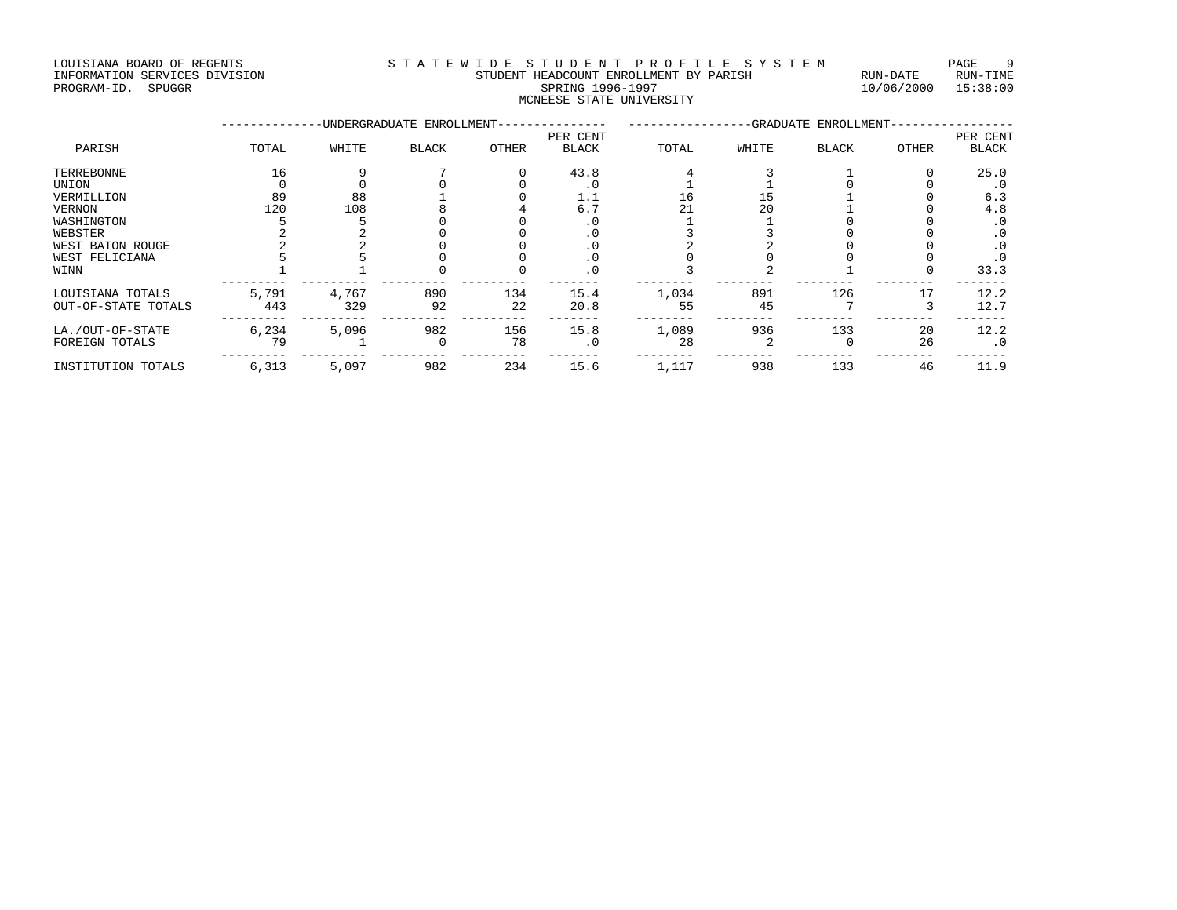LOUISIANA BOARD OF REGENTS
INFORMATION SERVICES DIVISION
PROGRAM-ID. SPUGGR

STATEWIDE STUDENT PROFILE SYSTEM
STUDENT HEADCOUNT ENROLLMENT BY PARISH
SPRING 1996-1997
MCNEESE STATE UNIVERSITY

RUN-DATE 10/06/2000 RUN-TIME 15:38:00

| | UNDERGRADUATE ENROLLMENT | | | | | GRADUATE ENROLLMENT | | | | |
|---|---|---|---|---|---|---|---|---|---|---|
| PARISH | TOTAL | WHITE | BLACK | OTHER | PER CENT BLACK | TOTAL | WHITE | BLACK | OTHER | PER CENT BLACK |
| TERREBONNE | 16 | 9 | 7 | 0 | 43.8 | 4 | 3 | 1 | 0 | 25.0 |
| UNION | 0 | 0 | 0 | 0 | .0 | 1 | 1 | 0 | 0 | .0 |
| VERMILLION | 89 | 88 | 1 | 0 | 1.1 | 16 | 15 | 1 | 0 | 6.3 |
| VERNON | 120 | 108 | 8 | 4 | 6.7 | 21 | 20 | 1 | 0 | 4.8 |
| WASHINGTON | 5 | 5 | 0 | 0 | .0 | 1 | 1 | 0 | 0 | .0 |
| WEBSTER | 2 | 2 | 0 | 0 | .0 | 3 | 3 | 0 | 0 | .0 |
| WEST BATON ROUGE | 2 | 2 | 0 | 0 | .0 | 2 | 2 | 0 | 0 | .0 |
| WEST FELICIANA | 5 | 5 | 0 | 0 | .0 | 0 | 0 | 0 | 0 | .0 |
| WINN | 1 | 1 | 0 | 0 | .0 | 3 | 2 | 1 | 0 | 33.3 |
| LOUISIANA TOTALS | 5,791 | 4,767 | 890 | 134 | 15.4 | 1,034 | 891 | 126 | 17 | 12.2 |
| OUT-OF-STATE TOTALS | 443 | 329 | 92 | 22 | 20.8 | 55 | 45 | 7 | 3 | 12.7 |
| LA./OUT-OF-STATE | 6,234 | 5,096 | 982 | 156 | 15.8 | 1,089 | 936 | 133 | 20 | 12.2 |
| FOREIGN TOTALS | 79 | 1 | 0 | 78 | .0 | 28 | 2 | 0 | 26 | .0 |
| INSTITUTION TOTALS | 6,313 | 5,097 | 982 | 234 | 15.6 | 1,117 | 938 | 133 | 46 | 11.9 |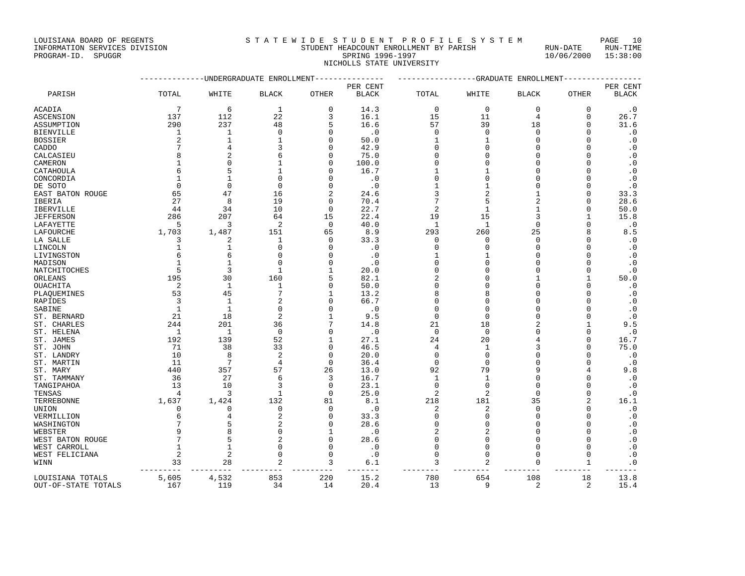LOUISIANA BOARD OF REGENTS
INFORMATION SERVICES DIVISION
PROGRAM-ID. SPUGGR

STATEWIDE STUDENT PROFILE SYSTEM
STUDENT HEADCOUNT ENROLLMENT BY PARISH
SPRING 1996-1997
NICHOLLS STATE UNIVERSITY

RUN-DATE 10/06/2000 RUN-TIME 15:38:00

| PARISH | UNDERGRADUATE ENROLLMENT TOTAL | WHITE | BLACK | OTHER | PER CENT BLACK | GRADUATE ENROLLMENT TOTAL | WHITE | BLACK | OTHER | PER CENT BLACK |
|---|---|---|---|---|---|---|---|---|---|---|
| ACADIA | 7 | 6 | 1 | 0 | 14.3 | 0 | 0 | 0 | 0 | .0 |
| ASCENSION | 137 | 112 | 22 | 3 | 16.1 | 15 | 11 | 4 | 0 | 26.7 |
| ASSUMPTION | 290 | 237 | 48 | 5 | 16.6 | 57 | 39 | 18 | 0 | 31.6 |
| BIENVILLE | 1 | 1 | 0 | 0 | .0 | 0 | 0 | 0 | 0 | .0 |
| BOSSIER | 2 | 1 | 1 | 0 | 50.0 | 1 | 1 | 0 | 0 | .0 |
| CADDO | 7 | 4 | 3 | 0 | 42.9 | 0 | 0 | 0 | 0 | .0 |
| CALCASIEU | 8 | 2 | 6 | 0 | 75.0 | 0 | 0 | 0 | 0 | .0 |
| CAMERON | 1 | 0 | 1 | 0 | 100.0 | 0 | 0 | 0 | 0 | .0 |
| CATAHOULA | 6 | 5 | 1 | 0 | 16.7 | 1 | 1 | 0 | 0 | .0 |
| CONCORDIA | 1 | 1 | 0 | 0 | .0 | 0 | 0 | 0 | 0 | .0 |
| DE SOTO | 0 | 0 | 0 | 0 | .0 | 1 | 1 | 0 | 0 | .0 |
| EAST BATON ROUGE | 65 | 47 | 16 | 2 | 24.6 | 3 | 2 | 1 | 0 | 33.3 |
| IBERIA | 27 | 8 | 19 | 0 | 70.4 | 7 | 5 | 2 | 0 | 28.6 |
| IBERVILLE | 44 | 34 | 10 | 0 | 22.7 | 2 | 1 | 1 | 0 | 50.0 |
| JEFFERSON | 286 | 207 | 64 | 15 | 22.4 | 19 | 15 | 3 | 1 | 15.8 |
| LAFAYETTE | 5 | 3 | 2 | 0 | 40.0 | 1 | 1 | 0 | 0 | .0 |
| LAFOURCHE | 1,703 | 1,487 | 151 | 65 | 8.9 | 293 | 260 | 25 | 8 | 8.5 |
| LA SALLE | 3 | 2 | 1 | 0 | 33.3 | 0 | 0 | 0 | 0 | .0 |
| LINCOLN | 1 | 1 | 0 | 0 | .0 | 0 | 0 | 0 | 0 | .0 |
| LIVINGSTON | 6 | 6 | 0 | 0 | .0 | 1 | 1 | 0 | 0 | .0 |
| MADISON | 1 | 1 | 0 | 0 | .0 | 0 | 0 | 0 | 0 | .0 |
| NATCHITOCHES | 5 | 3 | 1 | 1 | 20.0 | 0 | 0 | 0 | 0 | .0 |
| ORLEANS | 195 | 30 | 160 | 5 | 82.1 | 2 | 0 | 1 | 1 | 50.0 |
| OUACHITA | 2 | 1 | 1 | 0 | 50.0 | 0 | 0 | 0 | 0 | .0 |
| PLAQUEMINES | 53 | 45 | 7 | 1 | 13.2 | 8 | 8 | 0 | 0 | .0 |
| RAPIDES | 3 | 1 | 2 | 0 | 66.7 | 0 | 0 | 0 | 0 | .0 |
| SABINE | 1 | 1 | 0 | 0 | .0 | 0 | 0 | 0 | 0 | .0 |
| ST. BERNARD | 21 | 18 | 2 | 1 | 9.5 | 0 | 0 | 0 | 0 | .0 |
| ST. CHARLES | 244 | 201 | 36 | 7 | 14.8 | 21 | 18 | 2 | 1 | 9.5 |
| ST. HELENA | 1 | 1 | 0 | 0 | .0 | 0 | 0 | 0 | 0 | .0 |
| ST. JAMES | 192 | 139 | 52 | 1 | 27.1 | 24 | 20 | 4 | 0 | 16.7 |
| ST. JOHN | 71 | 38 | 33 | 0 | 46.5 | 4 | 1 | 3 | 0 | 75.0 |
| ST. LANDRY | 10 | 8 | 2 | 0 | 20.0 | 0 | 0 | 0 | 0 | .0 |
| ST. MARTIN | 11 | 7 | 4 | 0 | 36.4 | 0 | 0 | 0 | 0 | .0 |
| ST. MARY | 440 | 357 | 57 | 26 | 13.0 | 92 | 79 | 9 | 4 | 9.8 |
| ST. TAMMANY | 36 | 27 | 6 | 3 | 16.7 | 1 | 1 | 0 | 0 | .0 |
| TANGIPAHOA | 13 | 10 | 3 | 0 | 23.1 | 0 | 0 | 0 | 0 | .0 |
| TENSAS | 4 | 3 | 1 | 0 | 25.0 | 2 | 2 | 0 | 0 | .0 |
| TERREBONNE | 1,637 | 1,424 | 132 | 81 | 8.1 | 218 | 181 | 35 | 2 | 16.1 |
| UNION | 0 | 0 | 0 | 0 | .0 | 2 | 2 | 0 | 0 | .0 |
| VERMILLION | 6 | 4 | 2 | 0 | 33.3 | 0 | 0 | 0 | 0 | .0 |
| WASHINGTON | 7 | 5 | 2 | 0 | 28.6 | 0 | 0 | 0 | 0 | .0 |
| WEBSTER | 9 | 8 | 0 | 1 | .0 | 2 | 2 | 0 | 0 | .0 |
| WEST BATON ROUGE | 7 | 5 | 2 | 0 | 28.6 | 0 | 0 | 0 | 0 | .0 |
| WEST CARROLL | 1 | 1 | 0 | 0 | .0 | 0 | 0 | 0 | 0 | .0 |
| WEST FELICIANA | 2 | 2 | 0 | 0 | .0 | 0 | 0 | 0 | 0 | .0 |
| WINN | 33 | 28 | 2 | 3 | 6.1 | 3 | 2 | 0 | 1 | .0 |
| LOUISIANA TOTALS | 5,605 | 4,532 | 853 | 220 | 15.2 | 780 | 654 | 108 | 18 | 13.8 |
| OUT-OF-STATE TOTALS | 167 | 119 | 34 | 14 | 20.4 | 13 | 9 | 2 | 2 | 15.4 |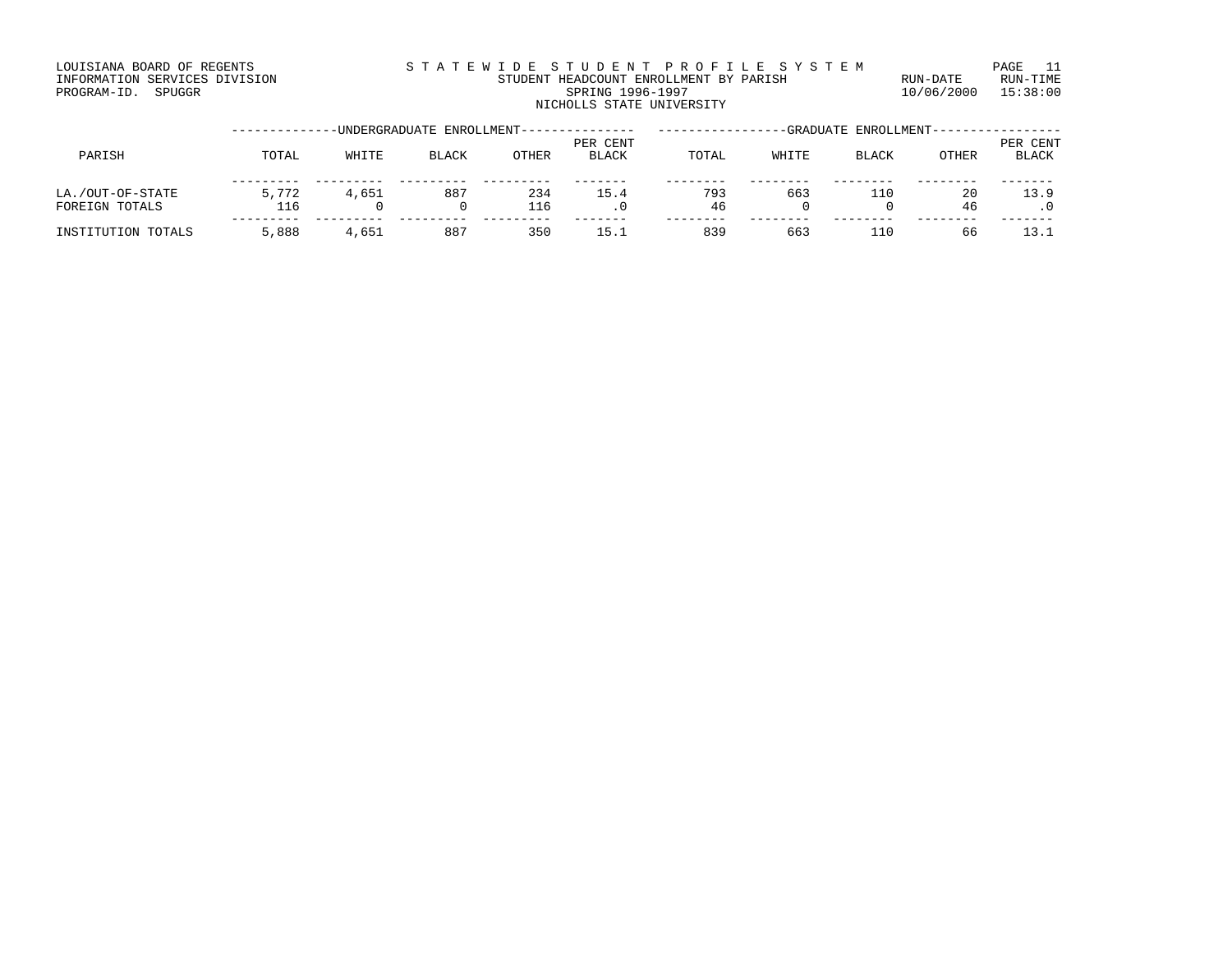LOUISIANA BOARD OF REGENTS
INFORMATION SERVICES DIVISION
PROGRAM-ID. SPUGGR

STATEWIDE STUDENT PROFILE SYSTEM
STUDENT HEADCOUNT ENROLLMENT BY PARISH
SPRING 1996-1997
NICHOLLS STATE UNIVERSITY

RUN-DATE 10/06/2000 RUN-TIME 15:38:00

| | UNDERGRADUATE ENROLLMENT | | | | | GRADUATE ENROLLMENT | | | | |
|---|---|---|---|---|---|---|---|---|---|---|
| PARISH | TOTAL | WHITE | BLACK | OTHER | PER CENT BLACK | TOTAL | WHITE | BLACK | OTHER | PER CENT BLACK |
| LA./OUT-OF-STATE | 5,772 | 4,651 | 887 | 234 | 15.4 | 793 | 663 | 110 | 20 | 13.9 |
| FOREIGN TOTALS | 116 | 0 | 0 | 116 | .0 | 46 | 0 | 0 | 46 | .0 |
| INSTITUTION TOTALS | 5,888 | 4,651 | 887 | 350 | 15.1 | 839 | 663 | 110 | 66 | 13.1 |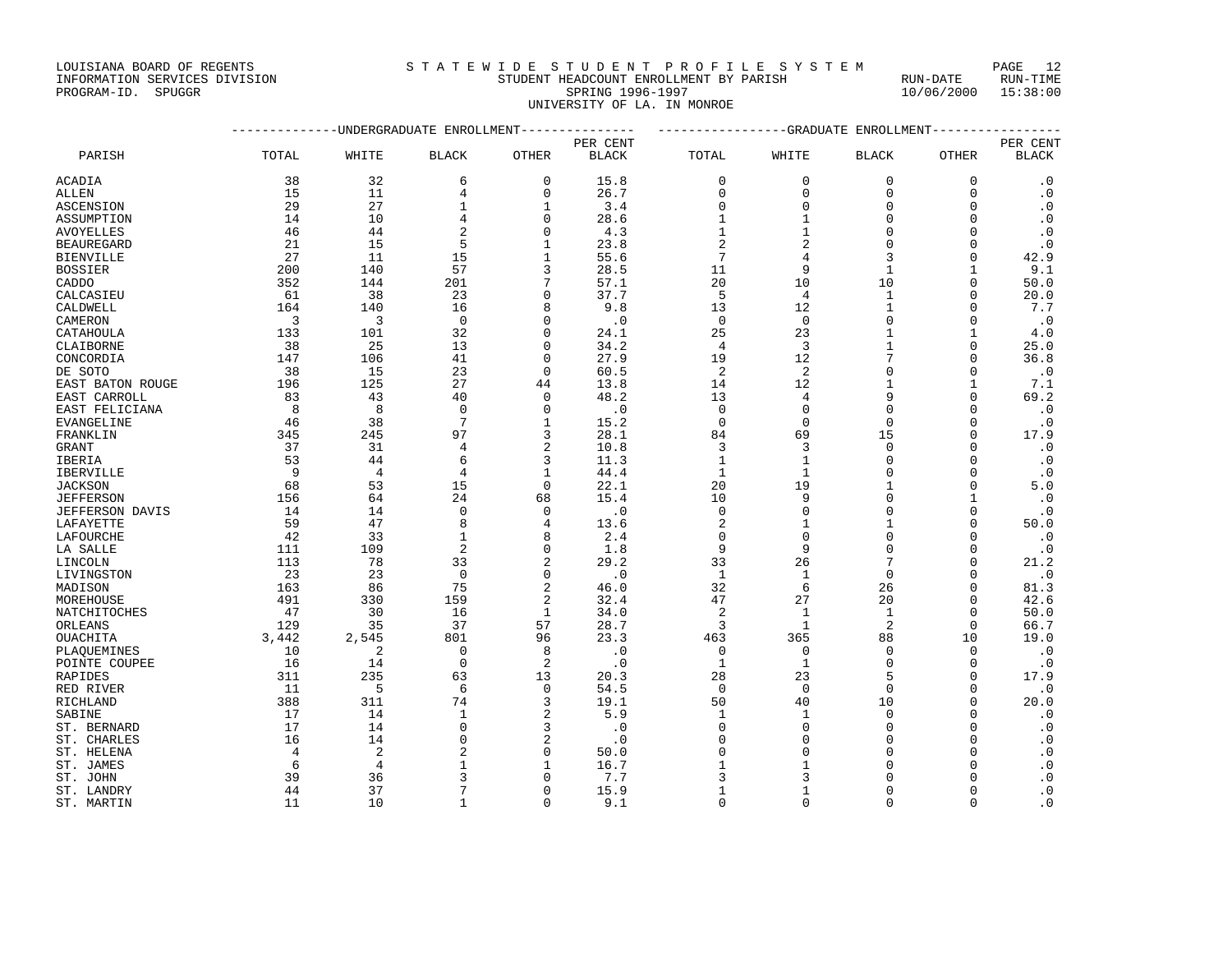LOUISIANA BOARD OF REGENTS — INFORMATION SERVICES DIVISION — PROGRAM-ID. SPUGGR

STATEWIDE STUDENT PROFILE SYSTEM
STUDENT HEADCOUNT ENROLLMENT BY PARISH
SPRING 1996-1997
UNIVERSITY OF LA. IN MONROE

RUN-DATE 10/06/2000 RUN-TIME 15:38:00

| PARISH | UNDERGRADUATE ENROLLMENT | | | | | GRADUATE ENROLLMENT | | | | |
|---|---|---|---|---|---|---|---|---|---|---|
| | TOTAL | WHITE | BLACK | OTHER | PER CENT BLACK | TOTAL | WHITE | BLACK | OTHER | PER CENT BLACK |
| ACADIA | 38 | 32 | 6 | 0 | 15.8 | 0 | 0 | 0 | 0 | .0 |
| ALLEN | 15 | 11 | 4 | 0 | 26.7 | 0 | 0 | 0 | 0 | .0 |
| ASCENSION | 29 | 27 | 1 | 1 | 3.4 | 0 | 0 | 0 | 0 | .0 |
| ASSUMPTION | 14 | 10 | 4 | 0 | 28.6 | 1 | 1 | 0 | 0 | .0 |
| AVOYELLES | 46 | 44 | 2 | 0 | 4.3 | 1 | 1 | 0 | 0 | .0 |
| BEAUREGARD | 21 | 15 | 5 | 1 | 23.8 | 2 | 2 | 0 | 0 | .0 |
| BIENVILLE | 27 | 11 | 15 | 1 | 55.6 | 7 | 4 | 3 | 0 | 42.9 |
| BOSSIER | 200 | 140 | 57 | 3 | 28.5 | 11 | 9 | 1 | 1 | 9.1 |
| CADDO | 352 | 144 | 201 | 7 | 57.1 | 20 | 10 | 10 | 0 | 50.0 |
| CALCASIEU | 61 | 38 | 23 | 0 | 37.7 | 5 | 4 | 1 | 0 | 20.0 |
| CALDWELL | 164 | 140 | 16 | 8 | 9.8 | 13 | 12 | 1 | 0 | 7.7 |
| CAMERON | 3 | 3 | 0 | 0 | .0 | 0 | 0 | 0 | 0 | .0 |
| CATAHOULA | 133 | 101 | 32 | 0 | 24.1 | 25 | 23 | 1 | 1 | 4.0 |
| CLAIBORNE | 38 | 25 | 13 | 0 | 34.2 | 4 | 3 | 1 | 0 | 25.0 |
| CONCORDIA | 147 | 106 | 41 | 0 | 27.9 | 19 | 12 | 7 | 0 | 36.8 |
| DE SOTO | 38 | 15 | 23 | 0 | 60.5 | 2 | 2 | 0 | 0 | .0 |
| EAST BATON ROUGE | 196 | 125 | 27 | 44 | 13.8 | 14 | 12 | 1 | 1 | 7.1 |
| EAST CARROLL | 83 | 43 | 40 | 0 | 48.2 | 13 | 4 | 9 | 0 | 69.2 |
| EAST FELICIANA | 8 | 8 | 0 | 0 | .0 | 0 | 0 | 0 | 0 | .0 |
| EVANGELINE | 46 | 38 | 7 | 1 | 15.2 | 0 | 0 | 0 | 0 | .0 |
| FRANKLIN | 345 | 245 | 97 | 3 | 28.1 | 84 | 69 | 15 | 0 | 17.9 |
| GRANT | 37 | 31 | 4 | 2 | 10.8 | 3 | 3 | 0 | 0 | .0 |
| IBERIA | 53 | 44 | 6 | 3 | 11.3 | 1 | 1 | 0 | 0 | .0 |
| IBERVILLE | 9 | 4 | 4 | 1 | 44.4 | 1 | 1 | 0 | 0 | .0 |
| JACKSON | 68 | 53 | 15 | 0 | 22.1 | 20 | 19 | 1 | 0 | 5.0 |
| JEFFERSON | 156 | 64 | 24 | 68 | 15.4 | 10 | 9 | 0 | 1 | .0 |
| JEFFERSON DAVIS | 14 | 14 | 0 | 0 | .0 | 0 | 0 | 0 | 0 | .0 |
| LAFAYETTE | 59 | 47 | 8 | 4 | 13.6 | 2 | 1 | 1 | 0 | 50.0 |
| LAFOURCHE | 42 | 33 | 1 | 8 | 2.4 | 0 | 0 | 0 | 0 | .0 |
| LA SALLE | 111 | 109 | 2 | 0 | 1.8 | 9 | 9 | 0 | 0 | .0 |
| LINCOLN | 113 | 78 | 33 | 2 | 29.2 | 33 | 26 | 7 | 0 | 21.2 |
| LIVINGSTON | 23 | 23 | 0 | 0 | .0 | 1 | 1 | 0 | 0 | .0 |
| MADISON | 163 | 86 | 75 | 2 | 46.0 | 32 | 6 | 26 | 0 | 81.3 |
| MOREHOUSE | 491 | 330 | 159 | 2 | 32.4 | 47 | 27 | 20 | 0 | 42.6 |
| NATCHITOCHES | 47 | 30 | 16 | 1 | 34.0 | 2 | 1 | 1 | 0 | 50.0 |
| ORLEANS | 129 | 35 | 37 | 57 | 28.7 | 3 | 1 | 2 | 0 | 66.7 |
| OUACHITA | 3,442 | 2,545 | 801 | 96 | 23.3 | 463 | 365 | 88 | 10 | 19.0 |
| PLAQUEMINES | 10 | 2 | 0 | 8 | .0 | 0 | 0 | 0 | 0 | .0 |
| POINTE COUPEE | 16 | 14 | 0 | 2 | .0 | 1 | 1 | 0 | 0 | .0 |
| RAPIDES | 311 | 235 | 63 | 13 | 20.3 | 28 | 23 | 5 | 0 | 17.9 |
| RED RIVER | 11 | 5 | 6 | 0 | 54.5 | 0 | 0 | 0 | 0 | .0 |
| RICHLAND | 388 | 311 | 74 | 3 | 19.1 | 50 | 40 | 10 | 0 | 20.0 |
| SABINE | 17 | 14 | 1 | 2 | 5.9 | 1 | 1 | 0 | 0 | .0 |
| ST. BERNARD | 17 | 14 | 0 | 3 | .0 | 0 | 0 | 0 | 0 | .0 |
| ST. CHARLES | 16 | 14 | 0 | 2 | .0 | 0 | 0 | 0 | 0 | .0 |
| ST. HELENA | 4 | 2 | 2 | 0 | 50.0 | 0 | 0 | 0 | 0 | .0 |
| ST. JAMES | 6 | 4 | 1 | 1 | 16.7 | 1 | 1 | 0 | 0 | .0 |
| ST. JOHN | 39 | 36 | 3 | 0 | 7.7 | 3 | 3 | 0 | 0 | .0 |
| ST. LANDRY | 44 | 37 | 7 | 0 | 15.9 | 1 | 1 | 0 | 0 | .0 |
| ST. MARTIN | 11 | 10 | 1 | 0 | 9.1 | 0 | 0 | 0 | 0 | .0 |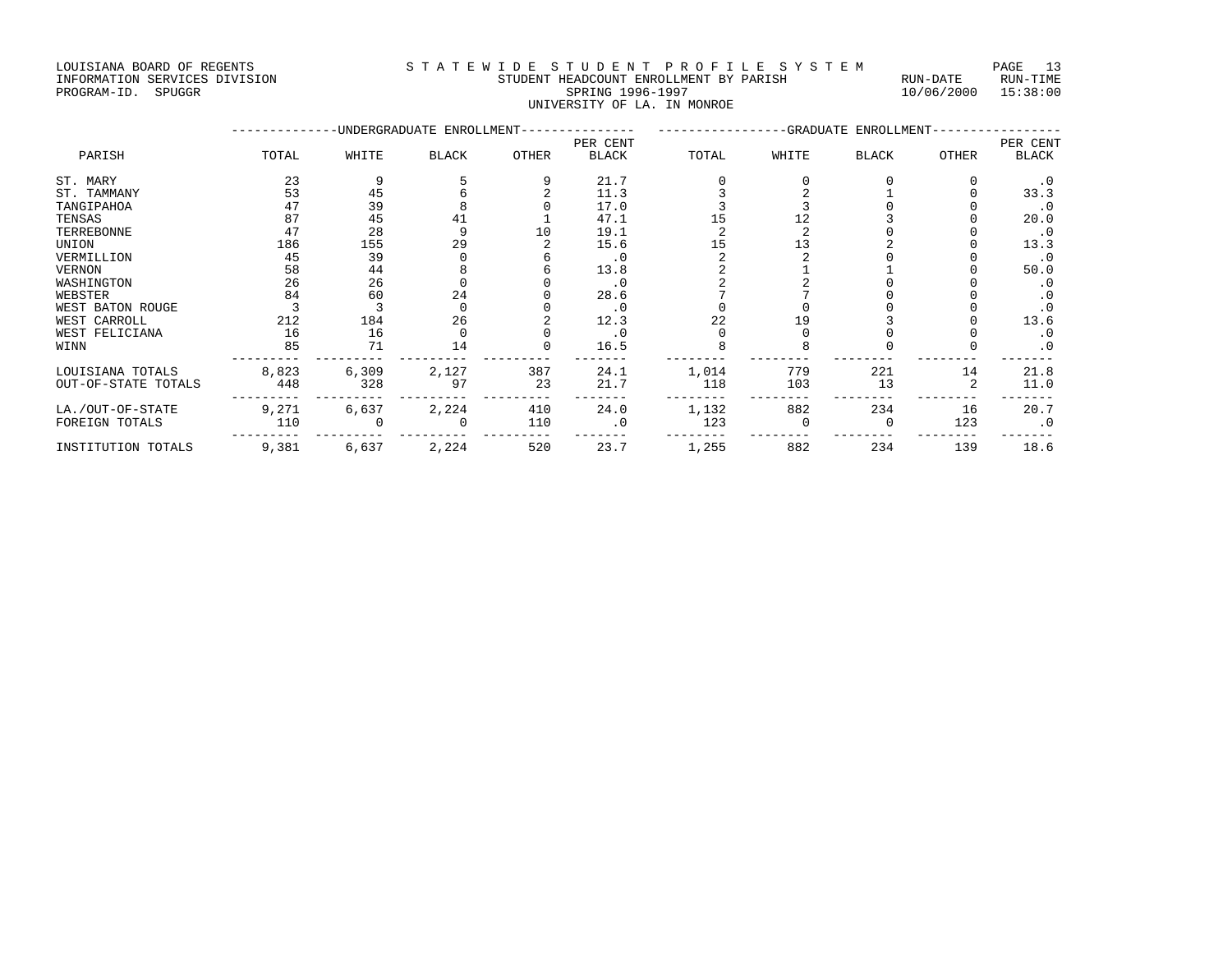LOUISIANA BOARD OF REGENTS
INFORMATION SERVICES DIVISION
PROGRAM-ID. SPUGGR

STATEWIDE STUDENT PROFILE SYSTEM
STUDENT HEADCOUNT ENROLLMENT BY PARISH
SPRING 1996-1997
UNIVERSITY OF LA. IN MONROE

RUN-DATE 10/06/2000 RUN-TIME 15:38:00

| PARISH | UNDERGRADUATE ENROLLMENT TOTAL | WHITE | BLACK | OTHER | PER CENT BLACK | GRADUATE ENROLLMENT TOTAL | WHITE | BLACK | OTHER | PER CENT BLACK |
|---|---|---|---|---|---|---|---|---|---|---|
| ST. MARY | 23 | 9 | 5 | 9 | 21.7 | 0 | 0 | 0 | 0 | .0 |
| ST. TAMMANY | 53 | 45 | 6 | 2 | 11.3 | 3 | 2 | 1 | 0 | 33.3 |
| TANGIPAHOA | 47 | 39 | 8 | 0 | 17.0 | 3 | 3 | 0 | 0 | .0 |
| TENSAS | 87 | 45 | 41 | 1 | 47.1 | 15 | 12 | 3 | 0 | 20.0 |
| TERREBONNE | 47 | 28 | 9 | 10 | 19.1 | 2 | 2 | 0 | 0 | .0 |
| UNION | 186 | 155 | 29 | 2 | 15.6 | 15 | 13 | 2 | 0 | 13.3 |
| VERMILLION | 45 | 39 | 0 | 6 | .0 | 2 | 2 | 0 | 0 | .0 |
| VERNON | 58 | 44 | 8 | 6 | 13.8 | 2 | 1 | 1 | 0 | 50.0 |
| WASHINGTON | 26 | 26 | 0 | 0 | .0 | 2 | 2 | 0 | 0 | .0 |
| WEBSTER | 84 | 60 | 24 | 0 | 28.6 | 7 | 7 | 0 | 0 | .0 |
| WEST BATON ROUGE | 3 | 3 | 0 | 0 | .0 | 0 | 0 | 0 | 0 | .0 |
| WEST CARROLL | 212 | 184 | 26 | 2 | 12.3 | 22 | 19 | 3 | 0 | 13.6 |
| WEST FELICIANA | 16 | 16 | 0 | 0 | .0 | 0 | 0 | 0 | 0 | .0 |
| WINN | 85 | 71 | 14 | 0 | 16.5 | 8 | 8 | 0 | 0 | .0 |
| LOUISIANA TOTALS | 8,823 | 6,309 | 2,127 | 387 | 24.1 | 1,014 | 779 | 221 | 14 | 21.8 |
| OUT-OF-STATE TOTALS | 448 | 328 | 97 | 23 | 21.7 | 118 | 103 | 13 | 2 | 11.0 |
| LA./OUT-OF-STATE | 9,271 | 6,637 | 2,224 | 410 | 24.0 | 1,132 | 882 | 234 | 16 | 20.7 |
| FOREIGN TOTALS | 110 | 0 | 0 | 110 | .0 | 123 | 0 | 0 | 123 | .0 |
| INSTITUTION TOTALS | 9,381 | 6,637 | 2,224 | 520 | 23.7 | 1,255 | 882 | 234 | 139 | 18.6 |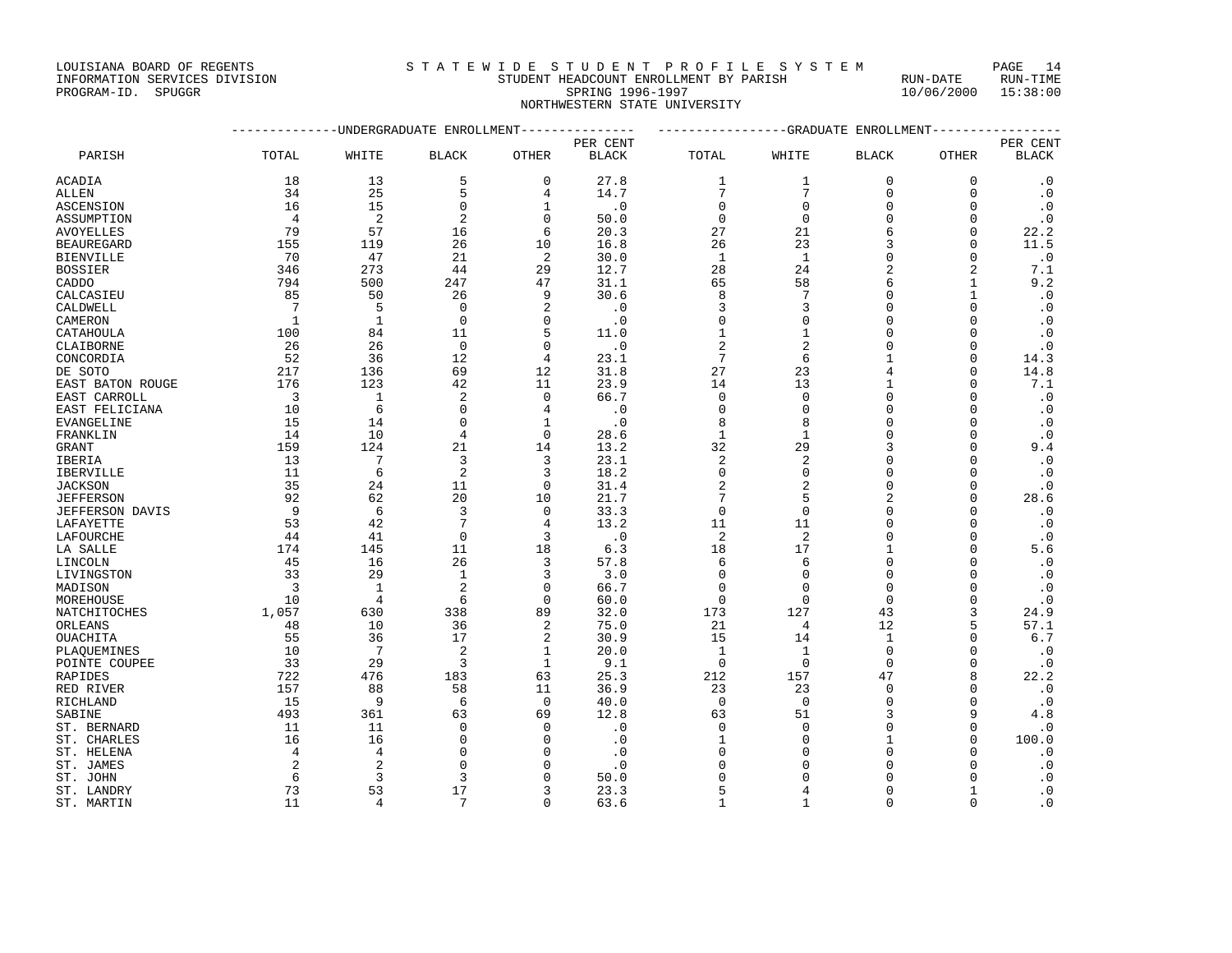LOUISIANA BOARD OF REGENTS
INFORMATION SERVICES DIVISION
PROGRAM-ID. SPUGGR

S T A T E W I D E  S T U D E N T  P R O F I L E  S Y S T E M
STUDENT HEADCOUNT ENROLLMENT BY PARISH
SPRING 1996-1997
NORTHWESTERN STATE UNIVERSITY

RUN-DATE 10/06/2000  RUN-TIME 15:38:00

| PARISH | UNDERGRADUATE ENROLLMENT TOTAL | WHITE | BLACK | OTHER | PER CENT BLACK | GRADUATE ENROLLMENT TOTAL | WHITE | BLACK | OTHER | PER CENT BLACK |
|---|---|---|---|---|---|---|---|---|---|---|
| ACADIA | 18 | 13 | 5 | 0 | 27.8 | 1 | 1 | 0 | 0 | .0 |
| ALLEN | 34 | 25 | 5 | 4 | 14.7 | 7 | 7 | 0 | 0 | .0 |
| ASCENSION | 16 | 15 | 0 | 1 | .0 | 0 | 0 | 0 | 0 | .0 |
| ASSUMPTION | 4 | 2 | 2 | 0 | 50.0 | 0 | 0 | 0 | 0 | .0 |
| AVOYELLES | 79 | 57 | 16 | 6 | 20.3 | 27 | 21 | 6 | 0 | 22.2 |
| BEAUREGARD | 155 | 119 | 26 | 10 | 16.8 | 26 | 23 | 3 | 0 | 11.5 |
| BIENVILLE | 70 | 47 | 21 | 2 | 30.0 | 1 | 1 | 0 | 0 | .0 |
| BOSSIER | 346 | 273 | 44 | 29 | 12.7 | 28 | 24 | 2 | 2 | 7.1 |
| CADDO | 794 | 500 | 247 | 47 | 31.1 | 65 | 58 | 6 | 1 | 9.2 |
| CALCASIEU | 85 | 50 | 26 | 9 | 30.6 | 8 | 7 | 0 | 1 | .0 |
| CALDWELL | 7 | 5 | 0 | 2 | .0 | 3 | 3 | 0 | 0 | .0 |
| CAMERON | 1 | 1 | 0 | 0 | .0 | 0 | 0 | 0 | 0 | .0 |
| CATAHOULA | 100 | 84 | 11 | 5 | 11.0 | 1 | 1 | 0 | 0 | .0 |
| CLAIBORNE | 26 | 26 | 0 | 0 | .0 | 2 | 2 | 0 | 0 | .0 |
| CONCORDIA | 52 | 36 | 12 | 4 | 23.1 | 7 | 6 | 1 | 0 | 14.3 |
| DE SOTO | 217 | 136 | 69 | 12 | 31.8 | 27 | 23 | 4 | 0 | 14.8 |
| EAST BATON ROUGE | 176 | 123 | 42 | 11 | 23.9 | 14 | 13 | 1 | 0 | 7.1 |
| EAST CARROLL | 3 | 1 | 2 | 0 | 66.7 | 0 | 0 | 0 | 0 | .0 |
| EAST FELICIANA | 10 | 6 | 0 | 4 | .0 | 0 | 0 | 0 | 0 | .0 |
| EVANGELINE | 15 | 14 | 0 | 1 | .0 | 8 | 8 | 0 | 0 | .0 |
| FRANKLIN | 14 | 10 | 4 | 0 | 28.6 | 1 | 1 | 0 | 0 | .0 |
| GRANT | 159 | 124 | 21 | 14 | 13.2 | 32 | 29 | 3 | 0 | 9.4 |
| IBERIA | 13 | 7 | 3 | 3 | 23.1 | 2 | 2 | 0 | 0 | .0 |
| IBERVILLE | 11 | 6 | 2 | 3 | 18.2 | 0 | 0 | 0 | 0 | .0 |
| JACKSON | 35 | 24 | 11 | 0 | 31.4 | 2 | 2 | 0 | 0 | .0 |
| JEFFERSON | 92 | 62 | 20 | 10 | 21.7 | 7 | 5 | 2 | 0 | 28.6 |
| JEFFERSON DAVIS | 9 | 6 | 3 | 0 | 33.3 | 0 | 0 | 0 | 0 | .0 |
| LAFAYETTE | 53 | 42 | 7 | 4 | 13.2 | 11 | 11 | 0 | 0 | .0 |
| LAFOURCHE | 44 | 41 | 0 | 3 | .0 | 2 | 2 | 0 | 0 | .0 |
| LA SALLE | 174 | 145 | 11 | 18 | 6.3 | 18 | 17 | 1 | 0 | 5.6 |
| LINCOLN | 45 | 16 | 26 | 3 | 57.8 | 6 | 6 | 0 | 0 | .0 |
| LIVINGSTON | 33 | 29 | 1 | 3 | 3.0 | 0 | 0 | 0 | 0 | .0 |
| MADISON | 3 | 1 | 2 | 0 | 66.7 | 0 | 0 | 0 | 0 | .0 |
| MOREHOUSE | 10 | 4 | 6 | 0 | 60.0 | 0 | 0 | 0 | 0 | .0 |
| NATCHITOCHES | 1,057 | 630 | 338 | 89 | 32.0 | 173 | 127 | 43 | 3 | 24.9 |
| ORLEANS | 48 | 10 | 36 | 2 | 75.0 | 21 | 4 | 12 | 5 | 57.1 |
| OUACHITA | 55 | 36 | 17 | 2 | 30.9 | 15 | 14 | 1 | 0 | 6.7 |
| PLAQUEMINES | 10 | 7 | 2 | 1 | 20.0 | 1 | 1 | 0 | 0 | .0 |
| POINTE COUPEE | 33 | 29 | 3 | 1 | 9.1 | 0 | 0 | 0 | 0 | .0 |
| RAPIDES | 722 | 476 | 183 | 63 | 25.3 | 212 | 157 | 47 | 8 | 22.2 |
| RED RIVER | 157 | 88 | 58 | 11 | 36.9 | 23 | 23 | 0 | 0 | .0 |
| RICHLAND | 15 | 9 | 6 | 0 | 40.0 | 0 | 0 | 0 | 0 | .0 |
| SABINE | 493 | 361 | 63 | 69 | 12.8 | 63 | 51 | 3 | 9 | 4.8 |
| ST. BERNARD | 11 | 11 | 0 | 0 | .0 | 0 | 0 | 0 | 0 | .0 |
| ST. CHARLES | 16 | 16 | 0 | 0 | .0 | 1 | 0 | 1 | 0 | 100.0 |
| ST. HELENA | 4 | 4 | 0 | 0 | .0 | 0 | 0 | 0 | 0 | .0 |
| ST. JAMES | 2 | 2 | 0 | 0 | .0 | 0 | 0 | 0 | 0 | .0 |
| ST. JOHN | 6 | 3 | 3 | 0 | 50.0 | 0 | 0 | 0 | 0 | .0 |
| ST. LANDRY | 73 | 53 | 17 | 3 | 23.3 | 5 | 4 | 0 | 1 | .0 |
| ST. MARTIN | 11 | 4 | 7 | 0 | 63.6 | 1 | 1 | 0 | 0 | .0 |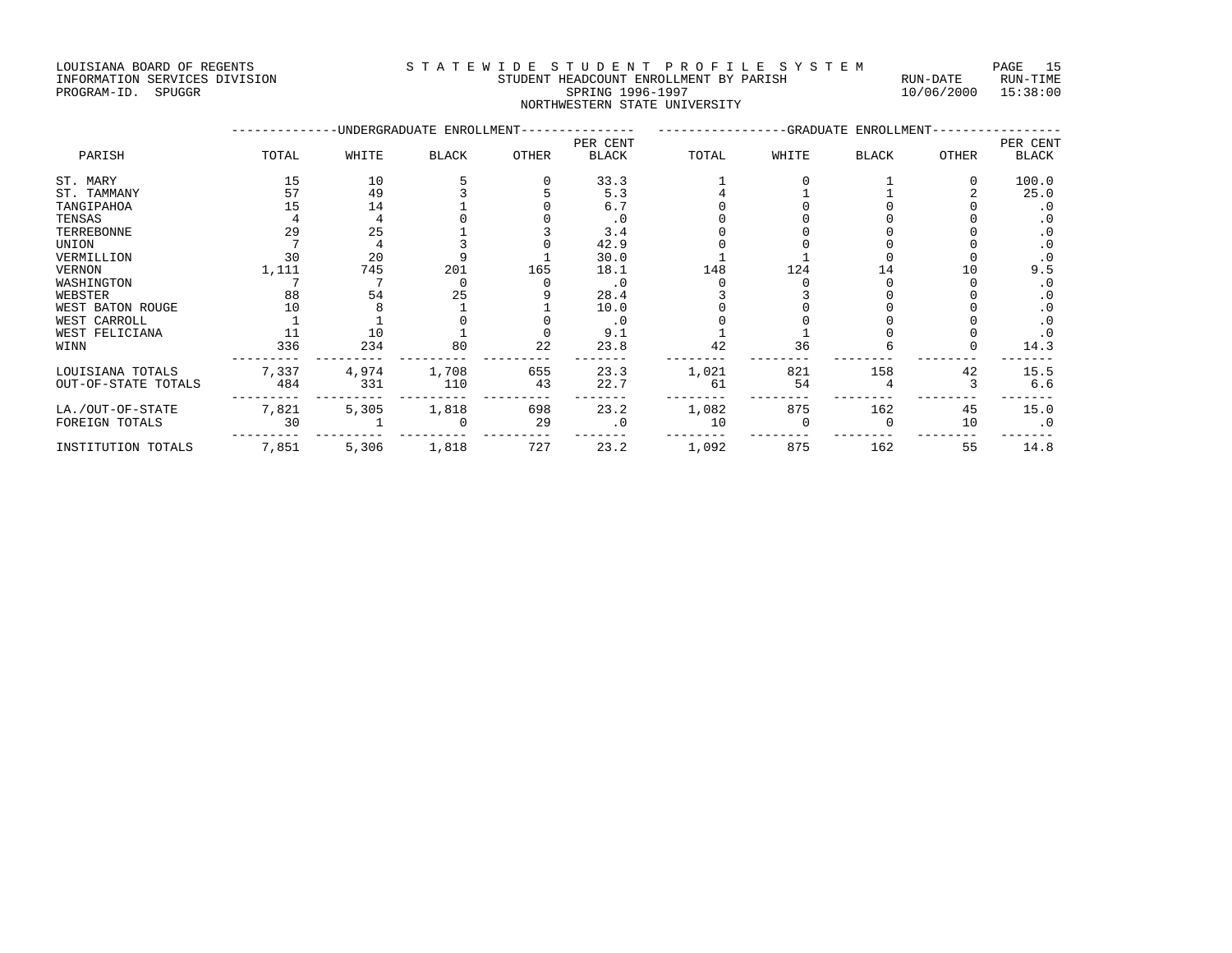LOUISIANA BOARD OF REGENTS
INFORMATION SERVICES DIVISION
PROGRAM-ID. SPUGGR

STATEWIDE STUDENT PROFILE SYSTEM
STUDENT HEADCOUNT ENROLLMENT BY PARISH
SPRING 1996-1997
NORTHWESTERN STATE UNIVERSITY

RUN-DATE 10/06/2000 RUN-TIME 15:38:00

| PARISH | UNDERGRADUATE ENROLLMENT TOTAL | WHITE | BLACK | OTHER | PER CENT BLACK | GRADUATE ENROLLMENT TOTAL | WHITE | BLACK | OTHER | PER CENT BLACK |
|---|---|---|---|---|---|---|---|---|---|---|
| ST. MARY | 15 | 10 | 5 | 0 | 33.3 | 1 | 0 | 1 | 0 | 100.0 |
| ST. TAMMANY | 57 | 49 | 3 | 5 | 5.3 | 4 | 1 | 1 | 2 | 25.0 |
| TANGIPAHOA | 15 | 14 | 1 | 0 | 6.7 | 0 | 0 | 0 | 0 | .0 |
| TENSAS | 4 | 4 | 0 | 0 | .0 | 0 | 0 | 0 | 0 | .0 |
| TERREBONNE | 29 | 25 | 1 | 3 | 3.4 | 0 | 0 | 0 | 0 | .0 |
| UNION | 7 | 4 | 3 | 0 | 42.9 | 0 | 0 | 0 | 0 | .0 |
| VERMILLION | 30 | 20 | 9 | 1 | 30.0 | 1 | 1 | 0 | 0 | .0 |
| VERNON | 1,111 | 745 | 201 | 165 | 18.1 | 148 | 124 | 14 | 10 | 9.5 |
| WASHINGTON | 7 | 7 | 0 | 0 | .0 | 0 | 0 | 0 | 0 | .0 |
| WEBSTER | 88 | 54 | 25 | 9 | 28.4 | 3 | 3 | 0 | 0 | .0 |
| WEST BATON ROUGE | 10 | 8 | 1 | 1 | 10.0 | 0 | 0 | 0 | 0 | .0 |
| WEST CARROLL | 1 | 1 | 0 | 0 | .0 | 0 | 0 | 0 | 0 | .0 |
| WEST FELICIANA | 11 | 10 | 1 | 0 | 9.1 | 1 | 1 | 0 | 0 | .0 |
| WINN | 336 | 234 | 80 | 22 | 23.8 | 42 | 36 | 6 | 0 | 14.3 |
| LOUISIANA TOTALS | 7,337 | 4,974 | 1,708 | 655 | 23.3 | 1,021 | 821 | 158 | 42 | 15.5 |
| OUT-OF-STATE TOTALS | 484 | 331 | 110 | 43 | 22.7 | 61 | 54 | 4 | 3 | 6.6 |
| LA./OUT-OF-STATE | 7,821 | 5,305 | 1,818 | 698 | 23.2 | 1,082 | 875 | 162 | 45 | 15.0 |
| FOREIGN TOTALS | 30 | 1 | 0 | 29 | .0 | 10 | 0 | 0 | 10 | .0 |
| INSTITUTION TOTALS | 7,851 | 5,306 | 1,818 | 727 | 23.2 | 1,092 | 875 | 162 | 55 | 14.8 |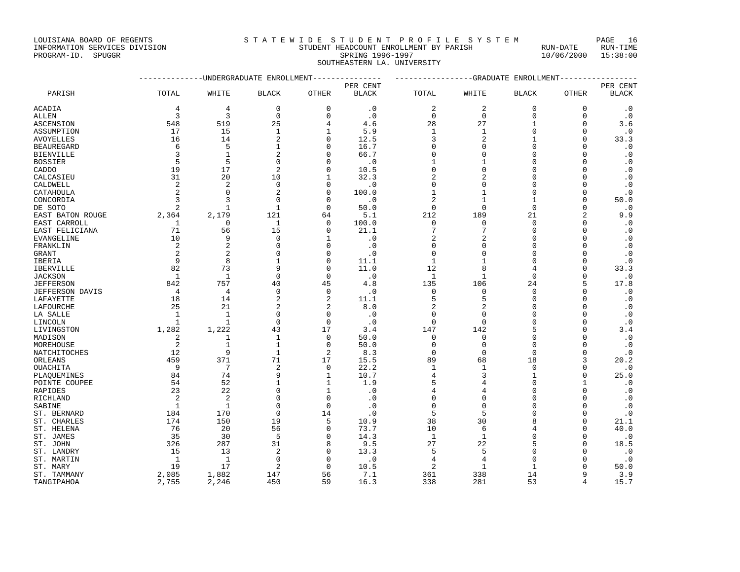LOUISIANA BOARD OF REGENTS
INFORMATION SERVICES DIVISION
PROGRAM-ID. SPUGGR

# S T A T E W I D E S T U D E N T P R O F I L E S Y S T E M

STUDENT HEADCOUNT ENROLLMENT BY PARISH
SPRING 1996-1997
SOUTHEASTERN LA. UNIVERSITY

RUN-DATE 10/06/2000 RUN-TIME 15:38:00

| PARISH | UNDERGRADUATE ENROLLMENT | | | | | GRADUATE ENROLLMENT | | | | |
|---|---|---|---|---|---|---|---|---|---|---|
| | TOTAL | WHITE | BLACK | OTHER | PER CENT BLACK | TOTAL | WHITE | BLACK | OTHER | PER CENT BLACK |
| ACADIA | 4 | 4 | 0 | 0 | .0 | 2 | 2 | 0 | 0 | .0 |
| ALLEN | 3 | 3 | 0 | 0 | .0 | 0 | 0 | 0 | 0 | .0 |
| ASCENSION | 548 | 519 | 25 | 4 | 4.6 | 28 | 27 | 1 | 0 | 3.6 |
| ASSUMPTION | 17 | 15 | 1 | 1 | 5.9 | 1 | 1 | 0 | 0 | .0 |
| AVOYELLES | 16 | 14 | 2 | 0 | 12.5 | 3 | 2 | 1 | 0 | 33.3 |
| BEAUREGARD | 6 | 5 | 1 | 0 | 16.7 | 0 | 0 | 0 | 0 | .0 |
| BIENVILLE | 3 | 1 | 2 | 0 | 66.7 | 0 | 0 | 0 | 0 | .0 |
| BOSSIER | 5 | 5 | 0 | 0 | .0 | 1 | 1 | 0 | 0 | .0 |
| CADDO | 19 | 17 | 2 | 0 | 10.5 | 0 | 0 | 0 | 0 | .0 |
| CALCASIEU | 31 | 20 | 10 | 1 | 32.3 | 2 | 2 | 0 | 0 | .0 |
| CALDWELL | 2 | 2 | 0 | 0 | .0 | 0 | 0 | 0 | 0 | .0 |
| CATAHOULA | 2 | 0 | 2 | 0 | 100.0 | 1 | 1 | 0 | 0 | .0 |
| CONCORDIA | 3 | 3 | 0 | 0 | .0 | 2 | 1 | 1 | 0 | 50.0 |
| DE SOTO | 2 | 1 | 1 | 0 | 50.0 | 0 | 0 | 0 | 0 | .0 |
| EAST BATON ROUGE | 2,364 | 2,179 | 121 | 64 | 5.1 | 212 | 189 | 21 | 2 | 9.9 |
| EAST CARROLL | 1 | 0 | 1 | 0 | 100.0 | 0 | 0 | 0 | 0 | .0 |
| EAST FELICIANA | 71 | 56 | 15 | 0 | 21.1 | 7 | 7 | 0 | 0 | .0 |
| EVANGELINE | 10 | 9 | 0 | 1 | .0 | 2 | 2 | 0 | 0 | .0 |
| FRANKLIN | 2 | 2 | 0 | 0 | .0 | 0 | 0 | 0 | 0 | .0 |
| GRANT | 2 | 2 | 0 | 0 | .0 | 0 | 0 | 0 | 0 | .0 |
| IBERIA | 9 | 8 | 1 | 0 | 11.1 | 1 | 1 | 0 | 0 | .0 |
| IBERVILLE | 82 | 73 | 9 | 0 | 11.0 | 12 | 8 | 4 | 0 | 33.3 |
| JACKSON | 1 | 1 | 0 | 0 | .0 | 1 | 1 | 0 | 0 | .0 |
| JEFFERSON | 842 | 757 | 40 | 45 | 4.8 | 135 | 106 | 24 | 5 | 17.8 |
| JEFFERSON DAVIS | 4 | 4 | 0 | 0 | .0 | 0 | 0 | 0 | 0 | .0 |
| LAFAYETTE | 18 | 14 | 2 | 2 | 11.1 | 5 | 5 | 0 | 0 | .0 |
| LAFOURCHE | 25 | 21 | 2 | 2 | 8.0 | 2 | 2 | 0 | 0 | .0 |
| LA SALLE | 1 | 1 | 0 | 0 | .0 | 0 | 0 | 0 | 0 | .0 |
| LINCOLN | 1 | 1 | 0 | 0 | .0 | 0 | 0 | 0 | 0 | .0 |
| LIVINGSTON | 1,282 | 1,222 | 43 | 17 | 3.4 | 147 | 142 | 5 | 0 | 3.4 |
| MADISON | 2 | 1 | 1 | 0 | 50.0 | 0 | 0 | 0 | 0 | .0 |
| MOREHOUSE | 2 | 1 | 1 | 0 | 50.0 | 0 | 0 | 0 | 0 | .0 |
| NATCHITOCHES | 12 | 9 | 1 | 2 | 8.3 | 0 | 0 | 0 | 0 | .0 |
| ORLEANS | 459 | 371 | 71 | 17 | 15.5 | 89 | 68 | 18 | 3 | 20.2 |
| OUACHITA | 9 | 7 | 2 | 0 | 22.2 | 1 | 1 | 0 | 0 | .0 |
| PLAQUEMINES | 84 | 74 | 9 | 1 | 10.7 | 4 | 3 | 1 | 0 | 25.0 |
| POINTE COUPEE | 54 | 52 | 1 | 1 | 1.9 | 5 | 4 | 0 | 1 | .0 |
| RAPIDES | 23 | 22 | 0 | 1 | .0 | 4 | 4 | 0 | 0 | .0 |
| RICHLAND | 2 | 2 | 0 | 0 | .0 | 0 | 0 | 0 | 0 | .0 |
| SABINE | 1 | 1 | 0 | 0 | .0 | 0 | 0 | 0 | 0 | .0 |
| ST. BERNARD | 184 | 170 | 0 | 14 | .0 | 5 | 5 | 0 | 0 | .0 |
| ST. CHARLES | 174 | 150 | 19 | 5 | 10.9 | 38 | 30 | 8 | 0 | 21.1 |
| ST. HELENA | 76 | 20 | 56 | 0 | 73.7 | 10 | 6 | 4 | 0 | 40.0 |
| ST. JAMES | 35 | 30 | 5 | 0 | 14.3 | 1 | 1 | 0 | 0 | .0 |
| ST. JOHN | 326 | 287 | 31 | 8 | 9.5 | 27 | 22 | 5 | 0 | 18.5 |
| ST. LANDRY | 15 | 13 | 2 | 0 | 13.3 | 5 | 5 | 0 | 0 | .0 |
| ST. MARTIN | 1 | 1 | 0 | 0 | .0 | 4 | 4 | 0 | 0 | .0 |
| ST. MARY | 19 | 17 | 2 | 0 | 10.5 | 2 | 1 | 1 | 0 | 50.0 |
| ST. TAMMANY | 2,085 | 1,882 | 147 | 56 | 7.1 | 361 | 338 | 14 | 9 | 3.9 |
| TANGIPAHOA | 2,755 | 2,246 | 450 | 59 | 16.3 | 338 | 281 | 53 | 4 | 15.7 |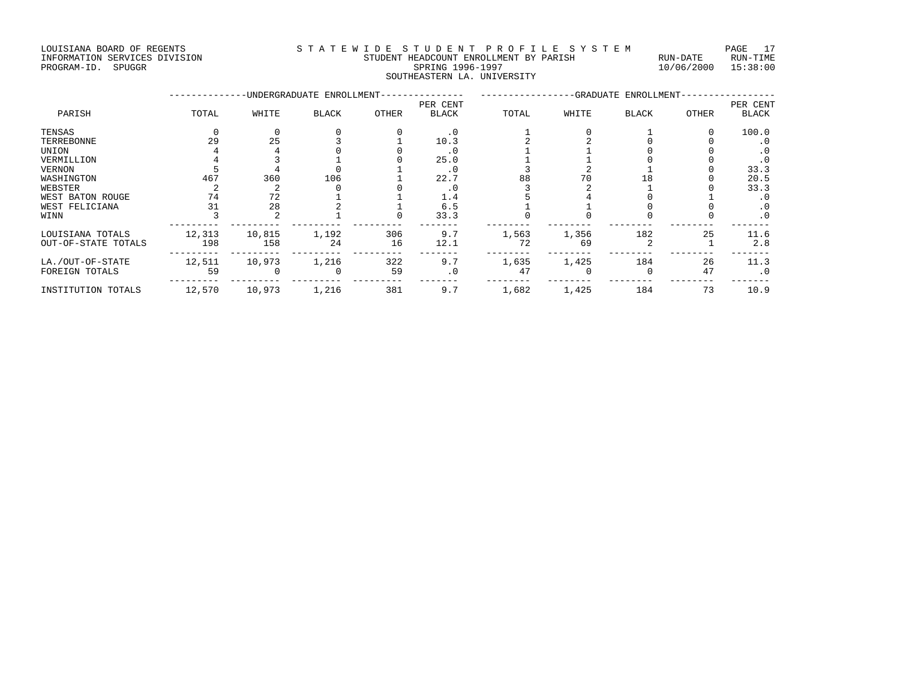LOUISIANA BOARD OF REGENTS
INFORMATION SERVICES DIVISION
PROGRAM-ID. SPUGGR

# STATEWIDE STUDENT PROFILE SYSTEM
## STUDENT HEADCOUNT ENROLLMENT BY PARISH
### SPRING 1996-1997
### SOUTHEASTERN LA. UNIVERSITY

RUN-DATE 10/06/2000 RUN-TIME 15:38:00

| PARISH | UNDERGRADUATE ENROLLMENT TOTAL | WHITE | BLACK | OTHER | PER CENT BLACK | GRADUATE ENROLLMENT TOTAL | WHITE | BLACK | OTHER | PER CENT BLACK |
|---|---|---|---|---|---|---|---|---|---|---|
| TENSAS | 0 | 0 | 0 | 0 | .0 | 1 | 0 | 1 | 0 | 100.0 |
| TERREBONNE | 29 | 25 | 3 | 1 | 10.3 | 2 | 2 | 0 | 0 | .0 |
| UNION | 4 | 4 | 0 | 0 | .0 | 1 | 1 | 0 | 0 | .0 |
| VERMILLION | 4 | 3 | 1 | 0 | 25.0 | 1 | 1 | 0 | 0 | .0 |
| VERNON | 5 | 4 | 0 | 1 | .0 | 3 | 2 | 1 | 0 | 33.3 |
| WASHINGTON | 467 | 360 | 106 | 1 | 22.7 | 88 | 70 | 18 | 0 | 20.5 |
| WEBSTER | 2 | 2 | 0 | 0 | .0 | 3 | 2 | 1 | 0 | 33.3 |
| WEST BATON ROUGE | 74 | 72 | 1 | 1 | 1.4 | 5 | 4 | 0 | 1 | .0 |
| WEST FELICIANA | 31 | 28 | 2 | 1 | 6.5 | 1 | 1 | 0 | 0 | .0 |
| WINN | 3 | 2 | 1 | 0 | 33.3 | 0 | 0 | 0 | 0 | .0 |
| LOUISIANA TOTALS | 12,313 | 10,815 | 1,192 | 306 | 9.7 | 1,563 | 1,356 | 182 | 25 | 11.6 |
| OUT-OF-STATE TOTALS | 198 | 158 | 24 | 16 | 12.1 | 72 | 69 | 2 | 1 | 2.8 |
| LA./OUT-OF-STATE | 12,511 | 10,973 | 1,216 | 322 | 9.7 | 1,635 | 1,425 | 184 | 26 | 11.3 |
| FOREIGN TOTALS | 59 | 0 | 0 | 59 | .0 | 47 | 0 | 0 | 47 | .0 |
| INSTITUTION TOTALS | 12,570 | 10,973 | 1,216 | 381 | 9.7 | 1,682 | 1,425 | 184 | 73 | 10.9 |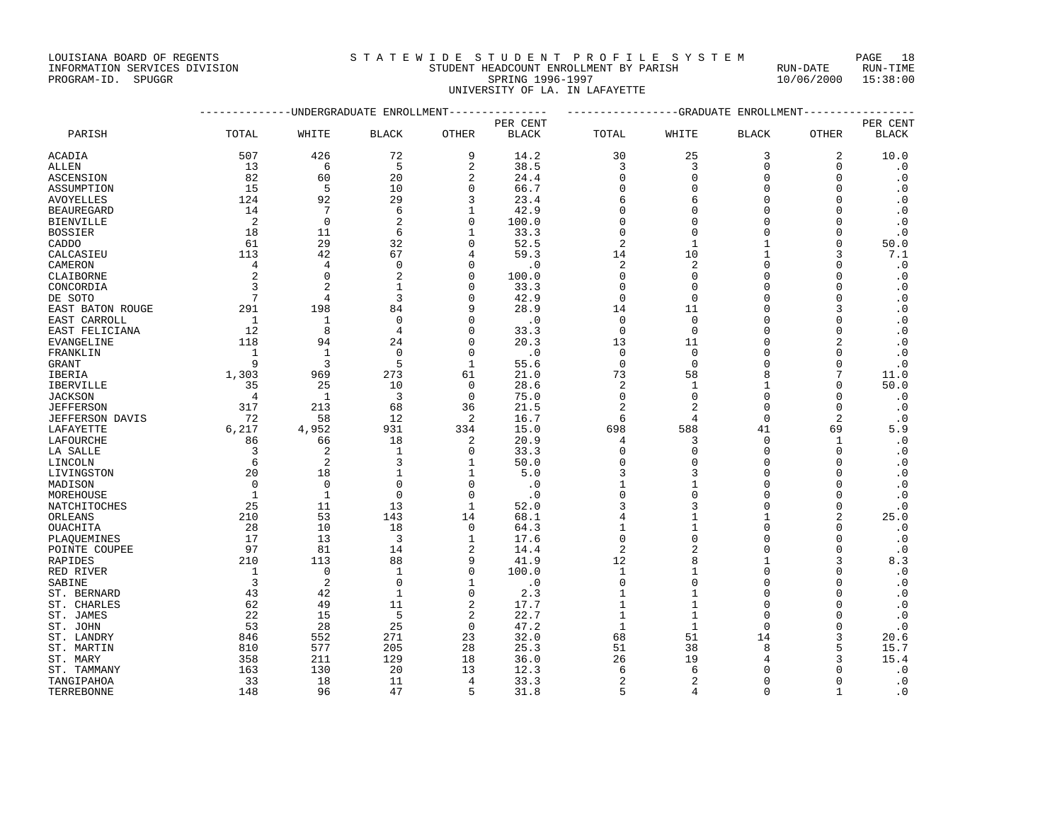LOUISIANA BOARD OF REGENTS — STATEWIDE STUDENT PROFILE SYSTEM
INFORMATION SERVICES DIVISION — STUDENT HEADCOUNT ENROLLMENT BY PARISH — RUN-DATE 10/06/2000 RUN-TIME 15:38:00
PROGRAM-ID. SPUGGR — SPRING 1996-1997

UNIVERSITY OF LA. IN LAFAYETTE

| PARISH | UNDERGRADUATE ENROLLMENT TOTAL | WHITE | BLACK | OTHER | PER CENT BLACK | GRADUATE ENROLLMENT TOTAL | WHITE | BLACK | OTHER | PER CENT BLACK |
|---|---|---|---|---|---|---|---|---|---|---|
| ACADIA | 507 | 426 | 72 | 9 | 14.2 | 30 | 25 | 3 | 2 | 10.0 |
| ALLEN | 13 | 6 | 5 | 2 | 38.5 | 3 | 3 | 0 | 0 | .0 |
| ASCENSION | 82 | 60 | 20 | 2 | 24.4 | 0 | 0 | 0 | 0 | .0 |
| ASSUMPTION | 15 | 5 | 10 | 0 | 66.7 | 0 | 0 | 0 | 0 | .0 |
| AVOYELLES | 124 | 92 | 29 | 3 | 23.4 | 6 | 6 | 0 | 0 | .0 |
| BEAUREGARD | 14 | 7 | 6 | 1 | 42.9 | 0 | 0 | 0 | 0 | .0 |
| BIENVILLE | 2 | 0 | 2 | 0 | 100.0 | 0 | 0 | 0 | 0 | .0 |
| BOSSIER | 18 | 11 | 6 | 1 | 33.3 | 0 | 0 | 0 | 0 | .0 |
| CADDO | 61 | 29 | 32 | 0 | 52.5 | 2 | 1 | 1 | 0 | 50.0 |
| CALCASIEU | 113 | 42 | 67 | 4 | 59.3 | 14 | 10 | 1 | 3 | 7.1 |
| CAMERON | 4 | 4 | 0 | 0 | .0 | 2 | 2 | 0 | 0 | .0 |
| CLAIBORNE | 2 | 0 | 2 | 0 | 100.0 | 0 | 0 | 0 | 0 | .0 |
| CONCORDIA | 3 | 2 | 1 | 0 | 33.3 | 0 | 0 | 0 | 0 | .0 |
| DE SOTO | 7 | 4 | 3 | 0 | 42.9 | 0 | 0 | 0 | 0 | .0 |
| EAST BATON ROUGE | 291 | 198 | 84 | 9 | 28.9 | 14 | 11 | 0 | 3 | .0 |
| EAST CARROLL | 1 | 1 | 0 | 0 | .0 | 0 | 0 | 0 | 0 | .0 |
| EAST FELICIANA | 12 | 8 | 4 | 0 | 33.3 | 0 | 0 | 0 | 0 | .0 |
| EVANGELINE | 118 | 94 | 24 | 0 | 20.3 | 13 | 11 | 0 | 2 | .0 |
| FRANKLIN | 1 | 1 | 0 | 0 | .0 | 0 | 0 | 0 | 0 | .0 |
| GRANT | 9 | 3 | 5 | 1 | 55.6 | 0 | 0 | 0 | 0 | .0 |
| IBERIA | 1,303 | 969 | 273 | 61 | 21.0 | 73 | 58 | 8 | 7 | 11.0 |
| IBERVILLE | 35 | 25 | 10 | 0 | 28.6 | 2 | 1 | 1 | 0 | 50.0 |
| JACKSON | 4 | 1 | 3 | 0 | 75.0 | 0 | 0 | 0 | 0 | .0 |
| JEFFERSON | 317 | 213 | 68 | 36 | 21.5 | 2 | 2 | 0 | 0 | .0 |
| JEFFERSON DAVIS | 72 | 58 | 12 | 2 | 16.7 | 6 | 4 | 0 | 2 | .0 |
| LAFAYETTE | 6,217 | 4,952 | 931 | 334 | 15.0 | 698 | 588 | 41 | 69 | 5.9 |
| LAFOURCHE | 86 | 66 | 18 | 2 | 20.9 | 4 | 3 | 0 | 1 | .0 |
| LA SALLE | 3 | 2 | 1 | 0 | 33.3 | 0 | 0 | 0 | 0 | .0 |
| LINCOLN | 6 | 2 | 3 | 1 | 50.0 | 0 | 0 | 0 | 0 | .0 |
| LIVINGSTON | 20 | 18 | 1 | 1 | 5.0 | 3 | 3 | 0 | 0 | .0 |
| MADISON | 0 | 0 | 0 | 0 | .0 | 1 | 1 | 0 | 0 | .0 |
| MOREHOUSE | 1 | 1 | 0 | 0 | .0 | 0 | 0 | 0 | 0 | .0 |
| NATCHITOCHES | 25 | 11 | 13 | 1 | 52.0 | 3 | 3 | 0 | 0 | .0 |
| ORLEANS | 210 | 53 | 143 | 14 | 68.1 | 4 | 1 | 1 | 2 | 25.0 |
| OUACHITA | 28 | 10 | 18 | 0 | 64.3 | 1 | 1 | 0 | 0 | .0 |
| PLAQUEMINES | 17 | 13 | 3 | 1 | 17.6 | 0 | 0 | 0 | 0 | .0 |
| POINTE COUPEE | 97 | 81 | 14 | 2 | 14.4 | 2 | 2 | 0 | 0 | .0 |
| RAPIDES | 210 | 113 | 88 | 9 | 41.9 | 12 | 8 | 1 | 3 | 8.3 |
| RED RIVER | 1 | 0 | 1 | 0 | 100.0 | 1 | 1 | 0 | 0 | .0 |
| SABINE | 3 | 2 | 0 | 1 | .0 | 0 | 0 | 0 | 0 | .0 |
| ST. BERNARD | 43 | 42 | 1 | 0 | 2.3 | 1 | 1 | 0 | 0 | .0 |
| ST. CHARLES | 62 | 49 | 11 | 2 | 17.7 | 1 | 1 | 0 | 0 | .0 |
| ST. JAMES | 22 | 15 | 5 | 2 | 22.7 | 1 | 1 | 0 | 0 | .0 |
| ST. JOHN | 53 | 28 | 25 | 0 | 47.2 | 1 | 1 | 0 | 0 | .0 |
| ST. LANDRY | 846 | 552 | 271 | 23 | 32.0 | 68 | 51 | 14 | 3 | 20.6 |
| ST. MARTIN | 810 | 577 | 205 | 28 | 25.3 | 51 | 38 | 8 | 5 | 15.7 |
| ST. MARY | 358 | 211 | 129 | 18 | 36.0 | 26 | 19 | 4 | 3 | 15.4 |
| ST. TAMMANY | 163 | 130 | 20 | 13 | 12.3 | 6 | 6 | 0 | 0 | .0 |
| TANGIPAHOA | 33 | 18 | 11 | 4 | 33.3 | 2 | 2 | 0 | 0 | .0 |
| TERREBONNE | 148 | 96 | 47 | 5 | 31.8 | 5 | 4 | 0 | 1 | .0 |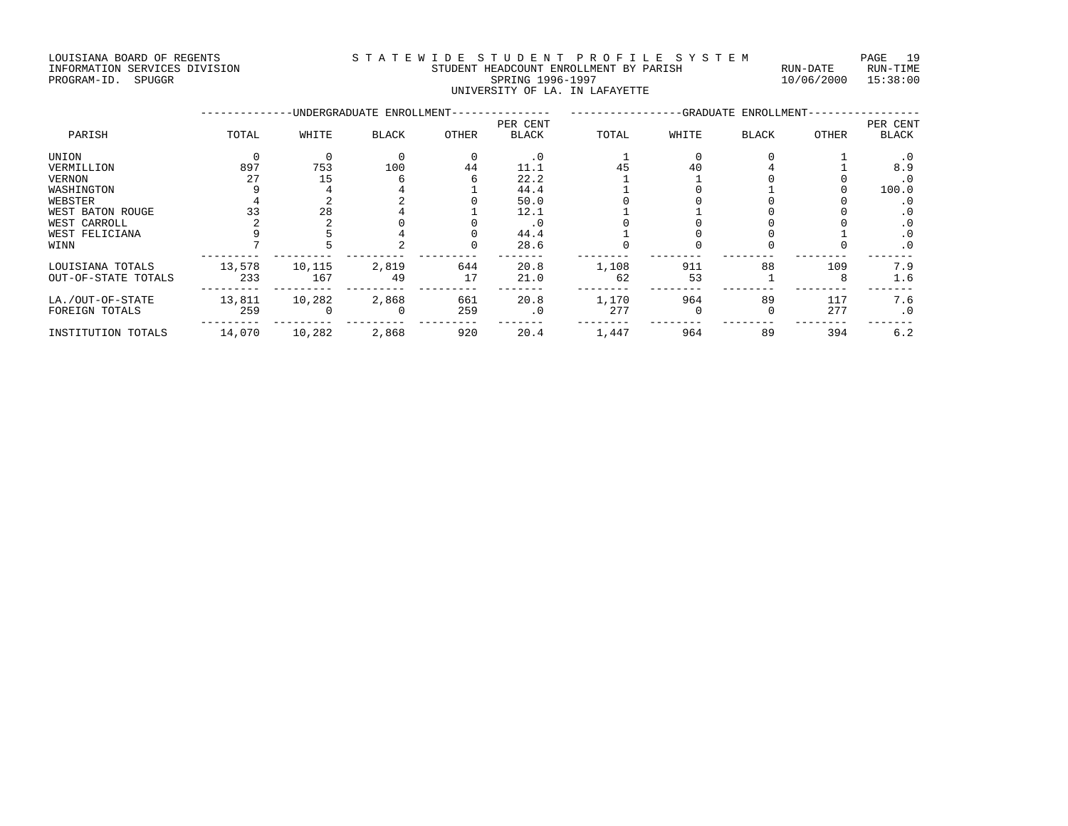LOUISIANA BOARD OF REGENTS
INFORMATION SERVICES DIVISION
PROGRAM-ID. SPUGGR

STATEWIDE STUDENT PROFILE SYSTEM
STUDENT HEADCOUNT ENROLLMENT BY PARISH
SPRING 1996-1997
UNIVERSITY OF LA. IN LAFAYETTE

RUN-DATE 10/06/2000 RUN-TIME 15:38:00

| PARISH | UNDERGRADUATE ENROLLMENT | | | | | GRADUATE ENROLLMENT | | | | |
|---|---|---|---|---|---|---|---|---|---|---|
| | TOTAL | WHITE | BLACK | OTHER | PER CENT BLACK | TOTAL | WHITE | BLACK | OTHER | PER CENT BLACK |
| UNION | 0 | 0 | 0 | 0 | .0 | 1 | 0 | 0 | 1 | .0 |
| VERMILLION | 897 | 753 | 100 | 44 | 11.1 | 45 | 40 | 4 | 1 | 8.9 |
| VERNON | 27 | 15 | 6 | 6 | 22.2 | 1 | 1 | 0 | 0 | .0 |
| WASHINGTON | 9 | 4 | 4 | 1 | 44.4 | 1 | 0 | 1 | 0 | 100.0 |
| WEBSTER | 4 | 2 | 2 | 0 | 50.0 | 0 | 0 | 0 | 0 | .0 |
| WEST BATON ROUGE | 33 | 28 | 4 | 1 | 12.1 | 1 | 1 | 0 | 0 | .0 |
| WEST CARROLL | 2 | 2 | 0 | 0 | .0 | 0 | 0 | 0 | 0 | .0 |
| WEST FELICIANA | 9 | 5 | 4 | 0 | 44.4 | 1 | 0 | 0 | 1 | .0 |
| WINN | 7 | 5 | 2 | 0 | 28.6 | 0 | 0 | 0 | 0 | .0 |
| LOUISIANA TOTALS | 13,578 | 10,115 | 2,819 | 644 | 20.8 | 1,108 | 911 | 88 | 109 | 7.9 |
| OUT-OF-STATE TOTALS | 233 | 167 | 49 | 17 | 21.0 | 62 | 53 | 1 | 8 | 1.6 |
| LA./OUT-OF-STATE | 13,811 | 10,282 | 2,868 | 661 | 20.8 | 1,170 | 964 | 89 | 117 | 7.6 |
| FOREIGN TOTALS | 259 | 0 | 0 | 259 | .0 | 277 | 0 | 0 | 277 | .0 |
| INSTITUTION TOTALS | 14,070 | 10,282 | 2,868 | 920 | 20.4 | 1,447 | 964 | 89 | 394 | 6.2 |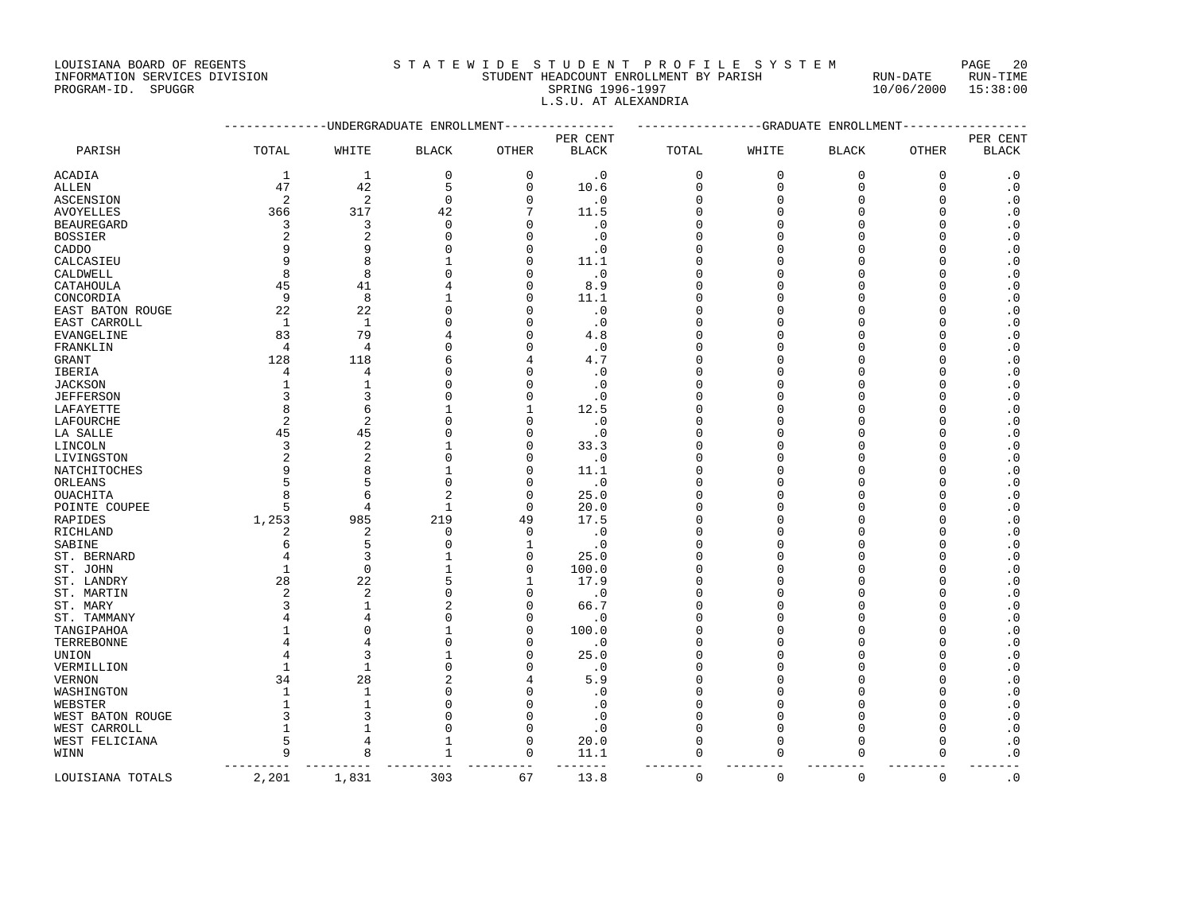LOUISIANA BOARD OF REGENTS
INFORMATION SERVICES DIVISION
PROGRAM-ID. SPUGGR

# S T A T E W I D E S T U D E N T P R O F I L E S Y S T E M

## STUDENT HEADCOUNT ENROLLMENT BY PARISH

SPRING 1996-1997

L.S.U. AT ALEXANDRIA

RUN-DATE 10/06/2000 RUN-TIME 15:38:00

| PARISH | UNDERGRADUATE ENROLLMENT TOTAL | WHITE | BLACK | OTHER | PER CENT BLACK | GRADUATE ENROLLMENT TOTAL | WHITE | BLACK | OTHER | PER CENT BLACK |
|---|---|---|---|---|---|---|---|---|---|---|
| ACADIA | 1 | 1 | 0 | 0 | .0 | 0 | 0 | 0 | 0 | .0 |
| ALLEN | 47 | 42 | 5 | 0 | 10.6 | 0 | 0 | 0 | 0 | .0 |
| ASCENSION | 2 | 2 | 0 | 0 | .0 | 0 | 0 | 0 | 0 | .0 |
| AVOYELLES | 366 | 317 | 42 | 7 | 11.5 | 0 | 0 | 0 | 0 | .0 |
| BEAUREGARD | 3 | 3 | 0 | 0 | .0 | 0 | 0 | 0 | 0 | .0 |
| BOSSIER | 2 | 2 | 0 | 0 | .0 | 0 | 0 | 0 | 0 | .0 |
| CADDO | 9 | 9 | 0 | 0 | .0 | 0 | 0 | 0 | 0 | .0 |
| CALCASIEU | 9 | 8 | 1 | 0 | 11.1 | 0 | 0 | 0 | 0 | .0 |
| CALDWELL | 8 | 8 | 0 | 0 | .0 | 0 | 0 | 0 | 0 | .0 |
| CATAHOULA | 45 | 41 | 4 | 0 | 8.9 | 0 | 0 | 0 | 0 | .0 |
| CONCORDIA | 9 | 8 | 1 | 0 | 11.1 | 0 | 0 | 0 | 0 | .0 |
| EAST BATON ROUGE | 22 | 22 | 0 | 0 | .0 | 0 | 0 | 0 | 0 | .0 |
| EAST CARROLL | 1 | 1 | 0 | 0 | .0 | 0 | 0 | 0 | 0 | .0 |
| EVANGELINE | 83 | 79 | 4 | 0 | 4.8 | 0 | 0 | 0 | 0 | .0 |
| FRANKLIN | 4 | 4 | 0 | 0 | .0 | 0 | 0 | 0 | 0 | .0 |
| GRANT | 128 | 118 | 6 | 4 | 4.7 | 0 | 0 | 0 | 0 | .0 |
| IBERIA | 4 | 4 | 0 | 0 | .0 | 0 | 0 | 0 | 0 | .0 |
| JACKSON | 1 | 1 | 0 | 0 | .0 | 0 | 0 | 0 | 0 | .0 |
| JEFFERSON | 3 | 3 | 0 | 0 | .0 | 0 | 0 | 0 | 0 | .0 |
| LAFAYETTE | 8 | 6 | 1 | 1 | 12.5 | 0 | 0 | 0 | 0 | .0 |
| LAFOURCHE | 2 | 2 | 0 | 0 | .0 | 0 | 0 | 0 | 0 | .0 |
| LA SALLE | 45 | 45 | 0 | 0 | .0 | 0 | 0 | 0 | 0 | .0 |
| LINCOLN | 3 | 2 | 1 | 0 | 33.3 | 0 | 0 | 0 | 0 | .0 |
| LIVINGSTON | 2 | 2 | 0 | 0 | .0 | 0 | 0 | 0 | 0 | .0 |
| NATCHITOCHES | 9 | 8 | 1 | 0 | 11.1 | 0 | 0 | 0 | 0 | .0 |
| ORLEANS | 5 | 5 | 0 | 0 | .0 | 0 | 0 | 0 | 0 | .0 |
| OUACHITA | 8 | 6 | 2 | 0 | 25.0 | 0 | 0 | 0 | 0 | .0 |
| POINTE COUPEE | 5 | 4 | 1 | 0 | 20.0 | 0 | 0 | 0 | 0 | .0 |
| RAPIDES | 1,253 | 985 | 219 | 49 | 17.5 | 0 | 0 | 0 | 0 | .0 |
| RICHLAND | 2 | 2 | 0 | 0 | .0 | 0 | 0 | 0 | 0 | .0 |
| SABINE | 6 | 5 | 0 | 1 | .0 | 0 | 0 | 0 | 0 | .0 |
| ST. BERNARD | 4 | 3 | 1 | 0 | 25.0 | 0 | 0 | 0 | 0 | .0 |
| ST. JOHN | 1 | 0 | 1 | 0 | 100.0 | 0 | 0 | 0 | 0 | .0 |
| ST. LANDRY | 28 | 22 | 5 | 1 | 17.9 | 0 | 0 | 0 | 0 | .0 |
| ST. MARTIN | 2 | 2 | 0 | 0 | .0 | 0 | 0 | 0 | 0 | .0 |
| ST. MARY | 3 | 1 | 2 | 0 | 66.7 | 0 | 0 | 0 | 0 | .0 |
| ST. TAMMANY | 4 | 4 | 0 | 0 | .0 | 0 | 0 | 0 | 0 | .0 |
| TANGIPAHOA | 1 | 0 | 1 | 0 | 100.0 | 0 | 0 | 0 | 0 | .0 |
| TERREBONNE | 4 | 4 | 0 | 0 | .0 | 0 | 0 | 0 | 0 | .0 |
| UNION | 4 | 3 | 1 | 0 | 25.0 | 0 | 0 | 0 | 0 | .0 |
| VERMILLION | 1 | 1 | 0 | 0 | .0 | 0 | 0 | 0 | 0 | .0 |
| VERNON | 34 | 28 | 2 | 4 | 5.9 | 0 | 0 | 0 | 0 | .0 |
| WASHINGTON | 1 | 1 | 0 | 0 | .0 | 0 | 0 | 0 | 0 | .0 |
| WEBSTER | 1 | 1 | 0 | 0 | .0 | 0 | 0 | 0 | 0 | .0 |
| WEST BATON ROUGE | 3 | 3 | 0 | 0 | .0 | 0 | 0 | 0 | 0 | .0 |
| WEST CARROLL | 1 | 1 | 0 | 0 | .0 | 0 | 0 | 0 | 0 | .0 |
| WEST FELICIANA | 5 | 4 | 1 | 0 | 20.0 | 0 | 0 | 0 | 0 | .0 |
| WINN | 9 | 8 | 1 | 0 | 11.1 | 0 | 0 | 0 | 0 | .0 |
| LOUISIANA TOTALS | 2,201 | 1,831 | 303 | 67 | 13.8 | 0 | 0 | 0 | 0 | .0 |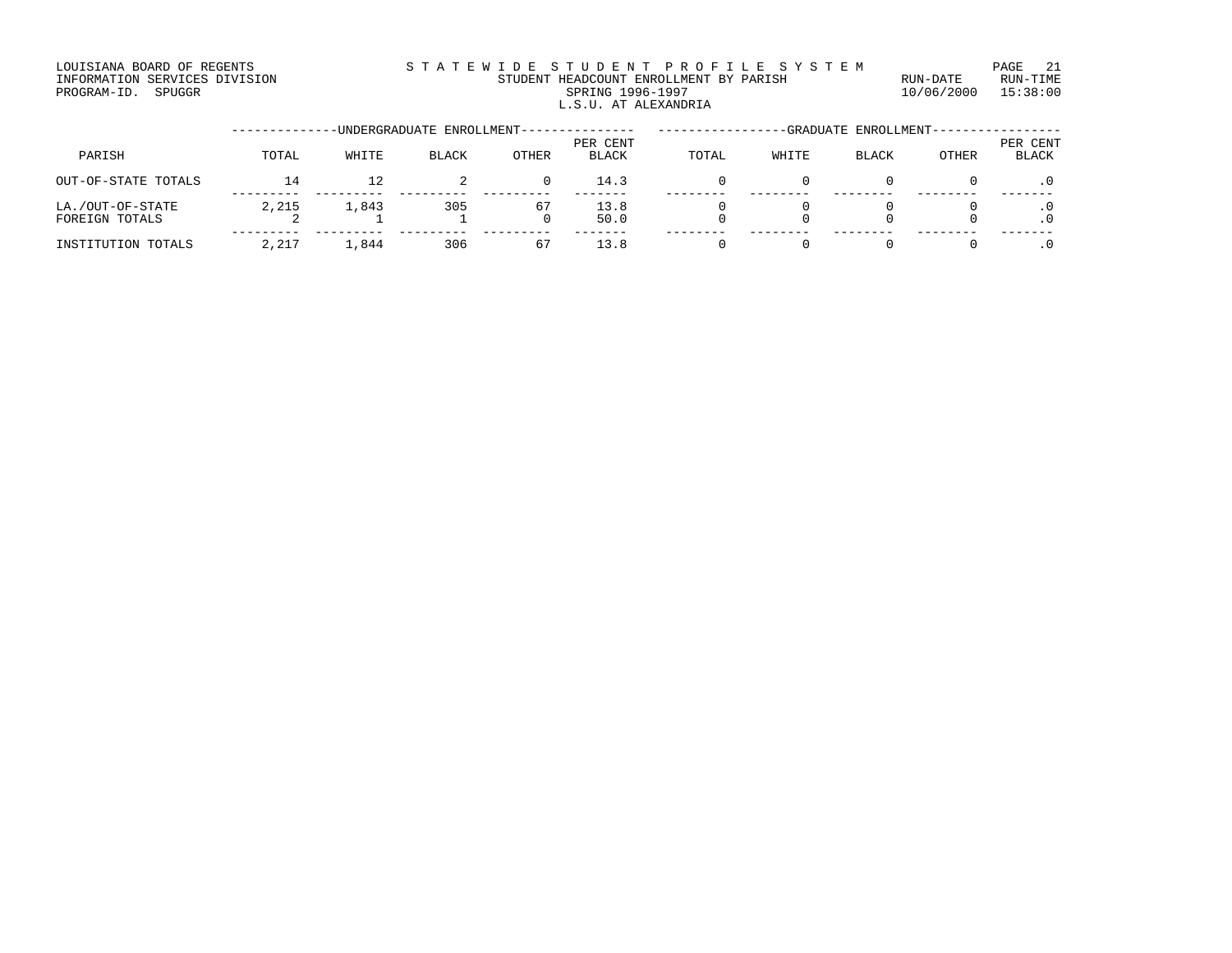LOUISIANA BOARD OF REGENTS
INFORMATION SERVICES DIVISION
PROGRAM-ID. SPUGGR

STATEWIDE STUDENT PROFILE SYSTEM
STUDENT HEADCOUNT ENROLLMENT BY PARISH
SPRING 1996-1997
L.S.U. AT ALEXANDRIA

RUN-DATE 10/06/2000 RUN-TIME 15:38:00

| PARISH | UNDERGRADUATE ENROLLMENT | | | | | GRADUATE ENROLLMENT | | | | |
|---|---|---|---|---|---|---|---|---|---|---|
| | TOTAL | WHITE | BLACK | OTHER | PER CENT BLACK | TOTAL | WHITE | BLACK | OTHER | PER CENT BLACK |
| OUT-OF-STATE TOTALS | 14 | 12 | 2 | 0 | 14.3 | 0 | 0 | 0 | 0 | .0 |
| LA./OUT-OF-STATE | 2,215 | 1,843 | 305 | 67 | 13.8 | 0 | 0 | 0 | 0 | .0 |
| FOREIGN TOTALS | 2 | 1 | 1 | 0 | 50.0 | 0 | 0 | 0 | 0 | .0 |
| INSTITUTION TOTALS | 2,217 | 1,844 | 306 | 67 | 13.8 | 0 | 0 | 0 | 0 | .0 |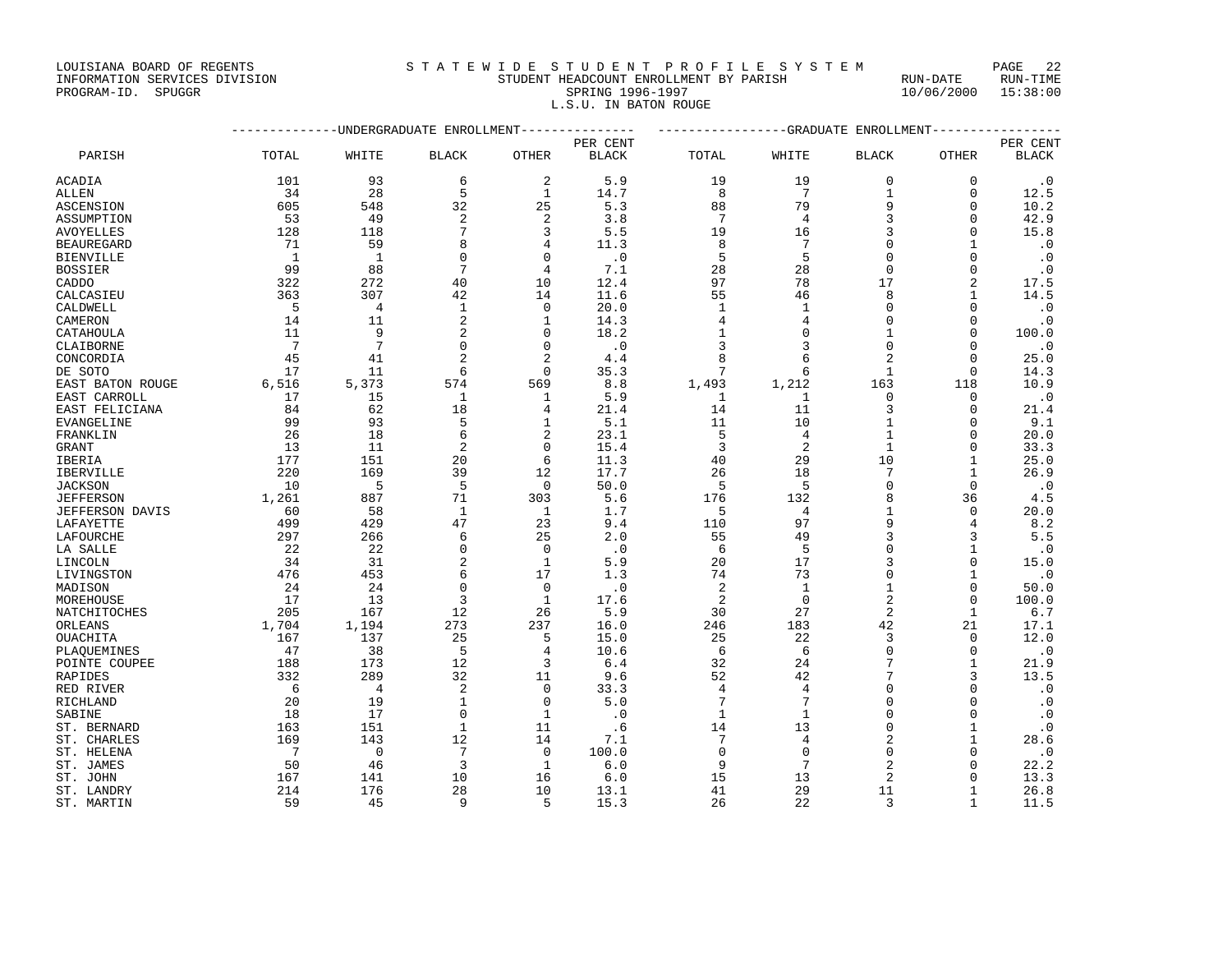LOUISIANA BOARD OF REGENTS
INFORMATION SERVICES DIVISION
PROGRAM-ID. SPUGGR

STATEWIDE STUDENT PROFILE SYSTEM
STUDENT HEADCOUNT ENROLLMENT BY PARISH
SPRING 1996-1997
L.S.U. IN BATON ROUGE

RUN-DATE 10/06/2000 RUN-TIME 15:38:00

| PARISH | UNDERGRADUATE ENROLLMENT | | | | | GRADUATE ENROLLMENT | | | | |
|---|---|---|---|---|---|---|---|---|---|---|
| | TOTAL | WHITE | BLACK | OTHER | PER CENT BLACK | TOTAL | WHITE | BLACK | OTHER | PER CENT BLACK |
| ACADIA | 101 | 93 | 6 | 2 | 5.9 | 19 | 19 | 0 | 0 | .0 |
| ALLEN | 34 | 28 | 5 | 1 | 14.7 | 8 | 7 | 1 | 0 | 12.5 |
| ASCENSION | 605 | 548 | 32 | 25 | 5.3 | 88 | 79 | 9 | 0 | 10.2 |
| ASSUMPTION | 53 | 49 | 2 | 2 | 3.8 | 7 | 4 | 3 | 0 | 42.9 |
| AVOYELLES | 128 | 118 | 7 | 3 | 5.5 | 19 | 16 | 3 | 0 | 15.8 |
| BEAUREGARD | 71 | 59 | 8 | 4 | 11.3 | 8 | 7 | 0 | 1 | .0 |
| BIENVILLE | 1 | 1 | 0 | 0 | .0 | 5 | 5 | 0 | 0 | .0 |
| BOSSIER | 99 | 88 | 7 | 4 | 7.1 | 28 | 28 | 0 | 0 | .0 |
| CADDO | 322 | 272 | 40 | 10 | 12.4 | 97 | 78 | 17 | 2 | 17.5 |
| CALCASIEU | 363 | 307 | 42 | 14 | 11.6 | 55 | 46 | 8 | 1 | 14.5 |
| CALDWELL | 5 | 4 | 1 | 0 | 20.0 | 1 | 1 | 0 | 0 | .0 |
| CAMERON | 14 | 11 | 2 | 1 | 14.3 | 4 | 4 | 0 | 0 | .0 |
| CATAHOULA | 11 | 9 | 2 | 0 | 18.2 | 1 | 0 | 1 | 0 | 100.0 |
| CLAIBORNE | 7 | 7 | 0 | 0 | .0 | 3 | 3 | 0 | 0 | .0 |
| CONCORDIA | 45 | 41 | 2 | 2 | 4.4 | 8 | 6 | 2 | 0 | 25.0 |
| DE SOTO | 17 | 11 | 6 | 0 | 35.3 | 7 | 6 | 1 | 0 | 14.3 |
| EAST BATON ROUGE | 6,516 | 5,373 | 574 | 569 | 8.8 | 1,493 | 1,212 | 163 | 118 | 10.9 |
| EAST CARROLL | 17 | 15 | 1 | 1 | 5.9 | 1 | 1 | 0 | 0 | .0 |
| EAST FELICIANA | 84 | 62 | 18 | 4 | 21.4 | 14 | 11 | 3 | 0 | 21.4 |
| EVANGELINE | 99 | 93 | 5 | 1 | 5.1 | 11 | 10 | 1 | 0 | 9.1 |
| FRANKLIN | 26 | 18 | 6 | 2 | 23.1 | 5 | 4 | 1 | 0 | 20.0 |
| GRANT | 13 | 11 | 2 | 0 | 15.4 | 3 | 2 | 1 | 0 | 33.3 |
| IBERIA | 177 | 151 | 20 | 6 | 11.3 | 40 | 29 | 10 | 1 | 25.0 |
| IBERVILLE | 220 | 169 | 39 | 12 | 17.7 | 26 | 18 | 7 | 1 | 26.9 |
| JACKSON | 10 | 5 | 5 | 0 | 50.0 | 5 | 5 | 0 | 0 | .0 |
| JEFFERSON | 1,261 | 887 | 71 | 303 | 5.6 | 176 | 132 | 8 | 36 | 4.5 |
| JEFFERSON DAVIS | 60 | 58 | 1 | 1 | 1.7 | 5 | 4 | 1 | 0 | 20.0 |
| LAFAYETTE | 499 | 429 | 47 | 23 | 9.4 | 110 | 97 | 9 | 4 | 8.2 |
| LAFOURCHE | 297 | 266 | 6 | 25 | 2.0 | 55 | 49 | 3 | 3 | 5.5 |
| LA SALLE | 22 | 22 | 0 | 0 | .0 | 6 | 5 | 0 | 1 | .0 |
| LINCOLN | 34 | 31 | 2 | 1 | 5.9 | 20 | 17 | 3 | 0 | 15.0 |
| LIVINGSTON | 476 | 453 | 6 | 17 | 1.3 | 74 | 73 | 0 | 1 | .0 |
| MADISON | 24 | 24 | 0 | 0 | .0 | 2 | 1 | 1 | 0 | 50.0 |
| MOREHOUSE | 17 | 13 | 3 | 1 | 17.6 | 2 | 0 | 2 | 0 | 100.0 |
| NATCHITOCHES | 205 | 167 | 12 | 26 | 5.9 | 30 | 27 | 2 | 1 | 6.7 |
| ORLEANS | 1,704 | 1,194 | 273 | 237 | 16.0 | 246 | 183 | 42 | 21 | 17.1 |
| OUACHITA | 167 | 137 | 25 | 5 | 15.0 | 25 | 22 | 3 | 0 | 12.0 |
| PLAQUEMINES | 47 | 38 | 5 | 4 | 10.6 | 6 | 6 | 0 | 0 | .0 |
| POINTE COUPEE | 188 | 173 | 12 | 3 | 6.4 | 32 | 24 | 7 | 1 | 21.9 |
| RAPIDES | 332 | 289 | 32 | 11 | 9.6 | 52 | 42 | 7 | 3 | 13.5 |
| RED RIVER | 6 | 4 | 2 | 0 | 33.3 | 4 | 4 | 0 | 0 | .0 |
| RICHLAND | 20 | 19 | 1 | 0 | 5.0 | 7 | 7 | 0 | 0 | .0 |
| SABINE | 18 | 17 | 0 | 1 | .0 | 1 | 1 | 0 | 0 | .0 |
| ST. BERNARD | 163 | 151 | 1 | 11 | .6 | 14 | 13 | 0 | 1 | .0 |
| ST. CHARLES | 169 | 143 | 12 | 14 | 7.1 | 7 | 4 | 2 | 1 | 28.6 |
| ST. HELENA | 7 | 0 | 7 | 0 | 100.0 | 0 | 0 | 0 | 0 | .0 |
| ST. JAMES | 50 | 46 | 3 | 1 | 6.0 | 9 | 7 | 2 | 0 | 22.2 |
| ST. JOHN | 167 | 141 | 10 | 16 | 6.0 | 15 | 13 | 2 | 0 | 13.3 |
| ST. LANDRY | 214 | 176 | 28 | 10 | 13.1 | 41 | 29 | 11 | 1 | 26.8 |
| ST. MARTIN | 59 | 45 | 9 | 5 | 15.3 | 26 | 22 | 3 | 1 | 11.5 |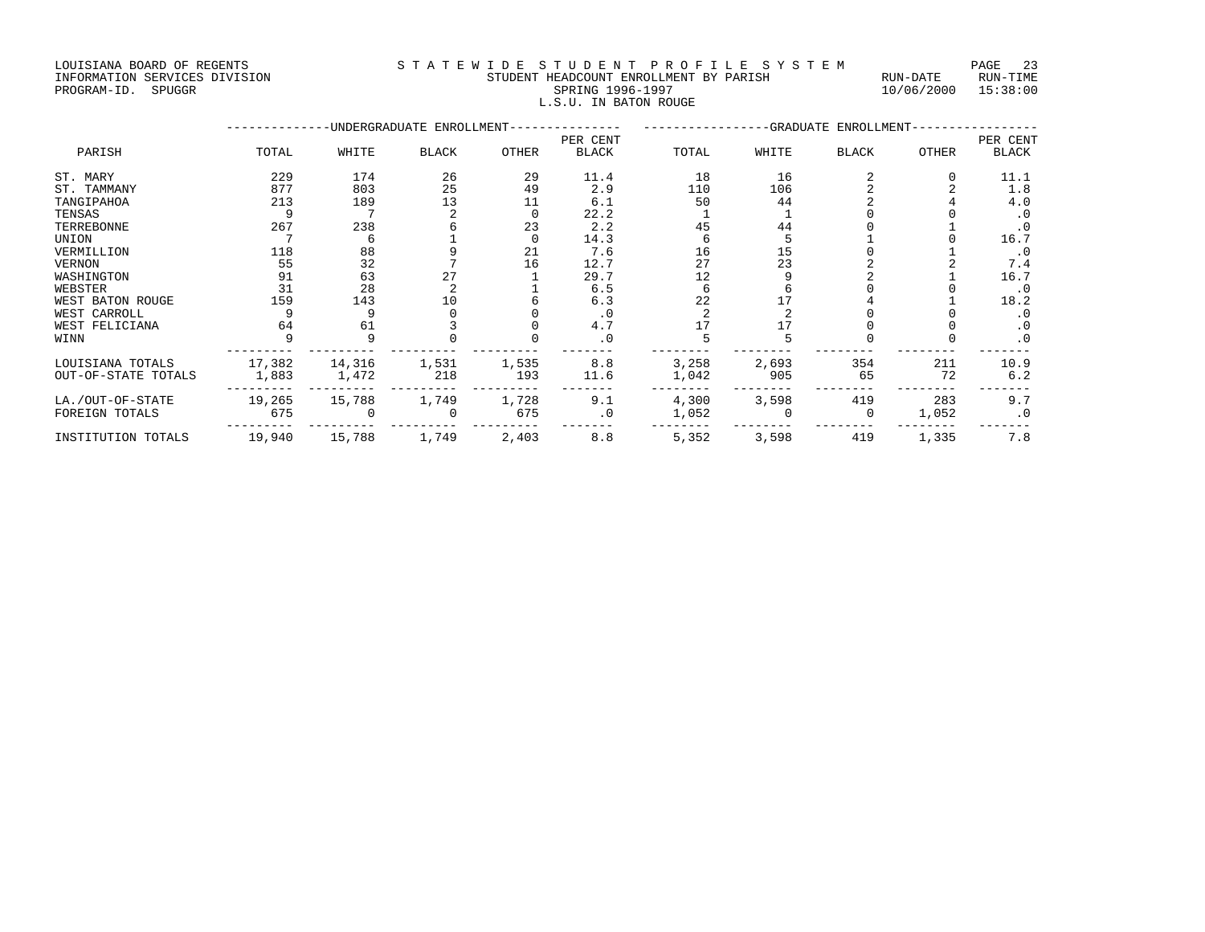LOUISIANA BOARD OF REGENTS — STATEWIDE STUDENT PROFILE SYSTEM
INFORMATION SERVICES DIVISION — STUDENT HEADCOUNT ENROLLMENT BY PARISH — RUN-DATE 10/06/2000 RUN-TIME 15:38:00
PROGRAM-ID. SPUGGR — SPRING 1996-1997

## L.S.U. IN BATON ROUGE

| | UNDERGRADUATE ENROLLMENT | | | | | GRADUATE ENROLLMENT | | | | |
|---|---|---|---|---|---|---|---|---|---|---|
| PARISH | TOTAL | WHITE | BLACK | OTHER | PER CENT BLACK | TOTAL | WHITE | BLACK | OTHER | PER CENT BLACK |
| ST. MARY | 229 | 174 | 26 | 29 | 11.4 | 18 | 16 | 2 | 0 | 11.1 |
| ST. TAMMANY | 877 | 803 | 25 | 49 | 2.9 | 110 | 106 | 2 | 2 | 1.8 |
| TANGIPAHOA | 213 | 189 | 13 | 11 | 6.1 | 50 | 44 | 2 | 4 | 4.0 |
| TENSAS | 9 | 7 | 2 | 0 | 22.2 | 1 | 1 | 0 | 0 | .0 |
| TERREBONNE | 267 | 238 | 6 | 23 | 2.2 | 45 | 44 | 0 | 1 | .0 |
| UNION | 7 | 6 | 1 | 0 | 14.3 | 6 | 5 | 1 | 0 | 16.7 |
| VERMILLION | 118 | 88 | 9 | 21 | 7.6 | 16 | 15 | 0 | 1 | .0 |
| VERNON | 55 | 32 | 7 | 16 | 12.7 | 27 | 23 | 2 | 2 | 7.4 |
| WASHINGTON | 91 | 63 | 27 | 1 | 29.7 | 12 | 9 | 2 | 1 | 16.7 |
| WEBSTER | 31 | 28 | 2 | 1 | 6.5 | 6 | 6 | 0 | 0 | .0 |
| WEST BATON ROUGE | 159 | 143 | 10 | 6 | 6.3 | 22 | 17 | 4 | 1 | 18.2 |
| WEST CARROLL | 9 | 9 | 0 | 0 | .0 | 2 | 2 | 0 | 0 | .0 |
| WEST FELICIANA | 64 | 61 | 3 | 0 | 4.7 | 17 | 17 | 0 | 0 | .0 |
| WINN | 9 | 9 | 0 | 0 | .0 | 5 | 5 | 0 | 0 | .0 |
| LOUISIANA TOTALS | 17,382 | 14,316 | 1,531 | 1,535 | 8.8 | 3,258 | 2,693 | 354 | 211 | 10.9 |
| OUT-OF-STATE TOTALS | 1,883 | 1,472 | 218 | 193 | 11.6 | 1,042 | 905 | 65 | 72 | 6.2 |
| LA./OUT-OF-STATE | 19,265 | 15,788 | 1,749 | 1,728 | 9.1 | 4,300 | 3,598 | 419 | 283 | 9.7 |
| FOREIGN TOTALS | 675 | 0 | 0 | 675 | .0 | 1,052 | 0 | 0 | 1,052 | .0 |
| INSTITUTION TOTALS | 19,940 | 15,788 | 1,749 | 2,403 | 8.8 | 5,352 | 3,598 | 419 | 1,335 | 7.8 |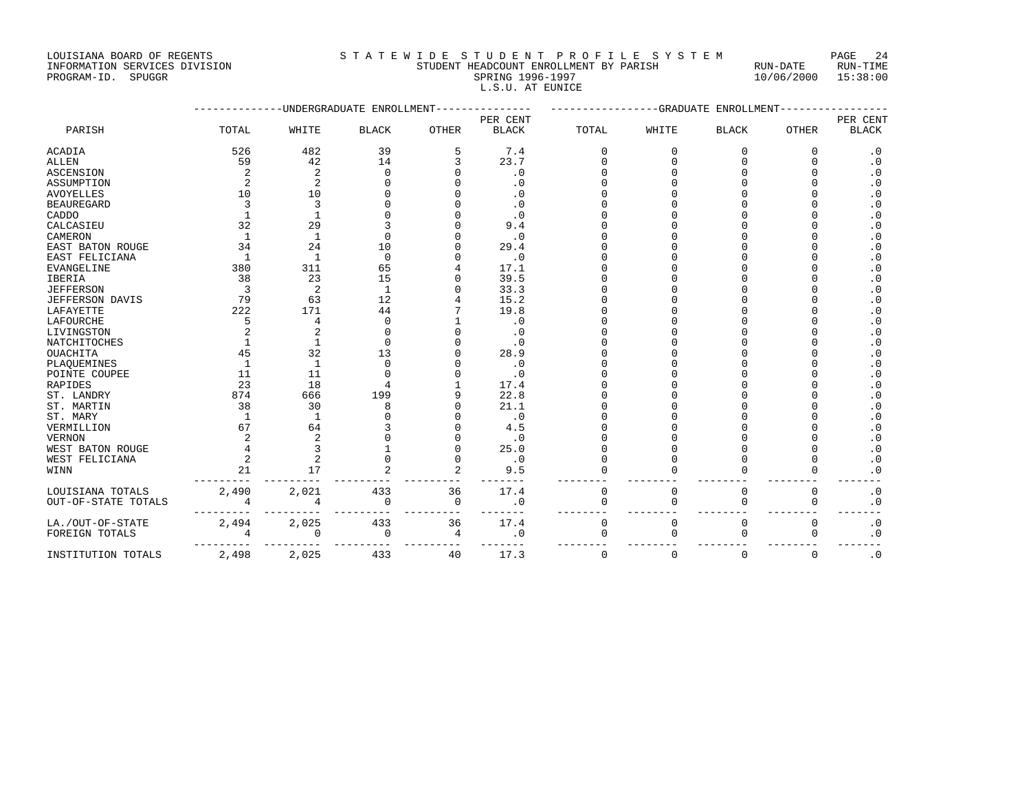LOUISIANA BOARD OF REGENTS
INFORMATION SERVICES DIVISION
PROGRAM-ID. SPUGGR

STATEWIDE STUDENT PROFILE SYSTEM
STUDENT HEADCOUNT ENROLLMENT BY PARISH
SPRING 1996-1997
L.S.U. AT EUNICE

RUN-DATE 10/06/2000 RUN-TIME 15:38:00

| PARISH | UNDERGRADUATE ENROLLMENT | | | | | GRADUATE ENROLLMENT | | | | |
|---|---|---|---|---|---|---|---|---|---|---|
| | TOTAL | WHITE | BLACK | OTHER | PER CENT BLACK | TOTAL | WHITE | BLACK | OTHER | PER CENT BLACK |
| ACADIA | 526 | 482 | 39 | 5 | 7.4 | 0 | 0 | 0 | 0 | .0 |
| ALLEN | 59 | 42 | 14 | 3 | 23.7 | 0 | 0 | 0 | 0 | .0 |
| ASCENSION | 2 | 2 | 0 | 0 | .0 | 0 | 0 | 0 | 0 | .0 |
| ASSUMPTION | 2 | 2 | 0 | 0 | .0 | 0 | 0 | 0 | 0 | .0 |
| AVOYELLES | 10 | 10 | 0 | 0 | .0 | 0 | 0 | 0 | 0 | .0 |
| BEAUREGARD | 3 | 3 | 0 | 0 | .0 | 0 | 0 | 0 | 0 | .0 |
| CADDO | 1 | 1 | 0 | 0 | .0 | 0 | 0 | 0 | 0 | .0 |
| CALCASIEU | 32 | 29 | 3 | 0 | 9.4 | 0 | 0 | 0 | 0 | .0 |
| CAMERON | 1 | 1 | 0 | 0 | .0 | 0 | 0 | 0 | 0 | .0 |
| EAST BATON ROUGE | 34 | 24 | 10 | 0 | 29.4 | 0 | 0 | 0 | 0 | .0 |
| EAST FELICIANA | 1 | 1 | 0 | 0 | .0 | 0 | 0 | 0 | 0 | .0 |
| EVANGELINE | 380 | 311 | 65 | 4 | 17.1 | 0 | 0 | 0 | 0 | .0 |
| IBERIA | 38 | 23 | 15 | 0 | 39.5 | 0 | 0 | 0 | 0 | .0 |
| JEFFERSON | 3 | 2 | 1 | 0 | 33.3 | 0 | 0 | 0 | 0 | .0 |
| JEFFERSON DAVIS | 79 | 63 | 12 | 4 | 15.2 | 0 | 0 | 0 | 0 | .0 |
| LAFAYETTE | 222 | 171 | 44 | 7 | 19.8 | 0 | 0 | 0 | 0 | .0 |
| LAFOURCHE | 5 | 4 | 0 | 1 | .0 | 0 | 0 | 0 | 0 | .0 |
| LIVINGSTON | 2 | 2 | 0 | 0 | .0 | 0 | 0 | 0 | 0 | .0 |
| NATCHITOCHES | 1 | 1 | 0 | 0 | .0 | 0 | 0 | 0 | 0 | .0 |
| OUACHITA | 45 | 32 | 13 | 0 | 28.9 | 0 | 0 | 0 | 0 | .0 |
| PLAQUEMINES | 1 | 1 | 0 | 0 | .0 | 0 | 0 | 0 | 0 | .0 |
| POINTE COUPEE | 11 | 11 | 0 | 0 | .0 | 0 | 0 | 0 | 0 | .0 |
| RAPIDES | 23 | 18 | 4 | 1 | 17.4 | 0 | 0 | 0 | 0 | .0 |
| ST. LANDRY | 874 | 666 | 199 | 9 | 22.8 | 0 | 0 | 0 | 0 | .0 |
| ST. MARTIN | 38 | 30 | 8 | 0 | 21.1 | 0 | 0 | 0 | 0 | .0 |
| ST. MARY | 1 | 1 | 0 | 0 | .0 | 0 | 0 | 0 | 0 | .0 |
| VERMILLION | 67 | 64 | 3 | 0 | 4.5 | 0 | 0 | 0 | 0 | .0 |
| VERNON | 2 | 2 | 0 | 0 | .0 | 0 | 0 | 0 | 0 | .0 |
| WEST BATON ROUGE | 4 | 3 | 1 | 0 | 25.0 | 0 | 0 | 0 | 0 | .0 |
| WEST FELICIANA | 2 | 2 | 0 | 0 | .0 | 0 | 0 | 0 | 0 | .0 |
| WINN | 21 | 17 | 2 | 2 | 9.5 | 0 | 0 | 0 | 0 | .0 |
| LOUISIANA TOTALS | 2,490 | 2,021 | 433 | 36 | 17.4 | 0 | 0 | 0 | 0 | .0 |
| OUT-OF-STATE TOTALS | 4 | 4 | 0 | 0 | .0 | 0 | 0 | 0 | 0 | .0 |
| LA./OUT-OF-STATE | 2,494 | 2,025 | 433 | 36 | 17.4 | 0 | 0 | 0 | 0 | .0 |
| FOREIGN TOTALS | 4 | 0 | 0 | 4 | .0 | 0 | 0 | 0 | 0 | .0 |
| INSTITUTION TOTALS | 2,498 | 2,025 | 433 | 40 | 17.3 | 0 | 0 | 0 | 0 | .0 |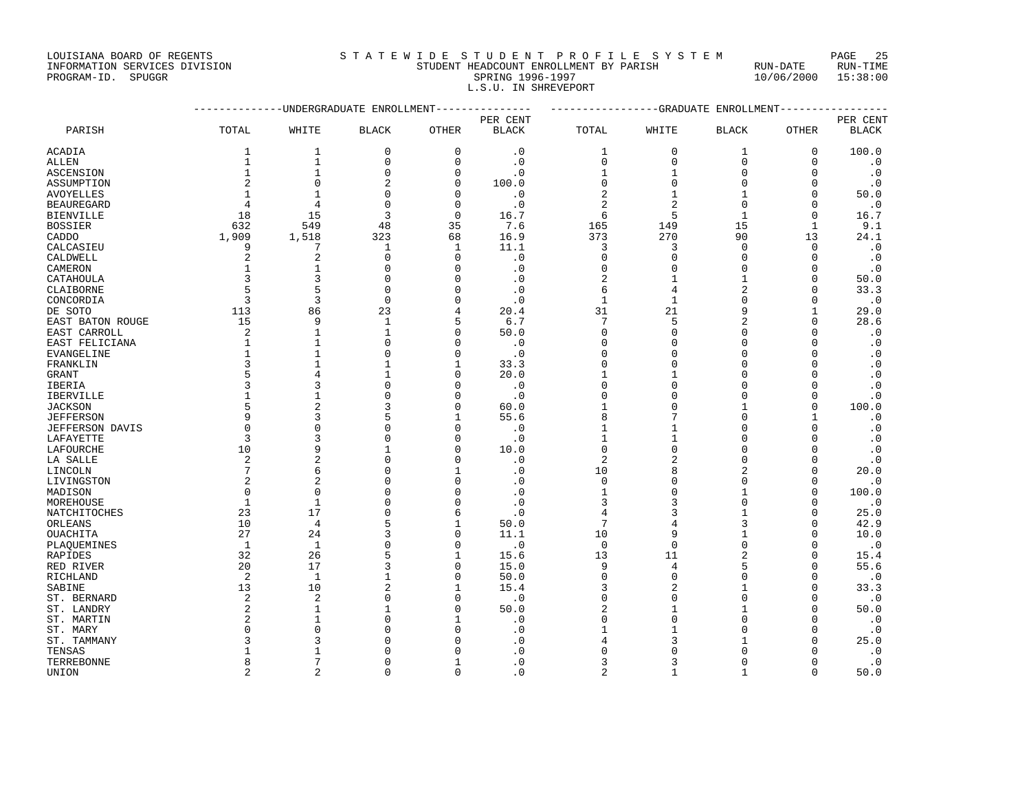LOUISIANA BOARD OF REGENTS
INFORMATION SERVICES DIVISION
PROGRAM-ID. SPUGGR

STATEWIDE STUDENT PROFILE SYSTEM
STUDENT HEADCOUNT ENROLLMENT BY PARISH
SPRING 1996-1997
L.S.U. IN SHREVEPORT

RUN-DATE 10/06/2000 RUN-TIME 15:38:00

| PARISH | UNDERGRADUATE ENROLLMENT | | | | | GRADUATE ENROLLMENT | | | | |
|---|---|---|---|---|---|---|---|---|---|---|
| | TOTAL | WHITE | BLACK | OTHER | PER CENT BLACK | TOTAL | WHITE | BLACK | OTHER | PER CENT BLACK |
| ACADIA | 1 | 1 | 0 | 0 | .0 | 1 | 0 | 1 | 0 | 100.0 |
| ALLEN | 1 | 1 | 0 | 0 | .0 | 0 | 0 | 0 | 0 | .0 |
| ASCENSION | 1 | 1 | 0 | 0 | .0 | 1 | 1 | 0 | 0 | .0 |
| ASSUMPTION | 2 | 0 | 2 | 0 | 100.0 | 0 | 0 | 0 | 0 | .0 |
| AVOYELLES | 1 | 1 | 0 | 0 | .0 | 2 | 1 | 1 | 0 | 50.0 |
| BEAUREGARD | 4 | 4 | 0 | 0 | .0 | 2 | 2 | 0 | 0 | .0 |
| BIENVILLE | 18 | 15 | 3 | 0 | 16.7 | 6 | 5 | 1 | 0 | 16.7 |
| BOSSIER | 632 | 549 | 48 | 35 | 7.6 | 165 | 149 | 15 | 1 | 9.1 |
| CADDO | 1,909 | 1,518 | 323 | 68 | 16.9 | 373 | 270 | 90 | 13 | 24.1 |
| CALCASIEU | 9 | 7 | 1 | 1 | 11.1 | 3 | 3 | 0 | 0 | .0 |
| CALDWELL | 2 | 2 | 0 | 0 | .0 | 0 | 0 | 0 | 0 | .0 |
| CAMERON | 1 | 1 | 0 | 0 | .0 | 0 | 0 | 0 | 0 | .0 |
| CATAHOULA | 3 | 3 | 0 | 0 | .0 | 2 | 1 | 1 | 0 | 50.0 |
| CLAIBORNE | 5 | 5 | 0 | 0 | .0 | 6 | 4 | 2 | 0 | 33.3 |
| CONCORDIA | 3 | 3 | 0 | 0 | .0 | 1 | 1 | 0 | 0 | .0 |
| DE SOTO | 113 | 86 | 23 | 4 | 20.4 | 31 | 21 | 9 | 1 | 29.0 |
| EAST BATON ROUGE | 15 | 9 | 1 | 5 | 6.7 | 7 | 5 | 2 | 0 | 28.6 |
| EAST CARROLL | 2 | 1 | 1 | 0 | 50.0 | 0 | 0 | 0 | 0 | .0 |
| EAST FELICIANA | 1 | 1 | 0 | 0 | .0 | 0 | 0 | 0 | 0 | .0 |
| EVANGELINE | 1 | 1 | 0 | 0 | .0 | 0 | 0 | 0 | 0 | .0 |
| FRANKLIN | 3 | 1 | 1 | 1 | 33.3 | 0 | 0 | 0 | 0 | .0 |
| GRANT | 5 | 4 | 1 | 0 | 20.0 | 1 | 1 | 0 | 0 | .0 |
| IBERIA | 3 | 3 | 0 | 0 | .0 | 0 | 0 | 0 | 0 | .0 |
| IBERVILLE | 1 | 1 | 0 | 0 | .0 | 0 | 0 | 0 | 0 | .0 |
| JACKSON | 5 | 2 | 3 | 0 | 60.0 | 1 | 0 | 1 | 0 | 100.0 |
| JEFFERSON | 9 | 3 | 5 | 1 | 55.6 | 8 | 7 | 0 | 1 | .0 |
| JEFFERSON DAVIS | 0 | 0 | 0 | 0 | .0 | 1 | 1 | 0 | 0 | .0 |
| LAFAYETTE | 3 | 3 | 0 | 0 | .0 | 1 | 1 | 0 | 0 | .0 |
| LAFOURCHE | 10 | 9 | 1 | 0 | 10.0 | 0 | 0 | 0 | 0 | .0 |
| LA SALLE | 2 | 2 | 0 | 0 | .0 | 2 | 2 | 0 | 0 | .0 |
| LINCOLN | 7 | 6 | 0 | 1 | .0 | 10 | 8 | 2 | 0 | 20.0 |
| LIVINGSTON | 2 | 2 | 0 | 0 | .0 | 0 | 0 | 0 | 0 | .0 |
| MADISON | 0 | 0 | 0 | 0 | .0 | 1 | 0 | 1 | 0 | 100.0 |
| MOREHOUSE | 1 | 1 | 0 | 0 | .0 | 3 | 3 | 0 | 0 | .0 |
| NATCHITOCHES | 23 | 17 | 0 | 6 | .0 | 4 | 3 | 1 | 0 | 25.0 |
| ORLEANS | 10 | 4 | 5 | 1 | 50.0 | 7 | 4 | 3 | 0 | 42.9 |
| OUACHITA | 27 | 24 | 3 | 0 | 11.1 | 10 | 9 | 1 | 0 | 10.0 |
| PLAQUEMINES | 1 | 1 | 0 | 0 | .0 | 0 | 0 | 0 | 0 | .0 |
| RAPIDES | 32 | 26 | 5 | 1 | 15.6 | 13 | 11 | 2 | 0 | 15.4 |
| RED RIVER | 20 | 17 | 3 | 0 | 15.0 | 9 | 4 | 5 | 0 | 55.6 |
| RICHLAND | 2 | 1 | 1 | 0 | 50.0 | 0 | 0 | 0 | 0 | .0 |
| SABINE | 13 | 10 | 2 | 1 | 15.4 | 3 | 2 | 1 | 0 | 33.3 |
| ST. BERNARD | 2 | 2 | 0 | 0 | .0 | 0 | 0 | 0 | 0 | .0 |
| ST. LANDRY | 2 | 1 | 1 | 0 | 50.0 | 2 | 1 | 1 | 0 | 50.0 |
| ST. MARTIN | 2 | 1 | 0 | 1 | .0 | 0 | 0 | 0 | 0 | .0 |
| ST. MARY | 0 | 0 | 0 | 0 | .0 | 1 | 1 | 0 | 0 | .0 |
| ST. TAMMANY | 3 | 3 | 0 | 0 | .0 | 4 | 3 | 1 | 0 | 25.0 |
| TENSAS | 1 | 1 | 0 | 0 | .0 | 0 | 0 | 0 | 0 | .0 |
| TERREBONNE | 8 | 7 | 0 | 1 | .0 | 3 | 3 | 0 | 0 | .0 |
| UNION | 2 | 2 | 0 | 0 | .0 | 2 | 1 | 1 | 0 | 50.0 |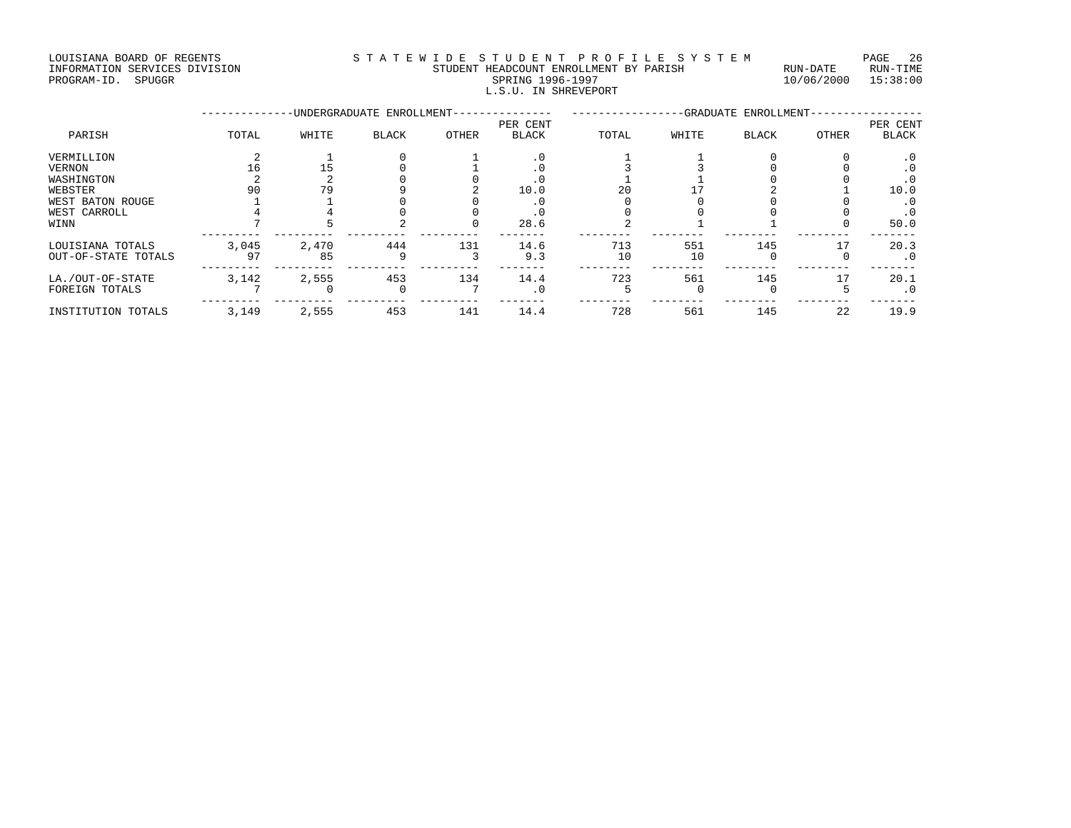LOUISIANA BOARD OF REGENTS
INFORMATION SERVICES DIVISION
PROGRAM-ID. SPUGGR

STATEWIDE STUDENT PROFILE SYSTEM
STUDENT HEADCOUNT ENROLLMENT BY PARISH
SPRING 1996-1997
L.S.U. IN SHREVEPORT

RUN-DATE 10/06/2000 RUN-TIME 15:38:00

| | UNDERGRADUATE ENROLLMENT | | | | | GRADUATE ENROLLMENT | | | | |
|---|---|---|---|---|---|---|---|---|---|---|
| PARISH | TOTAL | WHITE | BLACK | OTHER | PER CENT BLACK | TOTAL | WHITE | BLACK | OTHER | PER CENT BLACK |
| VERMILLION | 2 | 1 | 0 | 1 | .0 | 1 | 1 | 0 | 0 | .0 |
| VERNON | 16 | 15 | 0 | 1 | .0 | 3 | 3 | 0 | 0 | .0 |
| WASHINGTON | 2 | 2 | 0 | 0 | .0 | 1 | 1 | 0 | 0 | .0 |
| WEBSTER | 90 | 79 | 9 | 2 | 10.0 | 20 | 17 | 2 | 1 | 10.0 |
| WEST BATON ROUGE | 1 | 1 | 0 | 0 | .0 | 0 | 0 | 0 | 0 | .0 |
| WEST CARROLL | 4 | 4 | 0 | 0 | .0 | 0 | 0 | 0 | 0 | .0 |
| WINN | 7 | 5 | 2 | 0 | 28.6 | 2 | 1 | 1 | 0 | 50.0 |
| LOUISIANA TOTALS | 3,045 | 2,470 | 444 | 131 | 14.6 | 713 | 551 | 145 | 17 | 20.3 |
| OUT-OF-STATE TOTALS | 97 | 85 | 9 | 3 | 9.3 | 10 | 10 | 0 | 0 | .0 |
| LA./OUT-OF-STATE | 3,142 | 2,555 | 453 | 134 | 14.4 | 723 | 561 | 145 | 17 | 20.1 |
| FOREIGN TOTALS | 7 | 0 | 0 | 7 | .0 | 5 | 0 | 0 | 5 | .0 |
| INSTITUTION TOTALS | 3,149 | 2,555 | 453 | 141 | 14.4 | 728 | 561 | 145 | 22 | 19.9 |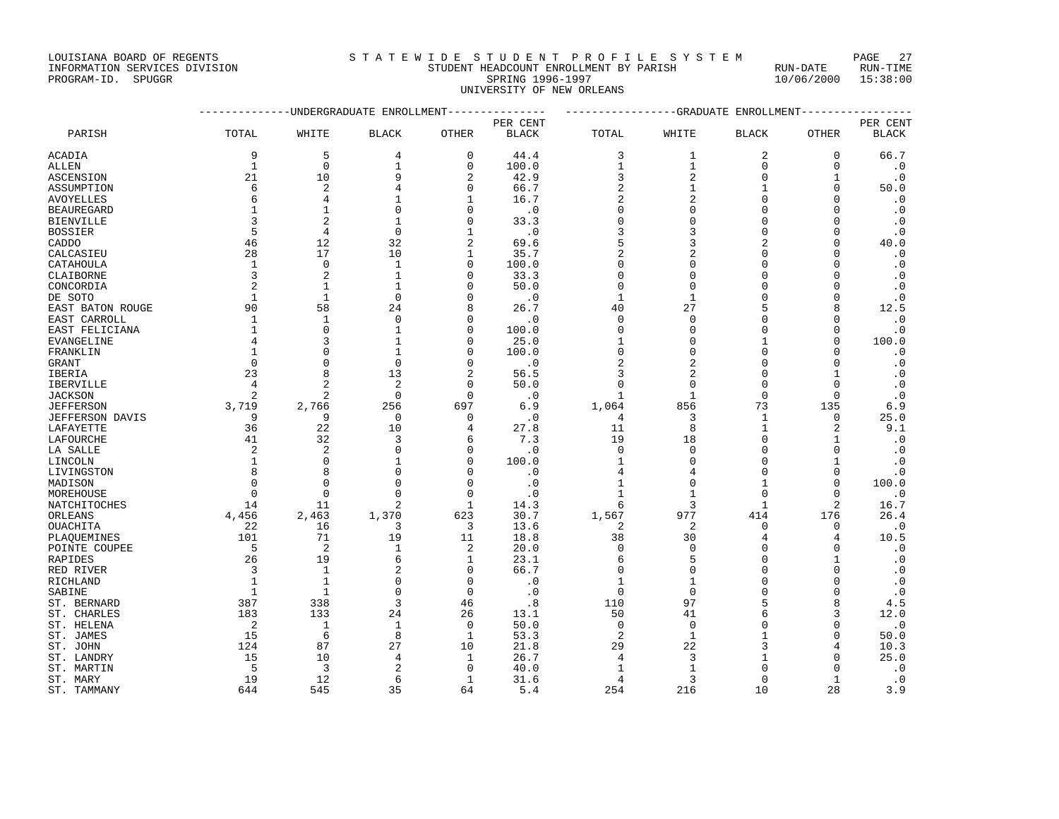LOUISIANA BOARD OF REGENTS
INFORMATION SERVICES DIVISION
PROGRAM-ID. SPUGGR

# STATEWIDE STUDENT PROFILE SYSTEM

STUDENT HEADCOUNT ENROLLMENT BY PARISH
SPRING 1996-1997
UNIVERSITY OF NEW ORLEANS

RUN-DATE 10/06/2000 RUN-TIME 15:38:00

| PARISH | UNDERGRADUATE ENROLLMENT TOTAL | WHITE | BLACK | OTHER | PER CENT BLACK | GRADUATE ENROLLMENT TOTAL | WHITE | BLACK | OTHER | PER CENT BLACK |
|---|---|---|---|---|---|---|---|---|---|---|
| ACADIA | 9 | 5 | 4 | 0 | 44.4 | 3 | 1 | 2 | 0 | 66.7 |
| ALLEN | 1 | 0 | 1 | 0 | 100.0 | 1 | 1 | 0 | 0 | .0 |
| ASCENSION | 21 | 10 | 9 | 2 | 42.9 | 3 | 2 | 0 | 1 | .0 |
| ASSUMPTION | 6 | 2 | 4 | 0 | 66.7 | 2 | 1 | 1 | 0 | 50.0 |
| AVOYELLES | 6 | 4 | 1 | 1 | 16.7 | 2 | 2 | 0 | 0 | .0 |
| BEAUREGARD | 1 | 1 | 0 | 0 | .0 | 0 | 0 | 0 | 0 | .0 |
| BIENVILLE | 3 | 2 | 1 | 0 | 33.3 | 0 | 0 | 0 | 0 | .0 |
| BOSSIER | 5 | 4 | 0 | 1 | .0 | 3 | 3 | 0 | 0 | .0 |
| CADDO | 46 | 12 | 32 | 2 | 69.6 | 5 | 3 | 2 | 0 | 40.0 |
| CALCASIEU | 28 | 17 | 10 | 1 | 35.7 | 2 | 2 | 0 | 0 | .0 |
| CATAHOULA | 1 | 0 | 1 | 0 | 100.0 | 0 | 0 | 0 | 0 | .0 |
| CLAIBORNE | 3 | 2 | 1 | 0 | 33.3 | 0 | 0 | 0 | 0 | .0 |
| CONCORDIA | 2 | 1 | 1 | 0 | 50.0 | 0 | 0 | 0 | 0 | .0 |
| DE SOTO | 1 | 1 | 0 | 0 | .0 | 1 | 1 | 0 | 0 | .0 |
| EAST BATON ROUGE | 90 | 58 | 24 | 8 | 26.7 | 40 | 27 | 5 | 8 | 12.5 |
| EAST CARROLL | 1 | 1 | 0 | 0 | .0 | 0 | 0 | 0 | 0 | .0 |
| EAST FELICIANA | 1 | 0 | 1 | 0 | 100.0 | 0 | 0 | 0 | 0 | .0 |
| EVANGELINE | 4 | 3 | 1 | 0 | 25.0 | 1 | 0 | 1 | 0 | 100.0 |
| FRANKLIN | 1 | 0 | 1 | 0 | 100.0 | 0 | 0 | 0 | 0 | .0 |
| GRANT | 0 | 0 | 0 | 0 | .0 | 2 | 2 | 0 | 0 | .0 |
| IBERIA | 23 | 8 | 13 | 2 | 56.5 | 3 | 2 | 0 | 1 | .0 |
| IBERVILLE | 4 | 2 | 2 | 0 | 50.0 | 0 | 0 | 0 | 0 | .0 |
| JACKSON | 2 | 2 | 0 | 0 | .0 | 1 | 1 | 0 | 0 | .0 |
| JEFFERSON | 3,719 | 2,766 | 256 | 697 | 6.9 | 1,064 | 856 | 73 | 135 | 6.9 |
| JEFFERSON DAVIS | 9 | 9 | 0 | 0 | .0 | 4 | 3 | 1 | 0 | 25.0 |
| LAFAYETTE | 36 | 22 | 10 | 4 | 27.8 | 11 | 8 | 1 | 2 | 9.1 |
| LAFOURCHE | 41 | 32 | 3 | 6 | 7.3 | 19 | 18 | 0 | 1 | .0 |
| LA SALLE | 2 | 2 | 0 | 0 | .0 | 0 | 0 | 0 | 0 | .0 |
| LINCOLN | 1 | 0 | 1 | 0 | 100.0 | 1 | 0 | 0 | 1 | .0 |
| LIVINGSTON | 8 | 8 | 0 | 0 | .0 | 4 | 4 | 0 | 0 | .0 |
| MADISON | 0 | 0 | 0 | 0 | .0 | 1 | 0 | 1 | 0 | 100.0 |
| MOREHOUSE | 0 | 0 | 0 | 0 | .0 | 1 | 1 | 0 | 0 | .0 |
| NATCHITOCHES | 14 | 11 | 2 | 1 | 14.3 | 6 | 3 | 1 | 2 | 16.7 |
| ORLEANS | 4,456 | 2,463 | 1,370 | 623 | 30.7 | 1,567 | 977 | 414 | 176 | 26.4 |
| OUACHITA | 22 | 16 | 3 | 3 | 13.6 | 2 | 2 | 0 | 0 | .0 |
| PLAQUEMINES | 101 | 71 | 19 | 11 | 18.8 | 38 | 30 | 4 | 4 | 10.5 |
| POINTE COUPEE | 5 | 2 | 1 | 2 | 20.0 | 0 | 0 | 0 | 0 | .0 |
| RAPIDES | 26 | 19 | 6 | 1 | 23.1 | 6 | 5 | 0 | 1 | .0 |
| RED RIVER | 3 | 1 | 2 | 0 | 66.7 | 0 | 0 | 0 | 0 | .0 |
| RICHLAND | 1 | 1 | 0 | 0 | .0 | 1 | 1 | 0 | 0 | .0 |
| SABINE | 1 | 1 | 0 | 0 | .0 | 0 | 0 | 0 | 0 | .0 |
| ST. BERNARD | 387 | 338 | 3 | 46 | .8 | 110 | 97 | 5 | 8 | 4.5 |
| ST. CHARLES | 183 | 133 | 24 | 26 | 13.1 | 50 | 41 | 6 | 3 | 12.0 |
| ST. HELENA | 2 | 1 | 1 | 0 | 50.0 | 0 | 0 | 0 | 0 | .0 |
| ST. JAMES | 15 | 6 | 8 | 1 | 53.3 | 2 | 1 | 1 | 0 | 50.0 |
| ST. JOHN | 124 | 87 | 27 | 10 | 21.8 | 29 | 22 | 3 | 4 | 10.3 |
| ST. LANDRY | 15 | 10 | 4 | 1 | 26.7 | 4 | 3 | 1 | 0 | 25.0 |
| ST. MARTIN | 5 | 3 | 2 | 0 | 40.0 | 1 | 1 | 0 | 0 | .0 |
| ST. MARY | 19 | 12 | 6 | 1 | 31.6 | 4 | 3 | 0 | 1 | .0 |
| ST. TAMMANY | 644 | 545 | 35 | 64 | 5.4 | 254 | 216 | 10 | 28 | 3.9 |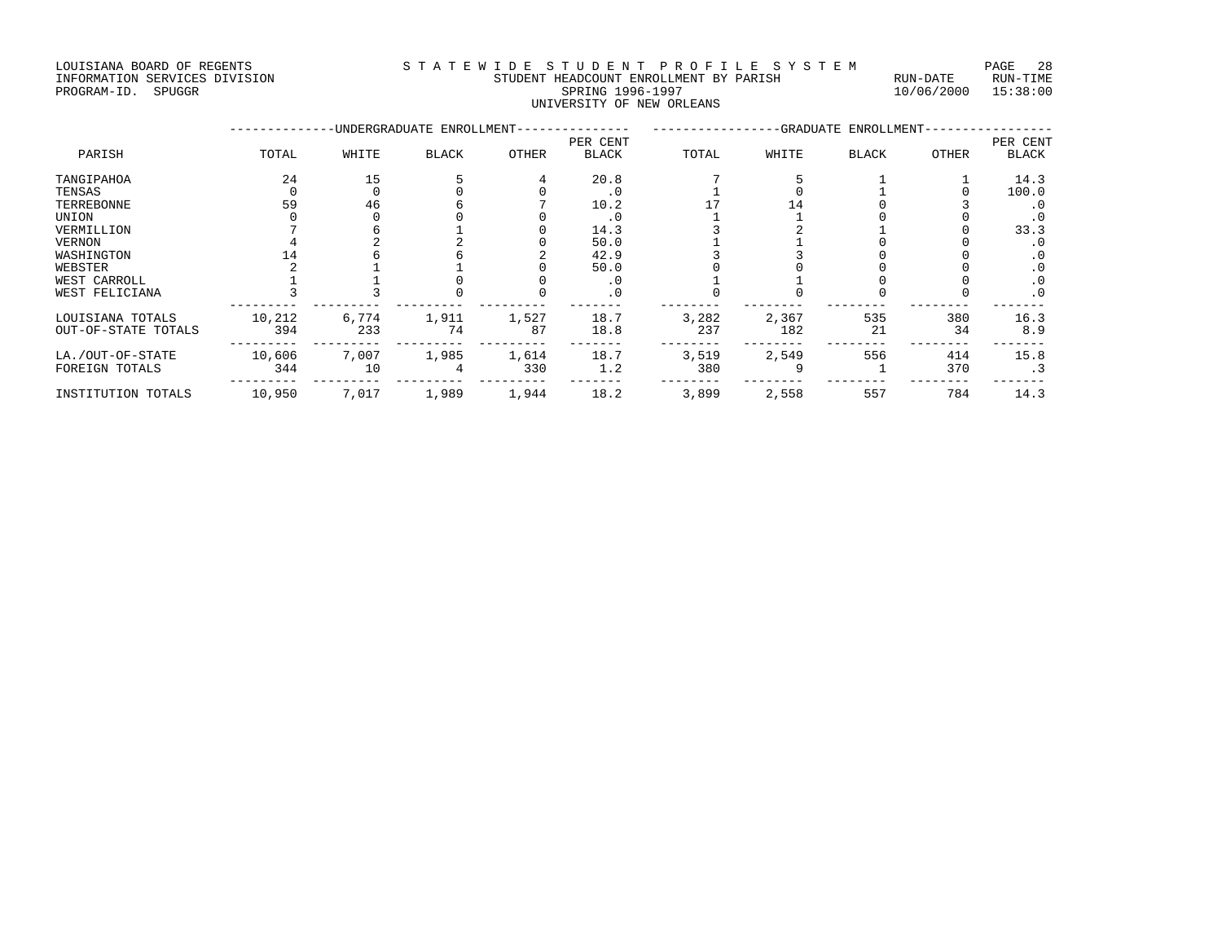LOUISIANA BOARD OF REGENTS
INFORMATION SERVICES DIVISION
PROGRAM-ID. SPUGGR

STATEWIDE STUDENT PROFILE SYSTEM
STUDENT HEADCOUNT ENROLLMENT BY PARISH
SPRING 1996-1997
UNIVERSITY OF NEW ORLEANS

RUN-DATE 10/06/2000 RUN-TIME 15:38:00

| PARISH | UNDERGRADUATE ENROLLMENT TOTAL | WHITE | BLACK | OTHER | PER CENT BLACK | GRADUATE ENROLLMENT TOTAL | WHITE | BLACK | OTHER | PER CENT BLACK |
|---|---|---|---|---|---|---|---|---|---|---|
| TANGIPAHOA | 24 | 15 | 5 | 4 | 20.8 | 7 | 5 | 1 | 1 | 14.3 |
| TENSAS | 0 | 0 | 0 | 0 | .0 | 1 | 0 | 1 | 0 | 100.0 |
| TERREBONNE | 59 | 46 | 6 | 7 | 10.2 | 17 | 14 | 0 | 3 | .0 |
| UNION | 0 | 0 | 0 | 0 | .0 | 1 | 1 | 0 | 0 | .0 |
| VERMILLION | 7 | 6 | 1 | 0 | 14.3 | 3 | 2 | 1 | 0 | 33.3 |
| VERNON | 4 | 2 | 2 | 0 | 50.0 | 1 | 1 | 0 | 0 | .0 |
| WASHINGTON | 14 | 6 | 6 | 2 | 42.9 | 3 | 3 | 0 | 0 | .0 |
| WEBSTER | 2 | 1 | 1 | 0 | 50.0 | 0 | 0 | 0 | 0 | .0 |
| WEST CARROLL | 1 | 1 | 0 | 0 | .0 | 1 | 1 | 0 | 0 | .0 |
| WEST FELICIANA | 3 | 3 | 0 | 0 | .0 | 0 | 0 | 0 | 0 | .0 |
| LOUISIANA TOTALS | 10,212 | 6,774 | 1,911 | 1,527 | 18.7 | 3,282 | 2,367 | 535 | 380 | 16.3 |
| OUT-OF-STATE TOTALS | 394 | 233 | 74 | 87 | 18.8 | 237 | 182 | 21 | 34 | 8.9 |
| LA./OUT-OF-STATE | 10,606 | 7,007 | 1,985 | 1,614 | 18.7 | 3,519 | 2,549 | 556 | 414 | 15.8 |
| FOREIGN TOTALS | 344 | 10 | 4 | 330 | 1.2 | 380 | 9 | 1 | 370 | .3 |
| INSTITUTION TOTALS | 10,950 | 7,017 | 1,989 | 1,944 | 18.2 | 3,899 | 2,558 | 557 | 784 | 14.3 |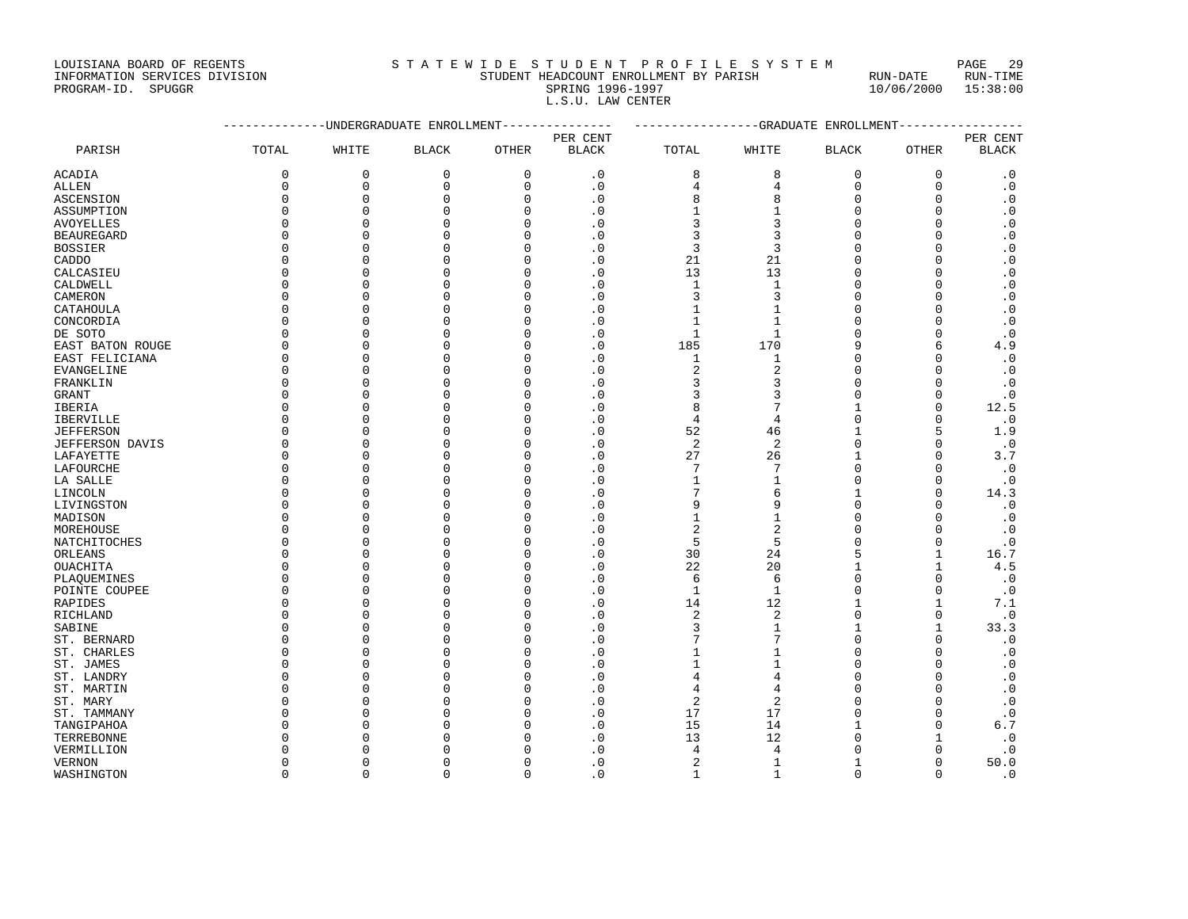LOUISIANA BOARD OF REGENTS
INFORMATION SERVICES DIVISION
PROGRAM-ID. SPUGGR

S T A T E W I D E S T U D E N T P R O F I L E S Y S T E M
STUDENT HEADCOUNT ENROLLMENT BY PARISH
SPRING 1996-1997
L.S.U. LAW CENTER

RUN-DATE 10/06/2000 RUN-TIME 15:38:00

| PARISH | UNDERGRADUATE ENROLLMENT | | | | | GRADUATE ENROLLMENT | | | | |
|---|---|---|---|---|---|---|---|---|---|---|
| | TOTAL | WHITE | BLACK | OTHER | PER CENT BLACK | TOTAL | WHITE | BLACK | OTHER | PER CENT BLACK |
| ACADIA | 0 | 0 | 0 | 0 | .0 | 8 | 8 | 0 | 0 | .0 |
| ALLEN | 0 | 0 | 0 | 0 | .0 | 4 | 4 | 0 | 0 | .0 |
| ASCENSION | 0 | 0 | 0 | 0 | .0 | 8 | 8 | 0 | 0 | .0 |
| ASSUMPTION | 0 | 0 | 0 | 0 | .0 | 1 | 1 | 0 | 0 | .0 |
| AVOYELLES | 0 | 0 | 0 | 0 | .0 | 3 | 3 | 0 | 0 | .0 |
| BEAUREGARD | 0 | 0 | 0 | 0 | .0 | 3 | 3 | 0 | 0 | .0 |
| BOSSIER | 0 | 0 | 0 | 0 | .0 | 3 | 3 | 0 | 0 | .0 |
| CADDO | 0 | 0 | 0 | 0 | .0 | 21 | 21 | 0 | 0 | .0 |
| CALCASIEU | 0 | 0 | 0 | 0 | .0 | 13 | 13 | 0 | 0 | .0 |
| CALDWELL | 0 | 0 | 0 | 0 | .0 | 1 | 1 | 0 | 0 | .0 |
| CAMERON | 0 | 0 | 0 | 0 | .0 | 3 | 3 | 0 | 0 | .0 |
| CATAHOULA | 0 | 0 | 0 | 0 | .0 | 1 | 1 | 0 | 0 | .0 |
| CONCORDIA | 0 | 0 | 0 | 0 | .0 | 1 | 1 | 0 | 0 | .0 |
| DE SOTO | 0 | 0 | 0 | 0 | .0 | 1 | 1 | 0 | 0 | .0 |
| EAST BATON ROUGE | 0 | 0 | 0 | 0 | .0 | 185 | 170 | 9 | 6 | 4.9 |
| EAST FELICIANA | 0 | 0 | 0 | 0 | .0 | 1 | 1 | 0 | 0 | .0 |
| EVANGELINE | 0 | 0 | 0 | 0 | .0 | 2 | 2 | 0 | 0 | .0 |
| FRANKLIN | 0 | 0 | 0 | 0 | .0 | 3 | 3 | 0 | 0 | .0 |
| GRANT | 0 | 0 | 0 | 0 | .0 | 3 | 3 | 0 | 0 | .0 |
| IBERIA | 0 | 0 | 0 | 0 | .0 | 8 | 7 | 1 | 0 | 12.5 |
| IBERVILLE | 0 | 0 | 0 | 0 | .0 | 4 | 4 | 0 | 0 | .0 |
| JEFFERSON | 0 | 0 | 0 | 0 | .0 | 52 | 46 | 1 | 5 | 1.9 |
| JEFFERSON DAVIS | 0 | 0 | 0 | 0 | .0 | 2 | 2 | 0 | 0 | .0 |
| LAFAYETTE | 0 | 0 | 0 | 0 | .0 | 27 | 26 | 1 | 0 | 3.7 |
| LAFOURCHE | 0 | 0 | 0 | 0 | .0 | 7 | 7 | 0 | 0 | .0 |
| LA SALLE | 0 | 0 | 0 | 0 | .0 | 1 | 1 | 0 | 0 | .0 |
| LINCOLN | 0 | 0 | 0 | 0 | .0 | 7 | 6 | 1 | 0 | 14.3 |
| LIVINGSTON | 0 | 0 | 0 | 0 | .0 | 9 | 9 | 0 | 0 | .0 |
| MADISON | 0 | 0 | 0 | 0 | .0 | 1 | 1 | 0 | 0 | .0 |
| MOREHOUSE | 0 | 0 | 0 | 0 | .0 | 2 | 2 | 0 | 0 | .0 |
| NATCHITOCHES | 0 | 0 | 0 | 0 | .0 | 5 | 5 | 0 | 0 | .0 |
| ORLEANS | 0 | 0 | 0 | 0 | .0 | 30 | 24 | 5 | 1 | 16.7 |
| OUACHITA | 0 | 0 | 0 | 0 | .0 | 22 | 20 | 1 | 1 | 4.5 |
| PLAQUEMINES | 0 | 0 | 0 | 0 | .0 | 6 | 6 | 0 | 0 | .0 |
| POINTE COUPEE | 0 | 0 | 0 | 0 | .0 | 1 | 1 | 0 | 0 | .0 |
| RAPIDES | 0 | 0 | 0 | 0 | .0 | 14 | 12 | 1 | 1 | 7.1 |
| RICHLAND | 0 | 0 | 0 | 0 | .0 | 2 | 2 | 0 | 0 | .0 |
| SABINE | 0 | 0 | 0 | 0 | .0 | 3 | 1 | 1 | 1 | 33.3 |
| ST. BERNARD | 0 | 0 | 0 | 0 | .0 | 7 | 7 | 0 | 0 | .0 |
| ST. CHARLES | 0 | 0 | 0 | 0 | .0 | 1 | 1 | 0 | 0 | .0 |
| ST. JAMES | 0 | 0 | 0 | 0 | .0 | 1 | 1 | 0 | 0 | .0 |
| ST. LANDRY | 0 | 0 | 0 | 0 | .0 | 4 | 4 | 0 | 0 | .0 |
| ST. MARTIN | 0 | 0 | 0 | 0 | .0 | 4 | 4 | 0 | 0 | .0 |
| ST. MARY | 0 | 0 | 0 | 0 | .0 | 2 | 2 | 0 | 0 | .0 |
| ST. TAMMANY | 0 | 0 | 0 | 0 | .0 | 17 | 17 | 0 | 0 | .0 |
| TANGIPAHOA | 0 | 0 | 0 | 0 | .0 | 15 | 14 | 1 | 0 | 6.7 |
| TERREBONNE | 0 | 0 | 0 | 0 | .0 | 13 | 12 | 0 | 1 | .0 |
| VERMILLION | 0 | 0 | 0 | 0 | .0 | 4 | 4 | 0 | 0 | .0 |
| VERNON | 0 | 0 | 0 | 0 | .0 | 2 | 1 | 1 | 0 | 50.0 |
| WASHINGTON | 0 | 0 | 0 | 0 | .0 | 1 | 1 | 0 | 0 | .0 |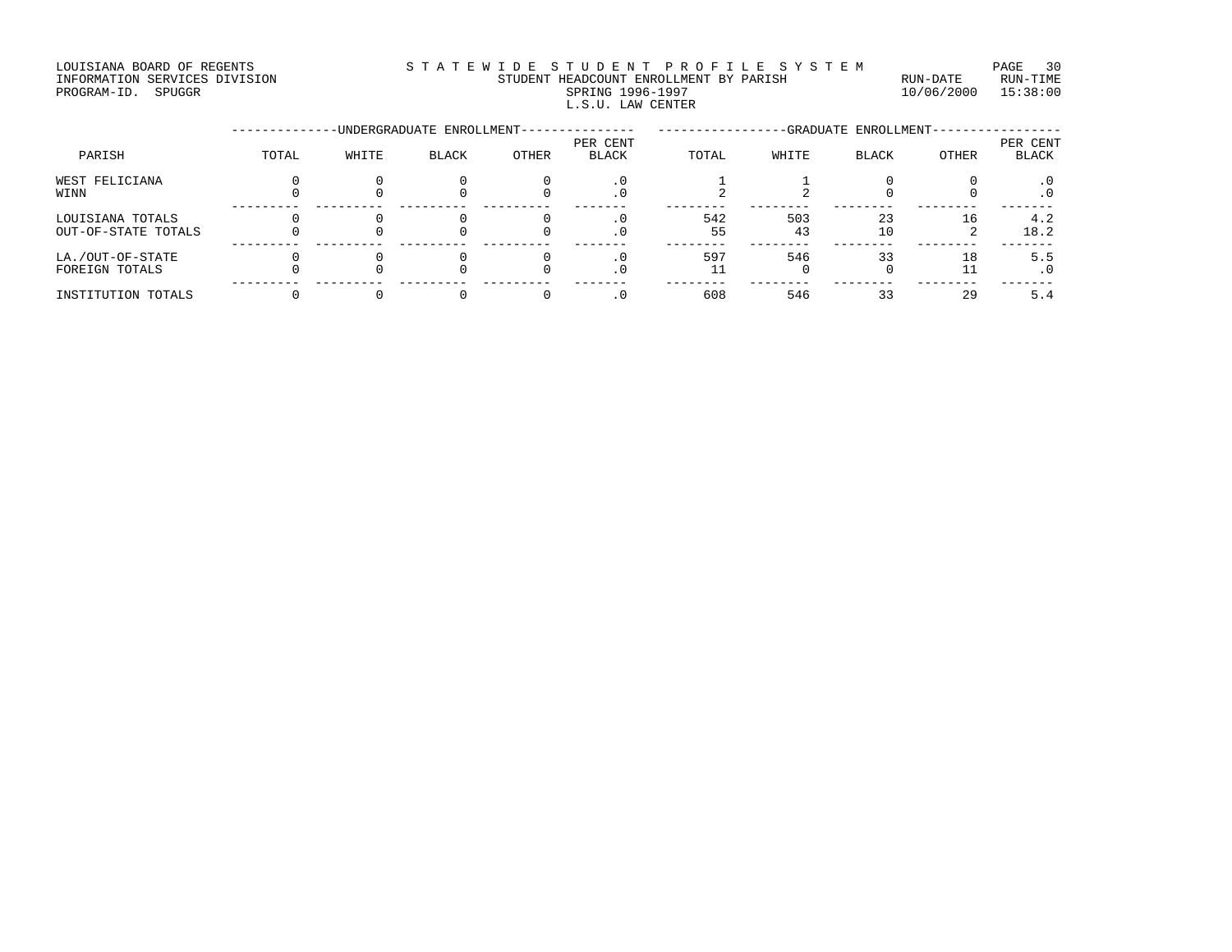LOUISIANA BOARD OF REGENTS
INFORMATION SERVICES DIVISION
PROGRAM-ID. SPUGGR

STATEWIDE STUDENT PROFILE SYSTEM
STUDENT HEADCOUNT ENROLLMENT BY PARISH
SPRING 1996-1997
L.S.U. LAW CENTER

RUN-DATE 10/06/2000 RUN-TIME 15:38:00

| PARISH | UNDERGRADUATE ENROLLMENT TOTAL | WHITE | BLACK | OTHER | PER CENT BLACK | GRADUATE ENROLLMENT TOTAL | WHITE | BLACK | OTHER | PER CENT BLACK |
|---|---|---|---|---|---|---|---|---|---|---|
| WEST FELICIANA | 0 | 0 | 0 | 0 | .0 | 1 | 1 | 0 | 0 | .0 |
| WINN | 0 | 0 | 0 | 0 | .0 | 2 | 2 | 0 | 0 | .0 |
| LOUISIANA TOTALS | 0 | 0 | 0 | 0 | .0 | 542 | 503 | 23 | 16 | 4.2 |
| OUT-OF-STATE TOTALS | 0 | 0 | 0 | 0 | .0 | 55 | 43 | 10 | 2 | 18.2 |
| LA./OUT-OF-STATE | 0 | 0 | 0 | 0 | .0 | 597 | 546 | 33 | 18 | 5.5 |
| FOREIGN TOTALS | 0 | 0 | 0 | 0 | .0 | 11 | 0 | 0 | 11 | .0 |
| INSTITUTION TOTALS | 0 | 0 | 0 | 0 | .0 | 608 | 546 | 33 | 29 | 5.4 |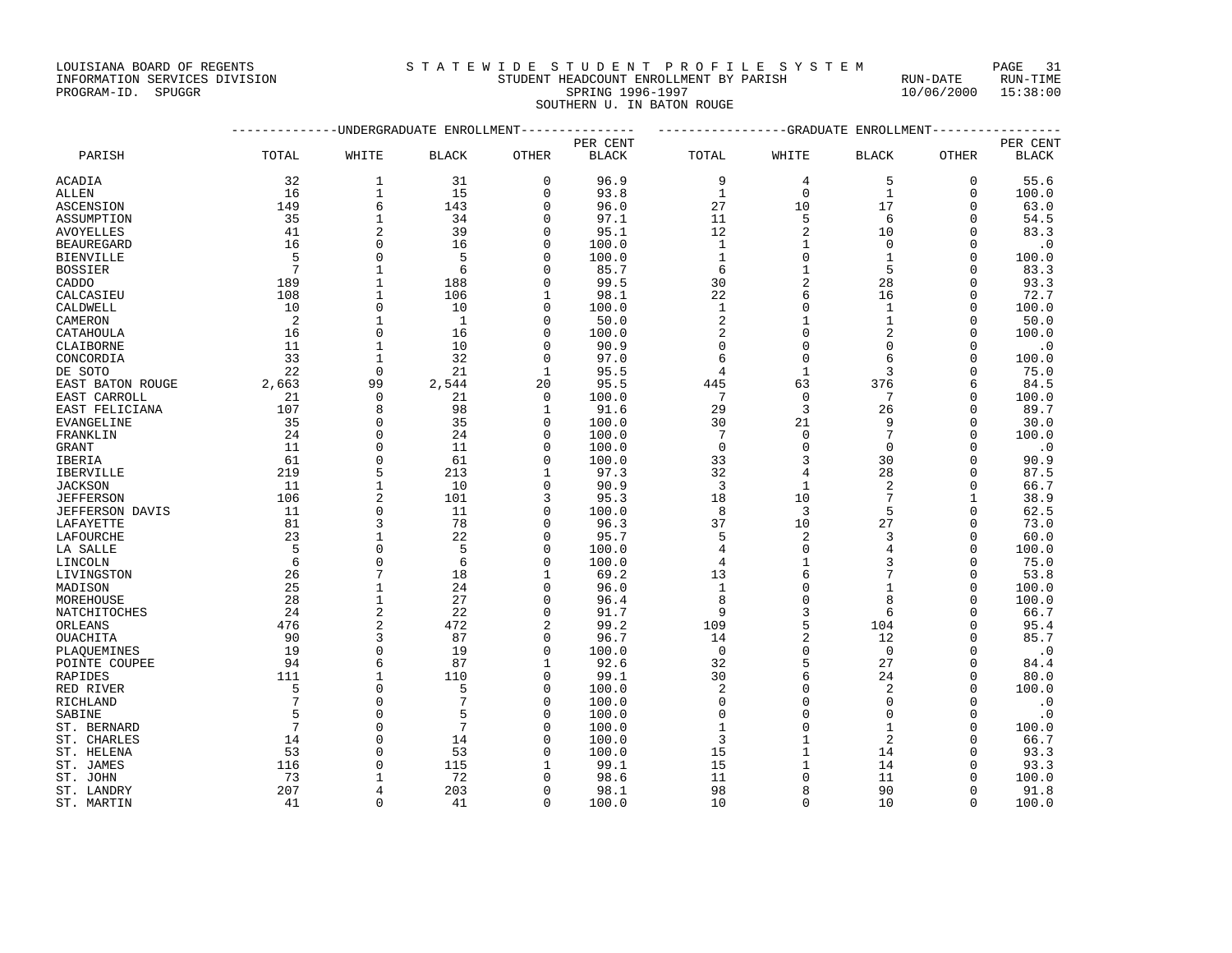LOUISIANA BOARD OF REGENTS
INFORMATION SERVICES DIVISION
PROGRAM-ID. SPUGGR

S T A T E W I D E S T U D E N T P R O F I L E S Y S T E M
STUDENT HEADCOUNT ENROLLMENT BY PARISH
SPRING 1996-1997
SOUTHERN U. IN BATON ROUGE

RUN-DATE 10/06/2000 RUN-TIME 15:38:00

| PARISH | UNDERGRADUATE ENROLLMENT TOTAL | WHITE | BLACK | OTHER | PER CENT BLACK | GRADUATE ENROLLMENT TOTAL | WHITE | BLACK | OTHER | PER CENT BLACK |
|---|---|---|---|---|---|---|---|---|---|---|
| ACADIA | 32 | 1 | 31 | 0 | 96.9 | 9 | 4 | 5 | 0 | 55.6 |
| ALLEN | 16 | 1 | 15 | 0 | 93.8 | 1 | 0 | 1 | 0 | 100.0 |
| ASCENSION | 149 | 6 | 143 | 0 | 96.0 | 27 | 10 | 17 | 0 | 63.0 |
| ASSUMPTION | 35 | 1 | 34 | 0 | 97.1 | 11 | 5 | 6 | 0 | 54.5 |
| AVOYELLES | 41 | 2 | 39 | 0 | 95.1 | 12 | 2 | 10 | 0 | 83.3 |
| BEAUREGARD | 16 | 0 | 16 | 0 | 100.0 | 1 | 1 | 0 | 0 | .0 |
| BIENVILLE | 5 | 0 | 5 | 0 | 100.0 | 1 | 0 | 1 | 0 | 100.0 |
| BOSSIER | 7 | 1 | 6 | 0 | 85.7 | 6 | 1 | 5 | 0 | 83.3 |
| CADDO | 189 | 1 | 188 | 0 | 99.5 | 30 | 2 | 28 | 0 | 93.3 |
| CALCASIEU | 108 | 1 | 106 | 1 | 98.1 | 22 | 6 | 16 | 0 | 72.7 |
| CALDWELL | 10 | 0 | 10 | 0 | 100.0 | 1 | 0 | 1 | 0 | 100.0 |
| CAMERON | 2 | 1 | 1 | 0 | 50.0 | 2 | 1 | 1 | 0 | 50.0 |
| CATAHOULA | 16 | 0 | 16 | 0 | 100.0 | 2 | 0 | 2 | 0 | 100.0 |
| CLAIBORNE | 11 | 1 | 10 | 0 | 90.9 | 0 | 0 | 0 | 0 | .0 |
| CONCORDIA | 33 | 1 | 32 | 0 | 97.0 | 6 | 0 | 6 | 0 | 100.0 |
| DE SOTO | 22 | 0 | 21 | 1 | 95.5 | 4 | 1 | 3 | 0 | 75.0 |
| EAST BATON ROUGE | 2,663 | 99 | 2,544 | 20 | 95.5 | 445 | 63 | 376 | 6 | 84.5 |
| EAST CARROLL | 21 | 0 | 21 | 0 | 100.0 | 7 | 0 | 7 | 0 | 100.0 |
| EAST FELICIANA | 107 | 8 | 98 | 1 | 91.6 | 29 | 3 | 26 | 0 | 89.7 |
| EVANGELINE | 35 | 0 | 35 | 0 | 100.0 | 30 | 21 | 9 | 0 | 30.0 |
| FRANKLIN | 24 | 0 | 24 | 0 | 100.0 | 7 | 0 | 7 | 0 | 100.0 |
| GRANT | 11 | 0 | 11 | 0 | 100.0 | 0 | 0 | 0 | 0 | .0 |
| IBERIA | 61 | 0 | 61 | 0 | 100.0 | 33 | 3 | 30 | 0 | 90.9 |
| IBERVILLE | 219 | 5 | 213 | 1 | 97.3 | 32 | 4 | 28 | 0 | 87.5 |
| JACKSON | 11 | 1 | 10 | 0 | 90.9 | 3 | 1 | 2 | 0 | 66.7 |
| JEFFERSON | 106 | 2 | 101 | 3 | 95.3 | 18 | 10 | 7 | 1 | 38.9 |
| JEFFERSON DAVIS | 11 | 0 | 11 | 0 | 100.0 | 8 | 3 | 5 | 0 | 62.5 |
| LAFAYETTE | 81 | 3 | 78 | 0 | 96.3 | 37 | 10 | 27 | 0 | 73.0 |
| LAFOURCHE | 23 | 1 | 22 | 0 | 95.7 | 5 | 2 | 3 | 0 | 60.0 |
| LA SALLE | 5 | 0 | 5 | 0 | 100.0 | 4 | 0 | 4 | 0 | 100.0 |
| LINCOLN | 6 | 0 | 6 | 0 | 100.0 | 4 | 1 | 3 | 0 | 75.0 |
| LIVINGSTON | 26 | 7 | 18 | 1 | 69.2 | 13 | 6 | 7 | 0 | 53.8 |
| MADISON | 25 | 1 | 24 | 0 | 96.0 | 1 | 0 | 1 | 0 | 100.0 |
| MOREHOUSE | 28 | 1 | 27 | 0 | 96.4 | 8 | 0 | 8 | 0 | 100.0 |
| NATCHITOCHES | 24 | 2 | 22 | 0 | 91.7 | 9 | 3 | 6 | 0 | 66.7 |
| ORLEANS | 476 | 2 | 472 | 2 | 99.2 | 109 | 5 | 104 | 0 | 95.4 |
| OUACHITA | 90 | 3 | 87 | 0 | 96.7 | 14 | 2 | 12 | 0 | 85.7 |
| PLAQUEMINES | 19 | 0 | 19 | 0 | 100.0 | 0 | 0 | 0 | 0 | .0 |
| POINTE COUPEE | 94 | 6 | 87 | 1 | 92.6 | 32 | 5 | 27 | 0 | 84.4 |
| RAPIDES | 111 | 1 | 110 | 0 | 99.1 | 30 | 6 | 24 | 0 | 80.0 |
| RED RIVER | 5 | 0 | 5 | 0 | 100.0 | 2 | 0 | 2 | 0 | 100.0 |
| RICHLAND | 7 | 0 | 7 | 0 | 100.0 | 0 | 0 | 0 | 0 | .0 |
| SABINE | 5 | 0 | 5 | 0 | 100.0 | 0 | 0 | 0 | 0 | .0 |
| ST. BERNARD | 7 | 0 | 7 | 0 | 100.0 | 1 | 0 | 1 | 0 | 100.0 |
| ST. CHARLES | 14 | 0 | 14 | 0 | 100.0 | 3 | 1 | 2 | 0 | 66.7 |
| ST. HELENA | 53 | 0 | 53 | 0 | 100.0 | 15 | 1 | 14 | 0 | 93.3 |
| ST. JAMES | 116 | 0 | 115 | 1 | 99.1 | 15 | 1 | 14 | 0 | 93.3 |
| ST. JOHN | 73 | 1 | 72 | 0 | 98.6 | 11 | 0 | 11 | 0 | 100.0 |
| ST. LANDRY | 207 | 4 | 203 | 0 | 98.1 | 98 | 8 | 90 | 0 | 91.8 |
| ST. MARTIN | 41 | 0 | 41 | 0 | 100.0 | 10 | 0 | 10 | 0 | 100.0 |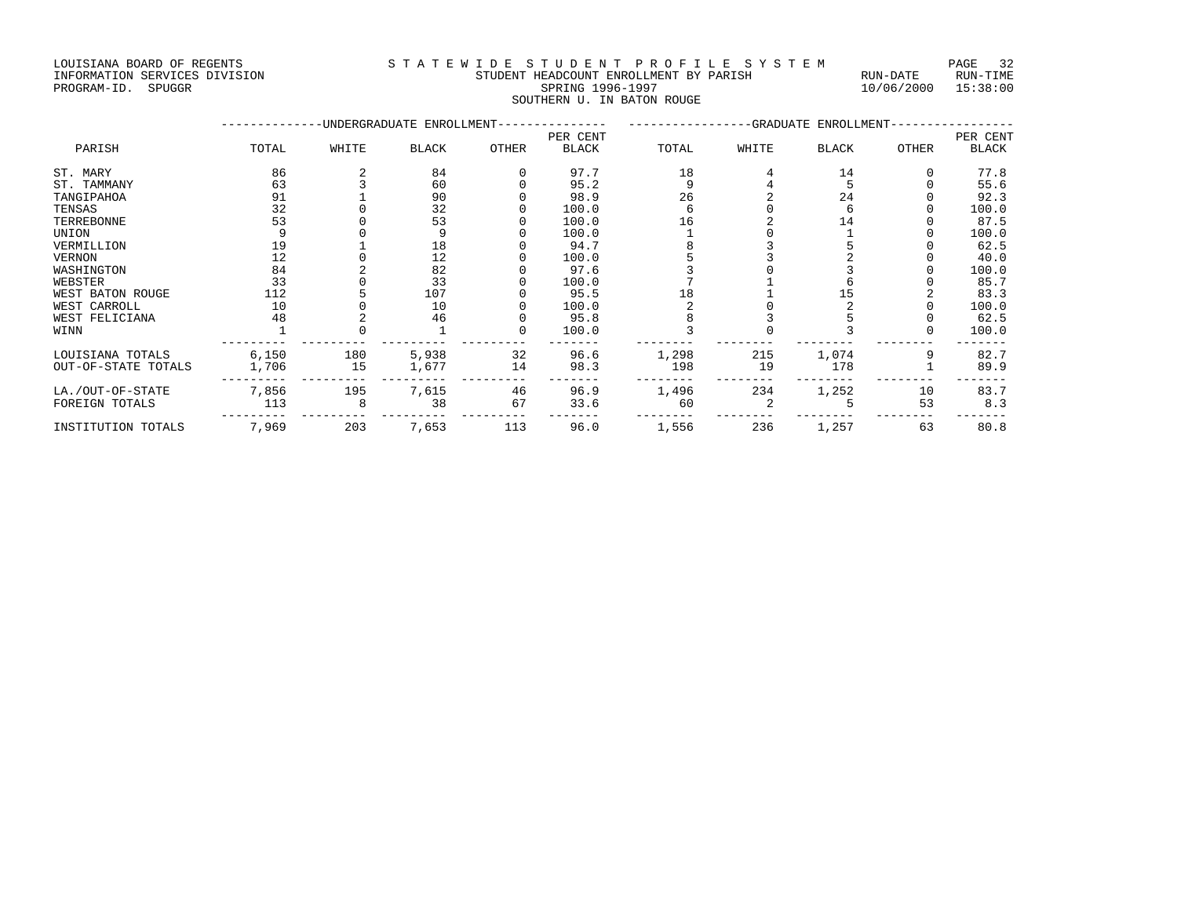LOUISIANA BOARD OF REGENTS
INFORMATION SERVICES DIVISION
PROGRAM-ID. SPUGGR

STATEWIDE STUDENT PROFILE SYSTEM
STUDENT HEADCOUNT ENROLLMENT BY PARISH
SPRING 1996-1997
SOUTHERN U. IN BATON ROUGE

RUN-DATE 10/06/2000 RUN-TIME 15:38:00

| PARISH | UNDERGRADUATE ENROLLMENT TOTAL | WHITE | BLACK | OTHER | PER CENT BLACK | GRADUATE ENROLLMENT TOTAL | WHITE | BLACK | OTHER | PER CENT BLACK |
|---|---|---|---|---|---|---|---|---|---|---|
| ST. MARY | 86 | 2 | 84 | 0 | 97.7 | 18 | 4 | 14 | 0 | 77.8 |
| ST. TAMMANY | 63 | 3 | 60 | 0 | 95.2 | 9 | 4 | 5 | 0 | 55.6 |
| TANGIPAHOA | 91 | 1 | 90 | 0 | 98.9 | 26 | 2 | 24 | 0 | 92.3 |
| TENSAS | 32 | 0 | 32 | 0 | 100.0 | 6 | 0 | 6 | 0 | 100.0 |
| TERREBONNE | 53 | 0 | 53 | 0 | 100.0 | 16 | 2 | 14 | 0 | 87.5 |
| UNION | 9 | 0 | 9 | 0 | 100.0 | 1 | 0 | 1 | 0 | 100.0 |
| VERMILLION | 19 | 1 | 18 | 0 | 94.7 | 8 | 3 | 5 | 0 | 62.5 |
| VERNON | 12 | 0 | 12 | 0 | 100.0 | 5 | 3 | 2 | 0 | 40.0 |
| WASHINGTON | 84 | 2 | 82 | 0 | 97.6 | 3 | 0 | 3 | 0 | 100.0 |
| WEBSTER | 33 | 0 | 33 | 0 | 100.0 | 7 | 1 | 6 | 0 | 85.7 |
| WEST BATON ROUGE | 112 | 5 | 107 | 0 | 95.5 | 18 | 1 | 15 | 2 | 83.3 |
| WEST CARROLL | 10 | 0 | 10 | 0 | 100.0 | 2 | 0 | 2 | 0 | 100.0 |
| WEST FELICIANA | 48 | 2 | 46 | 0 | 95.8 | 8 | 3 | 5 | 0 | 62.5 |
| WINN | 1 | 0 | 1 | 0 | 100.0 | 3 | 0 | 3 | 0 | 100.0 |
| LOUISIANA TOTALS | 6,150 | 180 | 5,938 | 32 | 96.6 | 1,298 | 215 | 1,074 | 9 | 82.7 |
| OUT-OF-STATE TOTALS | 1,706 | 15 | 1,677 | 14 | 98.3 | 198 | 19 | 178 | 1 | 89.9 |
| LA./OUT-OF-STATE | 7,856 | 195 | 7,615 | 46 | 96.9 | 1,496 | 234 | 1,252 | 10 | 83.7 |
| FOREIGN TOTALS | 113 | 8 | 38 | 67 | 33.6 | 60 | 2 | 5 | 53 | 8.3 |
| INSTITUTION TOTALS | 7,969 | 203 | 7,653 | 113 | 96.0 | 1,556 | 236 | 1,257 | 63 | 80.8 |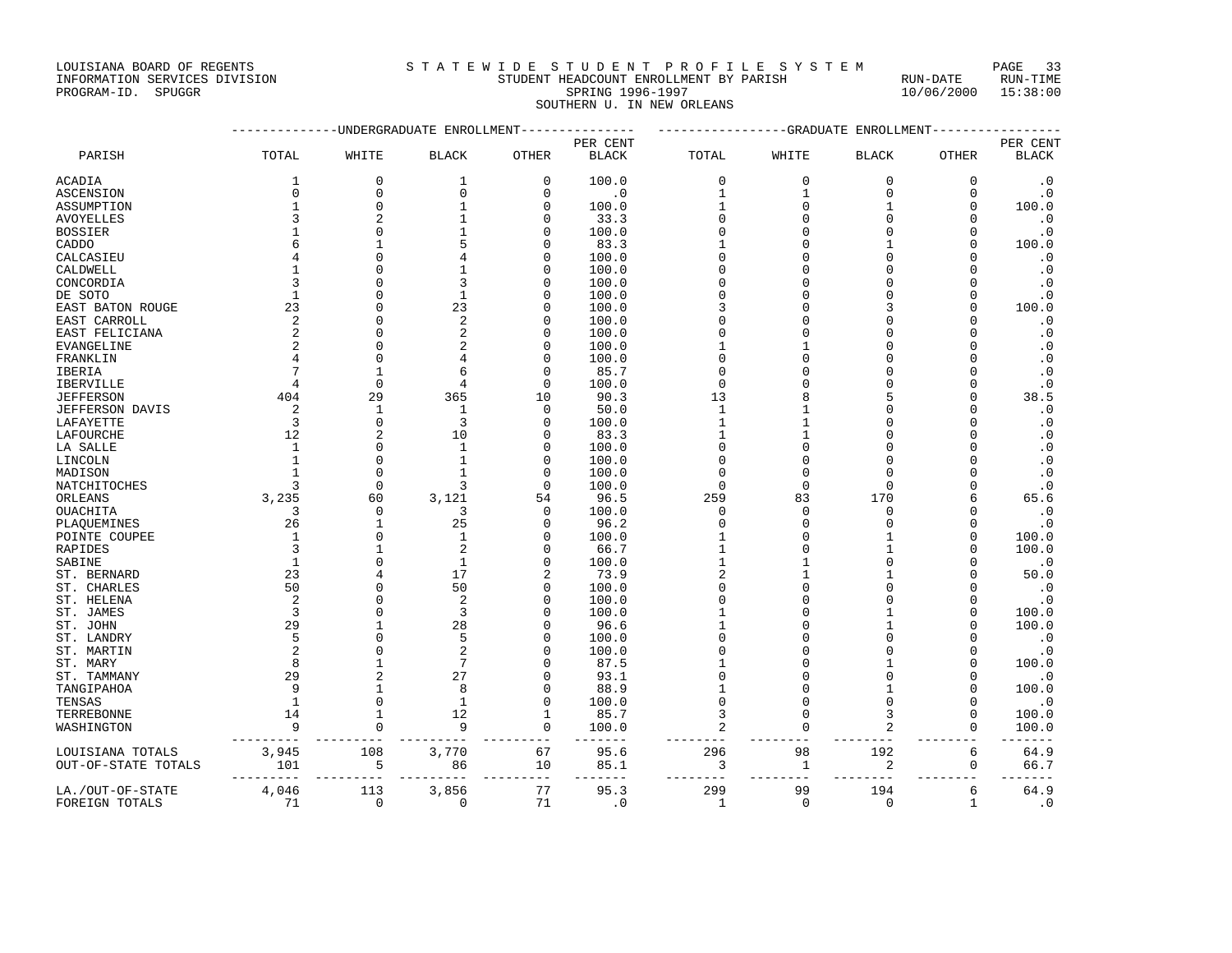LOUISIANA BOARD OF REGENTS
INFORMATION SERVICES DIVISION
PROGRAM-ID. SPUGGR

# STATEWIDE STUDENT PROFILE SYSTEM

STUDENT HEADCOUNT ENROLLMENT BY PARISH
SPRING 1996-1997
SOUTHERN U. IN NEW ORLEANS

RUN-DATE 10/06/2000 RUN-TIME 15:38:00

| | UNDERGRADUATE ENROLLMENT | | | | | GRADUATE ENROLLMENT | | | | |
|---|---|---|---|---|---|---|---|---|---|---|
| PARISH | TOTAL | WHITE | BLACK | OTHER | PER CENT BLACK | TOTAL | WHITE | BLACK | OTHER | PER CENT BLACK |
| ACADIA | 1 | 0 | 1 | 0 | 100.0 | 0 | 0 | 0 | 0 | .0 |
| ASCENSION | 0 | 0 | 0 | 0 | .0 | 1 | 1 | 0 | 0 | .0 |
| ASSUMPTION | 1 | 0 | 1 | 0 | 100.0 | 1 | 0 | 1 | 0 | 100.0 |
| AVOYELLES | 3 | 2 | 1 | 0 | 33.3 | 0 | 0 | 0 | 0 | .0 |
| BOSSIER | 1 | 0 | 1 | 0 | 100.0 | 0 | 0 | 0 | 0 | .0 |
| CADDO | 6 | 1 | 5 | 0 | 83.3 | 1 | 0 | 1 | 0 | 100.0 |
| CALCASIEU | 4 | 0 | 4 | 0 | 100.0 | 0 | 0 | 0 | 0 | .0 |
| CALDWELL | 1 | 0 | 1 | 0 | 100.0 | 0 | 0 | 0 | 0 | .0 |
| CONCORDIA | 3 | 0 | 3 | 0 | 100.0 | 0 | 0 | 0 | 0 | .0 |
| DE SOTO | 1 | 0 | 1 | 0 | 100.0 | 0 | 0 | 0 | 0 | .0 |
| EAST BATON ROUGE | 23 | 0 | 23 | 0 | 100.0 | 3 | 0 | 3 | 0 | 100.0 |
| EAST CARROLL | 2 | 0 | 2 | 0 | 100.0 | 0 | 0 | 0 | 0 | .0 |
| EAST FELICIANA | 2 | 0 | 2 | 0 | 100.0 | 0 | 0 | 0 | 0 | .0 |
| EVANGELINE | 2 | 0 | 2 | 0 | 100.0 | 1 | 1 | 0 | 0 | .0 |
| FRANKLIN | 4 | 0 | 4 | 0 | 100.0 | 0 | 0 | 0 | 0 | .0 |
| IBERIA | 7 | 1 | 6 | 0 | 85.7 | 0 | 0 | 0 | 0 | .0 |
| IBERVILLE | 4 | 0 | 4 | 0 | 100.0 | 0 | 0 | 0 | 0 | .0 |
| JEFFERSON | 404 | 29 | 365 | 10 | 90.3 | 13 | 8 | 5 | 0 | 38.5 |
| JEFFERSON DAVIS | 2 | 1 | 1 | 0 | 50.0 | 1 | 1 | 0 | 0 | .0 |
| LAFAYETTE | 3 | 0 | 3 | 0 | 100.0 | 1 | 1 | 0 | 0 | .0 |
| LAFOURCHE | 12 | 2 | 10 | 0 | 83.3 | 1 | 1 | 0 | 0 | .0 |
| LA SALLE | 1 | 0 | 1 | 0 | 100.0 | 0 | 0 | 0 | 0 | .0 |
| LINCOLN | 1 | 0 | 1 | 0 | 100.0 | 0 | 0 | 0 | 0 | .0 |
| MADISON | 1 | 0 | 1 | 0 | 100.0 | 0 | 0 | 0 | 0 | .0 |
| NATCHITOCHES | 3 | 0 | 3 | 0 | 100.0 | 0 | 0 | 0 | 0 | .0 |
| ORLEANS | 3,235 | 60 | 3,121 | 54 | 96.5 | 259 | 83 | 170 | 6 | 65.6 |
| OUACHITA | 3 | 0 | 3 | 0 | 100.0 | 0 | 0 | 0 | 0 | .0 |
| PLAQUEMINES | 26 | 1 | 25 | 0 | 96.2 | 0 | 0 | 0 | 0 | .0 |
| POINTE COUPEE | 1 | 0 | 1 | 0 | 100.0 | 1 | 0 | 1 | 0 | 100.0 |
| RAPIDES | 3 | 1 | 2 | 0 | 66.7 | 1 | 0 | 1 | 0 | 100.0 |
| SABINE | 1 | 0 | 1 | 0 | 100.0 | 1 | 1 | 0 | 0 | .0 |
| ST. BERNARD | 23 | 4 | 17 | 2 | 73.9 | 2 | 1 | 1 | 0 | 50.0 |
| ST. CHARLES | 50 | 0 | 50 | 0 | 100.0 | 0 | 0 | 0 | 0 | .0 |
| ST. HELENA | 2 | 0 | 2 | 0 | 100.0 | 0 | 0 | 0 | 0 | .0 |
| ST. JAMES | 3 | 0 | 3 | 0 | 100.0 | 1 | 0 | 1 | 0 | 100.0 |
| ST. JOHN | 29 | 1 | 28 | 0 | 96.6 | 1 | 0 | 1 | 0 | 100.0 |
| ST. LANDRY | 5 | 0 | 5 | 0 | 100.0 | 0 | 0 | 0 | 0 | .0 |
| ST. MARTIN | 2 | 0 | 2 | 0 | 100.0 | 0 | 0 | 0 | 0 | .0 |
| ST. MARY | 8 | 1 | 7 | 0 | 87.5 | 1 | 0 | 1 | 0 | 100.0 |
| ST. TAMMANY | 29 | 2 | 27 | 0 | 93.1 | 0 | 0 | 0 | 0 | .0 |
| TANGIPAHOA | 9 | 1 | 8 | 0 | 88.9 | 1 | 0 | 1 | 0 | 100.0 |
| TENSAS | 1 | 0 | 1 | 0 | 100.0 | 0 | 0 | 0 | 0 | .0 |
| TERREBONNE | 14 | 1 | 12 | 1 | 85.7 | 3 | 0 | 3 | 0 | 100.0 |
| WASHINGTON | 9 | 0 | 9 | 0 | 100.0 | 2 | 0 | 2 | 0 | 100.0 |
| LOUISIANA TOTALS | 3,945 | 108 | 3,770 | 67 | 95.6 | 296 | 98 | 192 | 6 | 64.9 |
| OUT-OF-STATE TOTALS | 101 | 5 | 86 | 10 | 85.1 | 3 | 1 | 2 | 0 | 66.7 |
| LA./OUT-OF-STATE | 4,046 | 113 | 3,856 | 77 | 95.3 | 299 | 99 | 194 | 6 | 64.9 |
| FOREIGN TOTALS | 71 | 0 | 0 | 71 | .0 | 1 | 0 | 0 | 1 | .0 |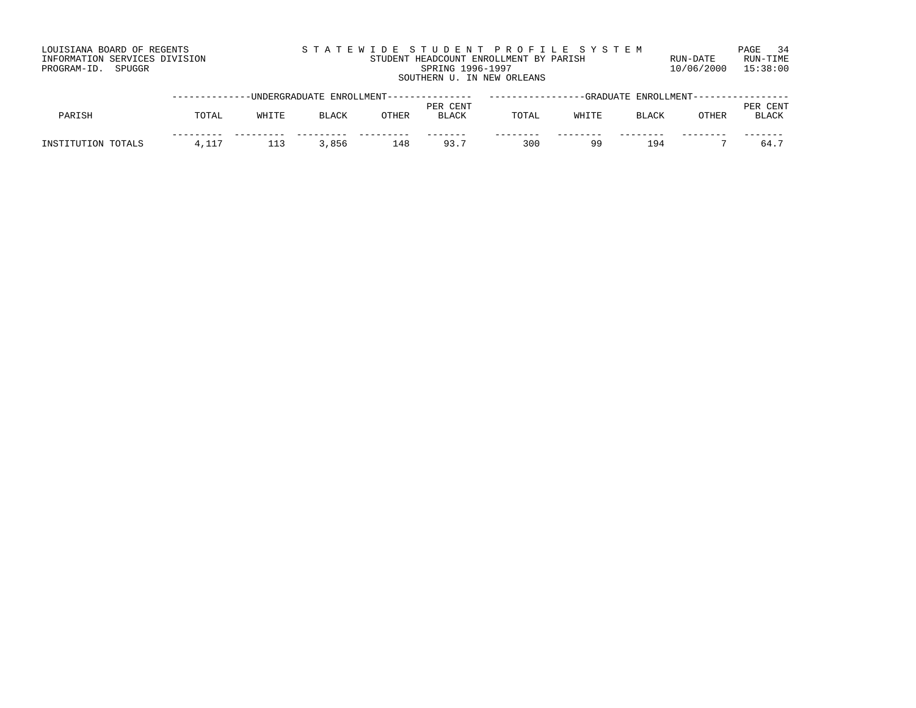LOUISIANA BOARD OF REGENTS
INFORMATION SERVICES DIVISION
PROGRAM-ID. SPUGGR

STATEWIDE STUDENT PROFILE SYSTEM
STUDENT HEADCOUNT ENROLLMENT BY PARISH
SPRING 1996-1997
SOUTHERN U. IN NEW ORLEANS

RUN-DATE 10/06/2000
RUN-TIME 15:38:00

| PARISH | UNDERGRADUATE ENROLLMENT TOTAL | UNDERGRADUATE ENROLLMENT WHITE | UNDERGRADUATE ENROLLMENT BLACK | UNDERGRADUATE ENROLLMENT OTHER | UNDERGRADUATE ENROLLMENT PER CENT BLACK | GRADUATE ENROLLMENT TOTAL | GRADUATE ENROLLMENT WHITE | GRADUATE ENROLLMENT BLACK | GRADUATE ENROLLMENT OTHER | GRADUATE ENROLLMENT PER CENT BLACK |
|---|---|---|---|---|---|---|---|---|---|---|
| INSTITUTION TOTALS | 4,117 | 113 | 3,856 | 148 | 93.7 | 300 | 99 | 194 | 7 | 64.7 |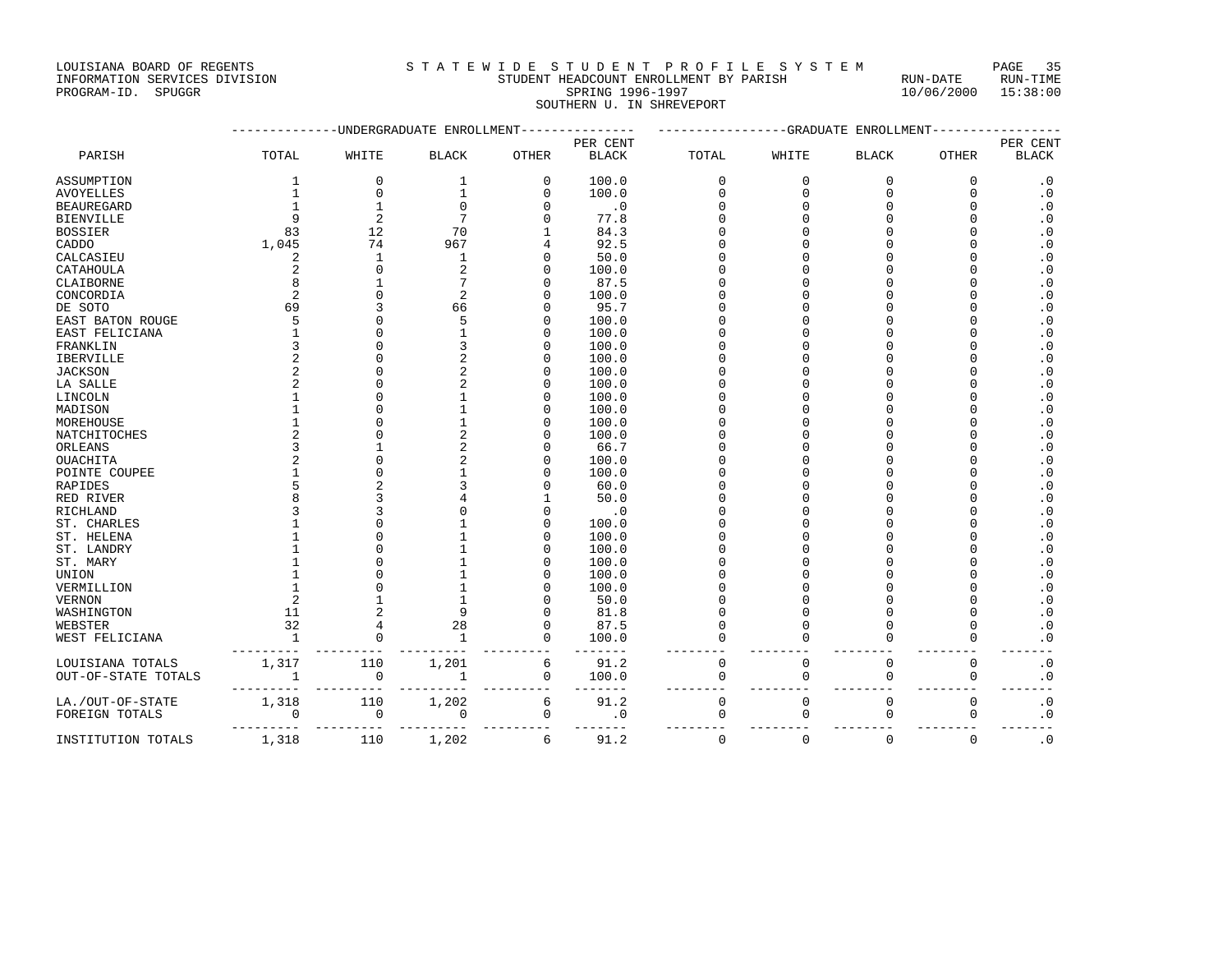LOUISIANA BOARD OF REGENTS
INFORMATION SERVICES DIVISION
PROGRAM-ID. SPUGGR

# STATEWIDE STUDENT PROFILE SYSTEM
## STUDENT HEADCOUNT ENROLLMENT BY PARISH
### SPRING 1996-1997
### SOUTHERN U. IN SHREVEPORT

RUN-DATE 10/06/2000 RUN-TIME 15:38:00

| PARISH | UNDERGRADUATE ENROLLMENT TOTAL | WHITE | BLACK | OTHER | PER CENT BLACK | GRADUATE ENROLLMENT TOTAL | WHITE | BLACK | OTHER | PER CENT BLACK |
|---|---|---|---|---|---|---|---|---|---|---|
| ASSUMPTION | 1 | 0 | 1 | 0 | 100.0 | 0 | 0 | 0 | 0 | .0 |
| AVOYELLES | 1 | 0 | 1 | 0 | 100.0 | 0 | 0 | 0 | 0 | .0 |
| BEAUREGARD | 1 | 1 | 0 | 0 | .0 | 0 | 0 | 0 | 0 | .0 |
| BIENVILLE | 9 | 2 | 7 | 0 | 77.8 | 0 | 0 | 0 | 0 | .0 |
| BOSSIER | 83 | 12 | 70 | 1 | 84.3 | 0 | 0 | 0 | 0 | .0 |
| CADDO | 1,045 | 74 | 967 | 4 | 92.5 | 0 | 0 | 0 | 0 | .0 |
| CALCASIEU | 2 | 1 | 1 | 0 | 50.0 | 0 | 0 | 0 | 0 | .0 |
| CATAHOULA | 2 | 0 | 2 | 0 | 100.0 | 0 | 0 | 0 | 0 | .0 |
| CLAIBORNE | 8 | 1 | 7 | 0 | 87.5 | 0 | 0 | 0 | 0 | .0 |
| CONCORDIA | 2 | 0 | 2 | 0 | 100.0 | 0 | 0 | 0 | 0 | .0 |
| DE SOTO | 69 | 3 | 66 | 0 | 95.7 | 0 | 0 | 0 | 0 | .0 |
| EAST BATON ROUGE | 5 | 0 | 5 | 0 | 100.0 | 0 | 0 | 0 | 0 | .0 |
| EAST FELICIANA | 1 | 0 | 1 | 0 | 100.0 | 0 | 0 | 0 | 0 | .0 |
| FRANKLIN | 3 | 0 | 3 | 0 | 100.0 | 0 | 0 | 0 | 0 | .0 |
| IBERVILLE | 2 | 0 | 2 | 0 | 100.0 | 0 | 0 | 0 | 0 | .0 |
| JACKSON | 2 | 0 | 2 | 0 | 100.0 | 0 | 0 | 0 | 0 | .0 |
| LA SALLE | 2 | 0 | 2 | 0 | 100.0 | 0 | 0 | 0 | 0 | .0 |
| LINCOLN | 1 | 0 | 1 | 0 | 100.0 | 0 | 0 | 0 | 0 | .0 |
| MADISON | 1 | 0 | 1 | 0 | 100.0 | 0 | 0 | 0 | 0 | .0 |
| MOREHOUSE | 1 | 0 | 1 | 0 | 100.0 | 0 | 0 | 0 | 0 | .0 |
| NATCHITOCHES | 2 | 0 | 2 | 0 | 100.0 | 0 | 0 | 0 | 0 | .0 |
| ORLEANS | 3 | 1 | 2 | 0 | 66.7 | 0 | 0 | 0 | 0 | .0 |
| OUACHITA | 2 | 0 | 2 | 0 | 100.0 | 0 | 0 | 0 | 0 | .0 |
| POINTE COUPEE | 1 | 0 | 1 | 0 | 100.0 | 0 | 0 | 0 | 0 | .0 |
| RAPIDES | 5 | 2 | 3 | 0 | 60.0 | 0 | 0 | 0 | 0 | .0 |
| RED RIVER | 8 | 3 | 4 | 1 | 50.0 | 0 | 0 | 0 | 0 | .0 |
| RICHLAND | 3 | 3 | 0 | 0 | .0 | 0 | 0 | 0 | 0 | .0 |
| ST. CHARLES | 1 | 0 | 1 | 0 | 100.0 | 0 | 0 | 0 | 0 | .0 |
| ST. HELENA | 1 | 0 | 1 | 0 | 100.0 | 0 | 0 | 0 | 0 | .0 |
| ST. LANDRY | 1 | 0 | 1 | 0 | 100.0 | 0 | 0 | 0 | 0 | .0 |
| ST. MARY | 1 | 0 | 1 | 0 | 100.0 | 0 | 0 | 0 | 0 | .0 |
| UNION | 1 | 0 | 1 | 0 | 100.0 | 0 | 0 | 0 | 0 | .0 |
| VERMILLION | 1 | 0 | 1 | 0 | 100.0 | 0 | 0 | 0 | 0 | .0 |
| VERNON | 2 | 1 | 1 | 0 | 50.0 | 0 | 0 | 0 | 0 | .0 |
| WASHINGTON | 11 | 2 | 9 | 0 | 81.8 | 0 | 0 | 0 | 0 | .0 |
| WEBSTER | 32 | 4 | 28 | 0 | 87.5 | 0 | 0 | 0 | 0 | .0 |
| WEST FELICIANA | 1 | 0 | 1 | 0 | 100.0 | 0 | 0 | 0 | 0 | .0 |
| LOUISIANA TOTALS | 1,317 | 110 | 1,201 | 6 | 91.2 | 0 | 0 | 0 | 0 | .0 |
| OUT-OF-STATE TOTALS | 1 | 0 | 1 | 0 | 100.0 | 0 | 0 | 0 | 0 | .0 |
| LA./OUT-OF-STATE | 1,318 | 110 | 1,202 | 6 | 91.2 | 0 | 0 | 0 | 0 | .0 |
| FOREIGN TOTALS | 0 | 0 | 0 | 0 | .0 | 0 | 0 | 0 | 0 | .0 |
| INSTITUTION TOTALS | 1,318 | 110 | 1,202 | 6 | 91.2 | 0 | 0 | 0 | 0 | .0 |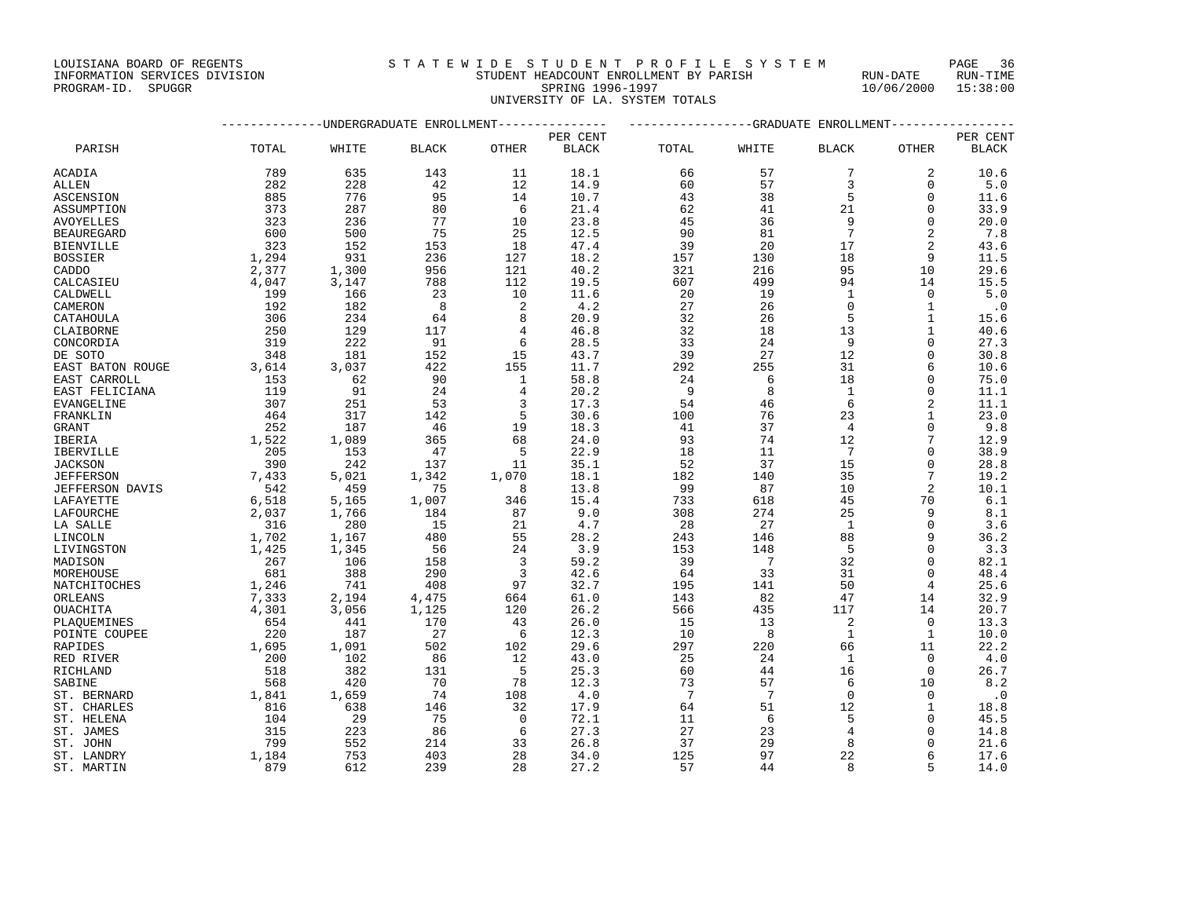LOUISIANA BOARD OF REGENTS
INFORMATION SERVICES DIVISION
PROGRAM-ID. SPUGGR

STATEWIDE STUDENT PROFILE SYSTEM
STUDENT HEADCOUNT ENROLLMENT BY PARISH
SPRING 1996-1997
UNIVERSITY OF LA. SYSTEM TOTALS

RUN-DATE 10/06/2000 RUN-TIME 15:38:00

| PARISH | UNDERGRADUATE ENROLLMENT TOTAL | WHITE | BLACK | OTHER | PER CENT BLACK | GRADUATE ENROLLMENT TOTAL | WHITE | BLACK | OTHER | PER CENT BLACK |
|---|---|---|---|---|---|---|---|---|---|---|
| ACADIA | 789 | 635 | 143 | 11 | 18.1 | 66 | 57 | 7 | 2 | 10.6 |
| ALLEN | 282 | 228 | 42 | 12 | 14.9 | 60 | 57 | 3 | 0 | 5.0 |
| ASCENSION | 885 | 776 | 95 | 14 | 10.7 | 43 | 38 | 5 | 0 | 11.6 |
| ASSUMPTION | 373 | 287 | 80 | 6 | 21.4 | 62 | 41 | 21 | 0 | 33.9 |
| AVOYELLES | 323 | 236 | 77 | 10 | 23.8 | 45 | 36 | 9 | 0 | 20.0 |
| BEAUREGARD | 600 | 500 | 75 | 25 | 12.5 | 90 | 81 | 7 | 2 | 7.8 |
| BIENVILLE | 323 | 152 | 153 | 18 | 47.4 | 39 | 20 | 17 | 2 | 43.6 |
| BOSSIER | 1,294 | 931 | 236 | 127 | 18.2 | 157 | 130 | 18 | 9 | 11.5 |
| CADDO | 2,377 | 1,300 | 956 | 121 | 40.2 | 321 | 216 | 95 | 10 | 29.6 |
| CALCASIEU | 4,047 | 3,147 | 788 | 112 | 19.5 | 607 | 499 | 94 | 14 | 15.5 |
| CALDWELL | 199 | 166 | 23 | 10 | 11.6 | 20 | 19 | 1 | 0 | 5.0 |
| CAMERON | 192 | 182 | 8 | 2 | 4.2 | 27 | 26 | 0 | 1 | .0 |
| CATAHOULA | 306 | 234 | 64 | 8 | 20.9 | 32 | 26 | 5 | 1 | 15.6 |
| CLAIBORNE | 250 | 129 | 117 | 4 | 46.8 | 32 | 18 | 13 | 1 | 40.6 |
| CONCORDIA | 319 | 222 | 91 | 6 | 28.5 | 33 | 24 | 9 | 0 | 27.3 |
| DE SOTO | 348 | 181 | 152 | 15 | 43.7 | 39 | 27 | 12 | 0 | 30.8 |
| EAST BATON ROUGE | 3,614 | 3,037 | 422 | 155 | 11.7 | 292 | 255 | 31 | 6 | 10.6 |
| EAST CARROLL | 153 | 62 | 90 | 1 | 58.8 | 24 | 6 | 18 | 0 | 75.0 |
| EAST FELICIANA | 119 | 91 | 24 | 4 | 20.2 | 9 | 8 | 1 | 0 | 11.1 |
| EVANGELINE | 307 | 251 | 53 | 3 | 17.3 | 54 | 46 | 6 | 2 | 11.1 |
| FRANKLIN | 464 | 317 | 142 | 5 | 30.6 | 100 | 76 | 23 | 1 | 23.0 |
| GRANT | 252 | 187 | 46 | 19 | 18.3 | 41 | 37 | 4 | 0 | 9.8 |
| IBERIA | 1,522 | 1,089 | 365 | 68 | 24.0 | 93 | 74 | 12 | 7 | 12.9 |
| IBERVILLE | 205 | 153 | 47 | 5 | 22.9 | 18 | 11 | 7 | 0 | 38.9 |
| JACKSON | 390 | 242 | 137 | 11 | 35.1 | 52 | 37 | 15 | 0 | 28.8 |
| JEFFERSON | 7,433 | 5,021 | 1,342 | 1,070 | 18.1 | 182 | 140 | 35 | 7 | 19.2 |
| JEFFERSON DAVIS | 542 | 459 | 75 | 8 | 13.8 | 99 | 87 | 10 | 2 | 10.1 |
| LAFAYETTE | 6,518 | 5,165 | 1,007 | 346 | 15.4 | 733 | 618 | 45 | 70 | 6.1 |
| LAFOURCHE | 2,037 | 1,766 | 184 | 87 | 9.0 | 308 | 274 | 25 | 9 | 8.1 |
| LA SALLE | 316 | 280 | 15 | 21 | 4.7 | 28 | 27 | 1 | 0 | 3.6 |
| LINCOLN | 1,702 | 1,167 | 480 | 55 | 28.2 | 243 | 146 | 88 | 9 | 36.2 |
| LIVINGSTON | 1,425 | 1,345 | 56 | 24 | 3.9 | 153 | 148 | 5 | 0 | 3.3 |
| MADISON | 267 | 106 | 158 | 3 | 59.2 | 39 | 7 | 32 | 0 | 82.1 |
| MOREHOUSE | 681 | 388 | 290 | 3 | 42.6 | 64 | 33 | 31 | 0 | 48.4 |
| NATCHITOCHES | 1,246 | 741 | 408 | 97 | 32.7 | 195 | 141 | 50 | 4 | 25.6 |
| ORLEANS | 7,333 | 2,194 | 4,475 | 664 | 61.0 | 143 | 82 | 47 | 14 | 32.9 |
| OUACHITA | 4,301 | 3,056 | 1,125 | 120 | 26.2 | 566 | 435 | 117 | 14 | 20.7 |
| PLAQUEMINES | 654 | 441 | 170 | 43 | 26.0 | 15 | 13 | 2 | 0 | 13.3 |
| POINTE COUPEE | 220 | 187 | 27 | 6 | 12.3 | 10 | 8 | 1 | 1 | 10.0 |
| RAPIDES | 1,695 | 1,091 | 502 | 102 | 29.6 | 297 | 220 | 66 | 11 | 22.2 |
| RED RIVER | 200 | 102 | 86 | 12 | 43.0 | 25 | 24 | 1 | 0 | 4.0 |
| RICHLAND | 518 | 382 | 131 | 5 | 25.3 | 60 | 44 | 16 | 0 | 26.7 |
| SABINE | 568 | 420 | 70 | 78 | 12.3 | 73 | 57 | 6 | 10 | 8.2 |
| ST. BERNARD | 1,841 | 1,659 | 74 | 108 | 4.0 | 7 | 7 | 0 | 0 | .0 |
| ST. CHARLES | 816 | 638 | 146 | 32 | 17.9 | 64 | 51 | 12 | 1 | 18.8 |
| ST. HELENA | 104 | 29 | 75 | 0 | 72.1 | 11 | 6 | 5 | 0 | 45.5 |
| ST. JAMES | 315 | 223 | 86 | 6 | 27.3 | 27 | 23 | 4 | 0 | 14.8 |
| ST. JOHN | 799 | 552 | 214 | 33 | 26.8 | 37 | 29 | 8 | 0 | 21.6 |
| ST. LANDRY | 1,184 | 753 | 403 | 28 | 34.0 | 125 | 97 | 22 | 6 | 17.6 |
| ST. MARTIN | 879 | 612 | 239 | 28 | 27.2 | 57 | 44 | 8 | 5 | 14.0 |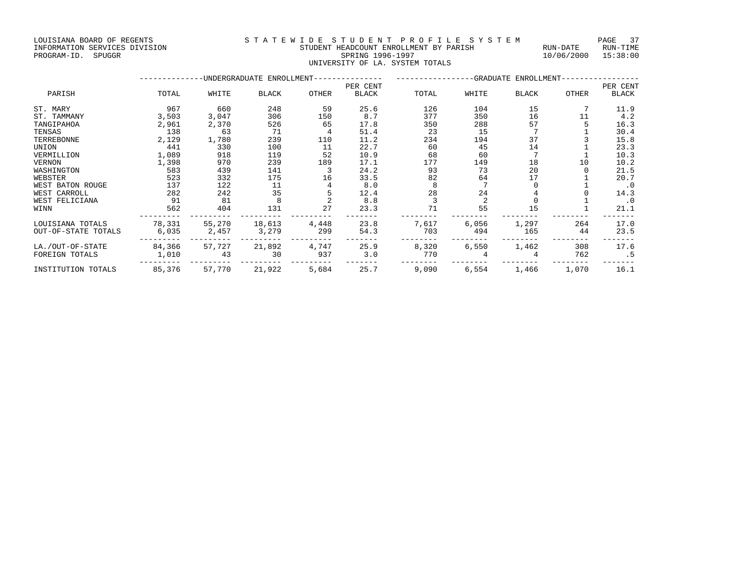LOUISIANA BOARD OF REGENTS
INFORMATION SERVICES DIVISION
PROGRAM-ID. SPUGGR

# S T A T E W I D E   S T U D E N T   P R O F I L E   S Y S T E M

STUDENT HEADCOUNT ENROLLMENT BY PARISH
SPRING 1996-1997
UNIVERSITY OF LA. SYSTEM TOTALS

RUN-DATE 10/06/2000 RUN-TIME 15:38:00

| PARISH | UNDERGRADUATE ENROLLMENT TOTAL | WHITE | BLACK | OTHER | PER CENT BLACK | GRADUATE ENROLLMENT TOTAL | WHITE | BLACK | OTHER | PER CENT BLACK |
|---|---|---|---|---|---|---|---|---|---|---|
| ST. MARY | 967 | 660 | 248 | 59 | 25.6 | 126 | 104 | 15 | 7 | 11.9 |
| ST. TAMMANY | 3,503 | 3,047 | 306 | 150 | 8.7 | 377 | 350 | 16 | 11 | 4.2 |
| TANGIPAHOA | 2,961 | 2,370 | 526 | 65 | 17.8 | 350 | 288 | 57 | 5 | 16.3 |
| TENSAS | 138 | 63 | 71 | 4 | 51.4 | 23 | 15 | 7 | 1 | 30.4 |
| TERREBONNE | 2,129 | 1,780 | 239 | 110 | 11.2 | 234 | 194 | 37 | 3 | 15.8 |
| UNION | 441 | 330 | 100 | 11 | 22.7 | 60 | 45 | 14 | 1 | 23.3 |
| VERMILLION | 1,089 | 918 | 119 | 52 | 10.9 | 68 | 60 | 7 | 1 | 10.3 |
| VERNON | 1,398 | 970 | 239 | 189 | 17.1 | 177 | 149 | 18 | 10 | 10.2 |
| WASHINGTON | 583 | 439 | 141 | 3 | 24.2 | 93 | 73 | 20 | 0 | 21.5 |
| WEBSTER | 523 | 332 | 175 | 16 | 33.5 | 82 | 64 | 17 | 1 | 20.7 |
| WEST BATON ROUGE | 137 | 122 | 11 | 4 | 8.0 | 8 | 7 | 0 | 1 | .0 |
| WEST CARROLL | 282 | 242 | 35 | 5 | 12.4 | 28 | 24 | 4 | 0 | 14.3 |
| WEST FELICIANA | 91 | 81 | 8 | 2 | 8.8 | 3 | 2 | 0 | 1 | .0 |
| WINN | 562 | 404 | 131 | 27 | 23.3 | 71 | 55 | 15 | 1 | 21.1 |
| LOUISIANA TOTALS | 78,331 | 55,270 | 18,613 | 4,448 | 23.8 | 7,617 | 6,056 | 1,297 | 264 | 17.0 |
| OUT-OF-STATE TOTALS | 6,035 | 2,457 | 3,279 | 299 | 54.3 | 703 | 494 | 165 | 44 | 23.5 |
| LA./OUT-OF-STATE | 84,366 | 57,727 | 21,892 | 4,747 | 25.9 | 8,320 | 6,550 | 1,462 | 308 | 17.6 |
| FOREIGN TOTALS | 1,010 | 43 | 30 | 937 | 3.0 | 770 | 4 | 4 | 762 | .5 |
| INSTITUTION TOTALS | 85,376 | 57,770 | 21,922 | 5,684 | 25.7 | 9,090 | 6,554 | 1,466 | 1,070 | 16.1 |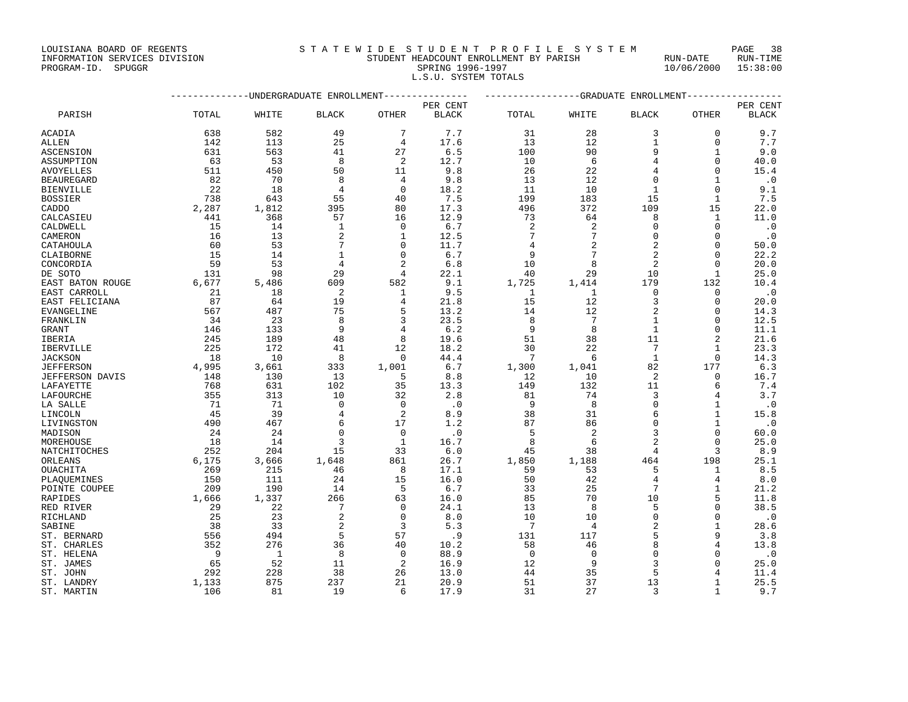LOUISIANA BOARD OF REGENTS
INFORMATION SERVICES DIVISION
PROGRAM-ID. SPUGGR

STATEWIDE STUDENT PROFILE SYSTEM
STUDENT HEADCOUNT ENROLLMENT BY PARISH
SPRING 1996-1997
L.S.U. SYSTEM TOTALS

RUN-DATE 10/06/2000 RUN-TIME 15:38:00

| PARISH | UNDERGRADUATE ENROLLMENT TOTAL | WHITE | BLACK | OTHER | PER CENT BLACK | GRADUATE ENROLLMENT TOTAL | WHITE | BLACK | OTHER | PER CENT BLACK |
|---|---|---|---|---|---|---|---|---|---|---|
| ACADIA | 638 | 582 | 49 | 7 | 7.7 | 31 | 28 | 3 | 0 | 9.7 |
| ALLEN | 142 | 113 | 25 | 4 | 17.6 | 13 | 12 | 1 | 0 | 7.7 |
| ASCENSION | 631 | 563 | 41 | 27 | 6.5 | 100 | 90 | 9 | 1 | 9.0 |
| ASSUMPTION | 63 | 53 | 8 | 2 | 12.7 | 10 | 6 | 4 | 0 | 40.0 |
| AVOYELLES | 511 | 450 | 50 | 11 | 9.8 | 26 | 22 | 4 | 0 | 15.4 |
| BEAUREGARD | 82 | 70 | 8 | 4 | 9.8 | 13 | 12 | 0 | 1 | .0 |
| BIENVILLE | 22 | 18 | 4 | 0 | 18.2 | 11 | 10 | 1 | 0 | 9.1 |
| BOSSIER | 738 | 643 | 55 | 40 | 7.5 | 199 | 183 | 15 | 1 | 7.5 |
| CADDO | 2,287 | 1,812 | 395 | 80 | 17.3 | 496 | 372 | 109 | 15 | 22.0 |
| CALCASIEU | 441 | 368 | 57 | 16 | 12.9 | 73 | 64 | 8 | 1 | 11.0 |
| CALDWELL | 15 | 14 | 1 | 0 | 6.7 | 2 | 2 | 0 | 0 | .0 |
| CAMERON | 16 | 13 | 2 | 1 | 12.5 | 7 | 7 | 0 | 0 | .0 |
| CATAHOULA | 60 | 53 | 7 | 0 | 11.7 | 4 | 2 | 2 | 0 | 50.0 |
| CLAIBORNE | 15 | 14 | 1 | 0 | 6.7 | 9 | 7 | 2 | 0 | 22.2 |
| CONCORDIA | 59 | 53 | 4 | 2 | 6.8 | 10 | 8 | 2 | 0 | 20.0 |
| DE SOTO | 131 | 98 | 29 | 4 | 22.1 | 40 | 29 | 10 | 1 | 25.0 |
| EAST BATON ROUGE | 6,677 | 5,486 | 609 | 582 | 9.1 | 1,725 | 1,414 | 179 | 132 | 10.4 |
| EAST CARROLL | 21 | 18 | 2 | 1 | 9.5 | 1 | 1 | 0 | 0 | .0 |
| EAST FELICIANA | 87 | 64 | 19 | 4 | 21.8 | 15 | 12 | 3 | 0 | 20.0 |
| EVANGELINE | 567 | 487 | 75 | 5 | 13.2 | 14 | 12 | 2 | 0 | 14.3 |
| FRANKLIN | 34 | 23 | 8 | 3 | 23.5 | 8 | 7 | 1 | 0 | 12.5 |
| GRANT | 146 | 133 | 9 | 4 | 6.2 | 9 | 8 | 1 | 0 | 11.1 |
| IBERIA | 245 | 189 | 48 | 8 | 19.6 | 51 | 38 | 11 | 2 | 21.6 |
| IBERVILLE | 225 | 172 | 41 | 12 | 18.2 | 30 | 22 | 7 | 1 | 23.3 |
| JACKSON | 18 | 10 | 8 | 0 | 44.4 | 7 | 6 | 1 | 0 | 14.3 |
| JEFFERSON | 4,995 | 3,661 | 333 | 1,001 | 6.7 | 1,300 | 1,041 | 82 | 177 | 6.3 |
| JEFFERSON DAVIS | 148 | 130 | 13 | 5 | 8.8 | 12 | 10 | 2 | 0 | 16.7 |
| LAFAYETTE | 768 | 631 | 102 | 35 | 13.3 | 149 | 132 | 11 | 6 | 7.4 |
| LAFOURCHE | 355 | 313 | 10 | 32 | 2.8 | 81 | 74 | 3 | 4 | 3.7 |
| LA SALLE | 71 | 71 | 0 | 0 | .0 | 9 | 8 | 0 | 1 | .0 |
| LINCOLN | 45 | 39 | 4 | 2 | 8.9 | 38 | 31 | 6 | 1 | 15.8 |
| LIVINGSTON | 490 | 467 | 6 | 17 | 1.2 | 87 | 86 | 0 | 1 | .0 |
| MADISON | 24 | 24 | 0 | 0 | .0 | 5 | 2 | 3 | 0 | 60.0 |
| MOREHOUSE | 18 | 14 | 3 | 1 | 16.7 | 8 | 6 | 2 | 0 | 25.0 |
| NATCHITOCHES | 252 | 204 | 15 | 33 | 6.0 | 45 | 38 | 4 | 3 | 8.9 |
| ORLEANS | 6,175 | 3,666 | 1,648 | 861 | 26.7 | 1,850 | 1,188 | 464 | 198 | 25.1 |
| OUACHITA | 269 | 215 | 46 | 8 | 17.1 | 59 | 53 | 5 | 1 | 8.5 |
| PLAQUEMINES | 150 | 111 | 24 | 15 | 16.0 | 50 | 42 | 4 | 4 | 8.0 |
| POINTE COUPEE | 209 | 190 | 14 | 5 | 6.7 | 33 | 25 | 7 | 1 | 21.2 |
| RAPIDES | 1,666 | 1,337 | 266 | 63 | 16.0 | 85 | 70 | 10 | 5 | 11.8 |
| RED RIVER | 29 | 22 | 7 | 0 | 24.1 | 13 | 8 | 5 | 0 | 38.5 |
| RICHLAND | 25 | 23 | 2 | 0 | 8.0 | 10 | 10 | 0 | 0 | .0 |
| SABINE | 38 | 33 | 2 | 3 | 5.3 | 7 | 4 | 2 | 1 | 28.6 |
| ST. BERNARD | 556 | 494 | 5 | 57 | .9 | 131 | 117 | 5 | 9 | 3.8 |
| ST. CHARLES | 352 | 276 | 36 | 40 | 10.2 | 58 | 46 | 8 | 4 | 13.8 |
| ST. HELENA | 9 | 1 | 8 | 0 | 88.9 | 0 | 0 | 0 | 0 | .0 |
| ST. JAMES | 65 | 52 | 11 | 2 | 16.9 | 12 | 9 | 3 | 0 | 25.0 |
| ST. JOHN | 292 | 228 | 38 | 26 | 13.0 | 44 | 35 | 5 | 4 | 11.4 |
| ST. LANDRY | 1,133 | 875 | 237 | 21 | 20.9 | 51 | 37 | 13 | 1 | 25.5 |
| ST. MARTIN | 106 | 81 | 19 | 6 | 17.9 | 31 | 27 | 3 | 1 | 9.7 |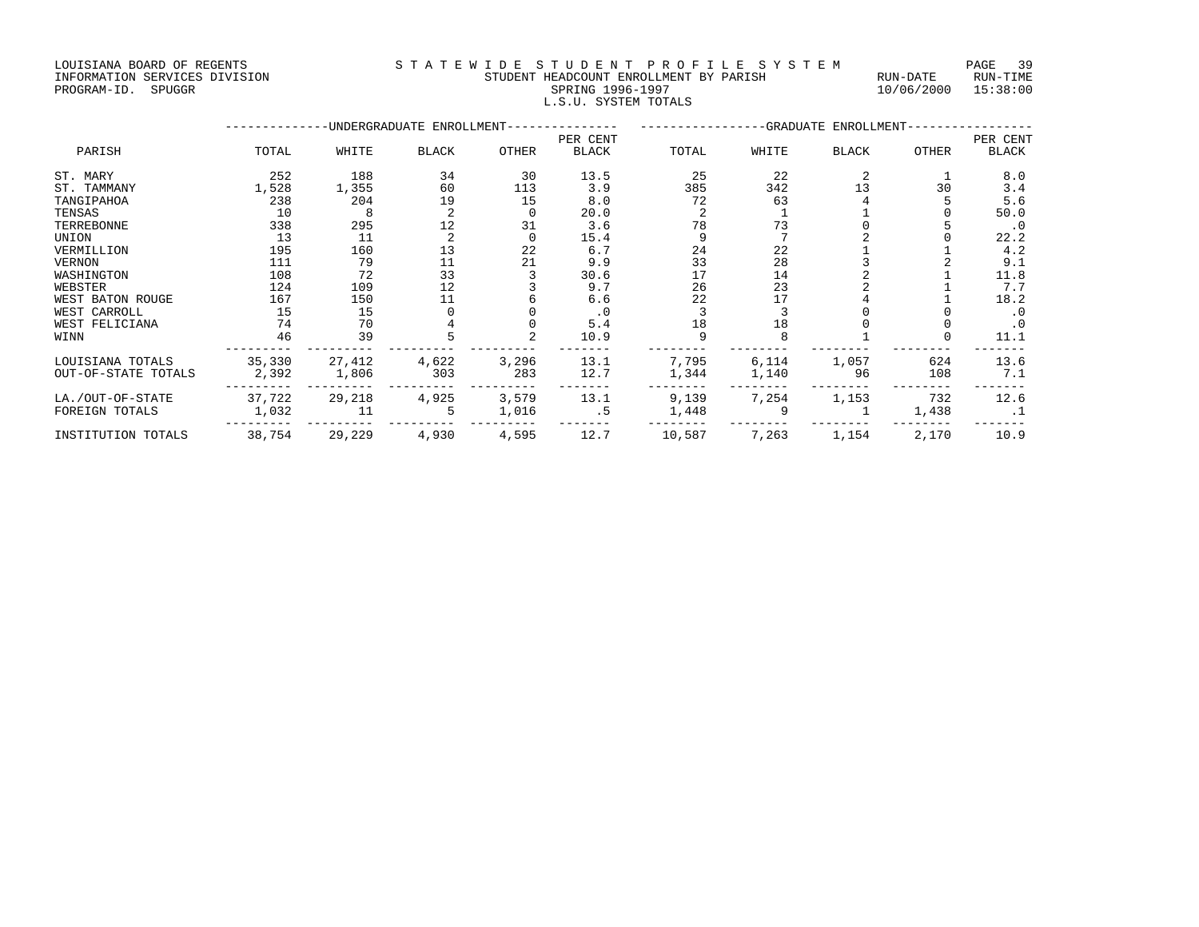LOUISIANA BOARD OF REGENTS
INFORMATION SERVICES DIVISION
PROGRAM-ID. SPUGGR

S T A T E W I D E  S T U D E N T  P R O F I L E  S Y S T E M
STUDENT HEADCOUNT ENROLLMENT BY PARISH
SPRING 1996-1997
L.S.U. SYSTEM TOTALS

RUN-DATE 10/06/2000 RUN-TIME 15:38:00

| | UNDERGRADUATE ENROLLMENT | | | | | GRADUATE ENROLLMENT | | | | |
|---|---|---|---|---|---|---|---|---|---|---|
| PARISH | TOTAL | WHITE | BLACK | OTHER | PER CENT BLACK | TOTAL | WHITE | BLACK | OTHER | PER CENT BLACK |
| ST. MARY | 252 | 188 | 34 | 30 | 13.5 | 25 | 22 | 2 | 1 | 8.0 |
| ST. TAMMANY | 1,528 | 1,355 | 60 | 113 | 3.9 | 385 | 342 | 13 | 30 | 3.4 |
| TANGIPAHOA | 238 | 204 | 19 | 15 | 8.0 | 72 | 63 | 4 | 5 | 5.6 |
| TENSAS | 10 | 8 | 2 | 0 | 20.0 | 2 | 1 | 1 | 0 | 50.0 |
| TERREBONNE | 338 | 295 | 12 | 31 | 3.6 | 78 | 73 | 0 | 5 | .0 |
| UNION | 13 | 11 | 2 | 0 | 15.4 | 9 | 7 | 2 | 0 | 22.2 |
| VERMILLION | 195 | 160 | 13 | 22 | 6.7 | 24 | 22 | 1 | 1 | 4.2 |
| VERNON | 111 | 79 | 11 | 21 | 9.9 | 33 | 28 | 3 | 2 | 9.1 |
| WASHINGTON | 108 | 72 | 33 | 3 | 30.6 | 17 | 14 | 2 | 1 | 11.8 |
| WEBSTER | 124 | 109 | 12 | 3 | 9.7 | 26 | 23 | 2 | 1 | 7.7 |
| WEST BATON ROUGE | 167 | 150 | 11 | 6 | 6.6 | 22 | 17 | 4 | 1 | 18.2 |
| WEST CARROLL | 15 | 15 | 0 | 0 | .0 | 3 | 3 | 0 | 0 | .0 |
| WEST FELICIANA | 74 | 70 | 4 | 0 | 5.4 | 18 | 18 | 0 | 0 | .0 |
| WINN | 46 | 39 | 5 | 2 | 10.9 | 9 | 8 | 1 | 0 | 11.1 |
| LOUISIANA TOTALS | 35,330 | 27,412 | 4,622 | 3,296 | 13.1 | 7,795 | 6,114 | 1,057 | 624 | 13.6 |
| OUT-OF-STATE TOTALS | 2,392 | 1,806 | 303 | 283 | 12.7 | 1,344 | 1,140 | 96 | 108 | 7.1 |
| LA./OUT-OF-STATE | 37,722 | 29,218 | 4,925 | 3,579 | 13.1 | 9,139 | 7,254 | 1,153 | 732 | 12.6 |
| FOREIGN TOTALS | 1,032 | 11 | 5 | 1,016 | .5 | 1,448 | 9 | 1 | 1,438 | .1 |
| INSTITUTION TOTALS | 38,754 | 29,229 | 4,930 | 4,595 | 12.7 | 10,587 | 7,263 | 1,154 | 2,170 | 10.9 |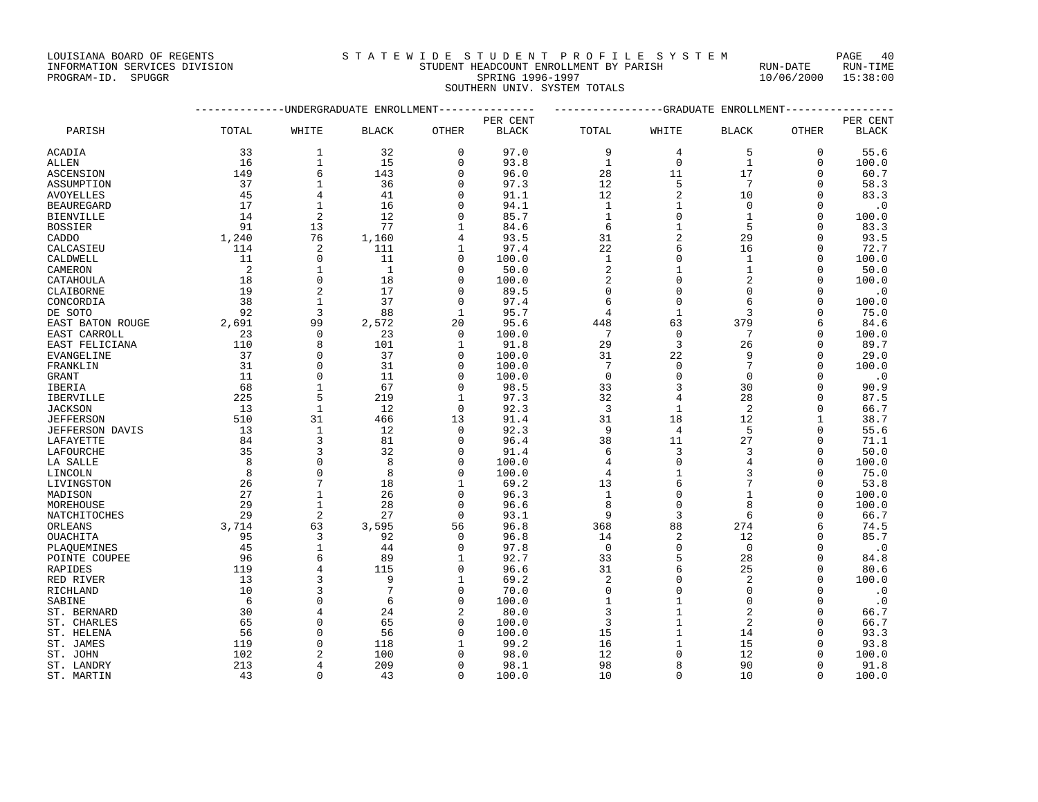LOUISIANA BOARD OF REGENTS
INFORMATION SERVICES DIVISION
PROGRAM-ID. SPUGGR

# S T A T E W I D E S T U D E N T P R O F I L E S Y S T E M

STUDENT HEADCOUNT ENROLLMENT BY PARISH
SPRING 1996-1997
SOUTHERN UNIV. SYSTEM TOTALS

RUN-DATE 10/06/2000 RUN-TIME 15:38:00

| | UNDERGRADUATE ENROLLMENT | | | | | GRADUATE ENROLLMENT | | | | |
|---|---|---|---|---|---|---|---|---|---|---|
| PARISH | TOTAL | WHITE | BLACK | OTHER | PER CENT BLACK | TOTAL | WHITE | BLACK | OTHER | PER CENT BLACK |
| ACADIA | 33 | 1 | 32 | 0 | 97.0 | 9 | 4 | 5 | 0 | 55.6 |
| ALLEN | 16 | 1 | 15 | 0 | 93.8 | 1 | 0 | 1 | 0 | 100.0 |
| ASCENSION | 149 | 6 | 143 | 0 | 96.0 | 28 | 11 | 17 | 0 | 60.7 |
| ASSUMPTION | 37 | 1 | 36 | 0 | 97.3 | 12 | 5 | 7 | 0 | 58.3 |
| AVOYELLES | 45 | 4 | 41 | 0 | 91.1 | 12 | 2 | 10 | 0 | 83.3 |
| BEAUREGARD | 17 | 1 | 16 | 0 | 94.1 | 1 | 1 | 0 | 0 | .0 |
| BIENVILLE | 14 | 2 | 12 | 0 | 85.7 | 1 | 0 | 1 | 0 | 100.0 |
| BOSSIER | 91 | 13 | 77 | 1 | 84.6 | 6 | 1 | 5 | 0 | 83.3 |
| CADDO | 1,240 | 76 | 1,160 | 4 | 93.5 | 31 | 2 | 29 | 0 | 93.5 |
| CALCASIEU | 114 | 2 | 111 | 1 | 97.4 | 22 | 6 | 16 | 0 | 72.7 |
| CALDWELL | 11 | 0 | 11 | 0 | 100.0 | 1 | 0 | 1 | 0 | 100.0 |
| CAMERON | 2 | 1 | 1 | 0 | 50.0 | 2 | 1 | 1 | 0 | 50.0 |
| CATAHOULA | 18 | 0 | 18 | 0 | 100.0 | 2 | 0 | 2 | 0 | 100.0 |
| CLAIBORNE | 19 | 2 | 17 | 0 | 89.5 | 0 | 0 | 0 | 0 | .0 |
| CONCORDIA | 38 | 1 | 37 | 0 | 97.4 | 6 | 0 | 6 | 0 | 100.0 |
| DE SOTO | 92 | 3 | 88 | 1 | 95.7 | 4 | 1 | 3 | 0 | 75.0 |
| EAST BATON ROUGE | 2,691 | 99 | 2,572 | 20 | 95.6 | 448 | 63 | 379 | 6 | 84.6 |
| EAST CARROLL | 23 | 0 | 23 | 0 | 100.0 | 7 | 0 | 7 | 0 | 100.0 |
| EAST FELICIANA | 110 | 8 | 101 | 1 | 91.8 | 29 | 3 | 26 | 0 | 89.7 |
| EVANGELINE | 37 | 0 | 37 | 0 | 100.0 | 31 | 22 | 9 | 0 | 29.0 |
| FRANKLIN | 31 | 0 | 31 | 0 | 100.0 | 7 | 0 | 7 | 0 | 100.0 |
| GRANT | 11 | 0 | 11 | 0 | 100.0 | 0 | 0 | 0 | 0 | .0 |
| IBERIA | 68 | 1 | 67 | 0 | 98.5 | 33 | 3 | 30 | 0 | 90.9 |
| IBERVILLE | 225 | 5 | 219 | 1 | 97.3 | 32 | 4 | 28 | 0 | 87.5 |
| JACKSON | 13 | 1 | 12 | 0 | 92.3 | 3 | 1 | 2 | 0 | 66.7 |
| JEFFERSON | 510 | 31 | 466 | 13 | 91.4 | 31 | 18 | 12 | 1 | 38.7 |
| JEFFERSON DAVIS | 13 | 1 | 12 | 0 | 92.3 | 9 | 4 | 5 | 0 | 55.6 |
| LAFAYETTE | 84 | 3 | 81 | 0 | 96.4 | 38 | 11 | 27 | 0 | 71.1 |
| LAFOURCHE | 35 | 3 | 32 | 0 | 91.4 | 6 | 3 | 3 | 0 | 50.0 |
| LA SALLE | 8 | 0 | 8 | 0 | 100.0 | 4 | 0 | 4 | 0 | 100.0 |
| LINCOLN | 8 | 0 | 8 | 0 | 100.0 | 4 | 1 | 3 | 0 | 75.0 |
| LIVINGSTON | 26 | 7 | 18 | 1 | 69.2 | 13 | 6 | 7 | 0 | 53.8 |
| MADISON | 27 | 1 | 26 | 0 | 96.3 | 1 | 0 | 1 | 0 | 100.0 |
| MOREHOUSE | 29 | 1 | 28 | 0 | 96.6 | 8 | 0 | 8 | 0 | 100.0 |
| NATCHITOCHES | 29 | 2 | 27 | 0 | 93.1 | 9 | 3 | 6 | 0 | 66.7 |
| ORLEANS | 3,714 | 63 | 3,595 | 56 | 96.8 | 368 | 88 | 274 | 6 | 74.5 |
| OUACHITA | 95 | 3 | 92 | 0 | 96.8 | 14 | 2 | 12 | 0 | 85.7 |
| PLAQUEMINES | 45 | 1 | 44 | 0 | 97.8 | 0 | 0 | 0 | 0 | .0 |
| POINTE COUPEE | 96 | 6 | 89 | 1 | 92.7 | 33 | 5 | 28 | 0 | 84.8 |
| RAPIDES | 119 | 4 | 115 | 0 | 96.6 | 31 | 6 | 25 | 0 | 80.6 |
| RED RIVER | 13 | 3 | 9 | 1 | 69.2 | 2 | 0 | 2 | 0 | 100.0 |
| RICHLAND | 10 | 3 | 7 | 0 | 70.0 | 0 | 0 | 0 | 0 | .0 |
| SABINE | 6 | 0 | 6 | 0 | 100.0 | 1 | 1 | 0 | 0 | .0 |
| ST. BERNARD | 30 | 4 | 24 | 2 | 80.0 | 3 | 1 | 2 | 0 | 66.7 |
| ST. CHARLES | 65 | 0 | 65 | 0 | 100.0 | 3 | 1 | 2 | 0 | 66.7 |
| ST. HELENA | 56 | 0 | 56 | 0 | 100.0 | 15 | 1 | 14 | 0 | 93.3 |
| ST. JAMES | 119 | 0 | 118 | 1 | 99.2 | 16 | 1 | 15 | 0 | 93.8 |
| ST. JOHN | 102 | 2 | 100 | 0 | 98.0 | 12 | 0 | 12 | 0 | 100.0 |
| ST. LANDRY | 213 | 4 | 209 | 0 | 98.1 | 98 | 8 | 90 | 0 | 91.8 |
| ST. MARTIN | 43 | 0 | 43 | 0 | 100.0 | 10 | 0 | 10 | 0 | 100.0 |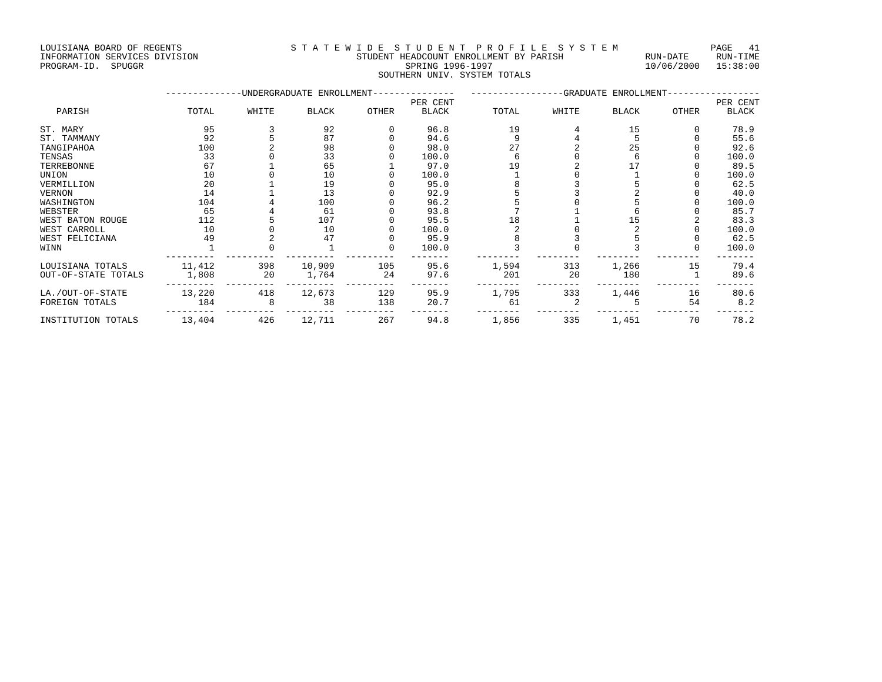LOUISIANA BOARD OF REGENTS
INFORMATION SERVICES DIVISION
PROGRAM-ID. SPUGGR

STATEWIDE STUDENT PROFILE SYSTEM
STUDENT HEADCOUNT ENROLLMENT BY PARISH
SPRING 1996-1997
SOUTHERN UNIV. SYSTEM TOTALS

RUN-DATE 10/06/2000 RUN-TIME 15:38:00

| PARISH | UNDERGRADUATE ENROLLMENT TOTAL | WHITE | BLACK | OTHER | PER CENT BLACK | GRADUATE ENROLLMENT TOTAL | WHITE | BLACK | OTHER | PER CENT BLACK |
|---|---|---|---|---|---|---|---|---|---|---|
| ST. MARY | 95 | 3 | 92 | 0 | 96.8 | 19 | 4 | 15 | 0 | 78.9 |
| ST. TAMMANY | 92 | 5 | 87 | 0 | 94.6 | 9 | 4 | 5 | 0 | 55.6 |
| TANGIPAHOA | 100 | 2 | 98 | 0 | 98.0 | 27 | 2 | 25 | 0 | 92.6 |
| TENSAS | 33 | 0 | 33 | 0 | 100.0 | 6 | 0 | 6 | 0 | 100.0 |
| TERREBONNE | 67 | 1 | 65 | 1 | 97.0 | 19 | 2 | 17 | 0 | 89.5 |
| UNION | 10 | 0 | 10 | 0 | 100.0 | 1 | 0 | 1 | 0 | 100.0 |
| VERMILLION | 20 | 1 | 19 | 0 | 95.0 | 8 | 3 | 5 | 0 | 62.5 |
| VERNON | 14 | 1 | 13 | 0 | 92.9 | 5 | 3 | 2 | 0 | 40.0 |
| WASHINGTON | 104 | 4 | 100 | 0 | 96.2 | 5 | 0 | 5 | 0 | 100.0 |
| WEBSTER | 65 | 4 | 61 | 0 | 93.8 | 7 | 1 | 6 | 0 | 85.7 |
| WEST BATON ROUGE | 112 | 5 | 107 | 0 | 95.5 | 18 | 1 | 15 | 2 | 83.3 |
| WEST CARROLL | 10 | 0 | 10 | 0 | 100.0 | 2 | 0 | 2 | 0 | 100.0 |
| WEST FELICIANA | 49 | 2 | 47 | 0 | 95.9 | 8 | 3 | 5 | 0 | 62.5 |
| WINN | 1 | 0 | 1 | 0 | 100.0 | 3 | 0 | 3 | 0 | 100.0 |
| LOUISIANA TOTALS | 11,412 | 398 | 10,909 | 105 | 95.6 | 1,594 | 313 | 1,266 | 15 | 79.4 |
| OUT-OF-STATE TOTALS | 1,808 | 20 | 1,764 | 24 | 97.6 | 201 | 20 | 180 | 1 | 89.6 |
| LA./OUT-OF-STATE | 13,220 | 418 | 12,673 | 129 | 95.9 | 1,795 | 333 | 1,446 | 16 | 80.6 |
| FOREIGN TOTALS | 184 | 8 | 38 | 138 | 20.7 | 61 | 2 | 5 | 54 | 8.2 |
| INSTITUTION TOTALS | 13,404 | 426 | 12,711 | 267 | 94.8 | 1,856 | 335 | 1,451 | 70 | 78.2 |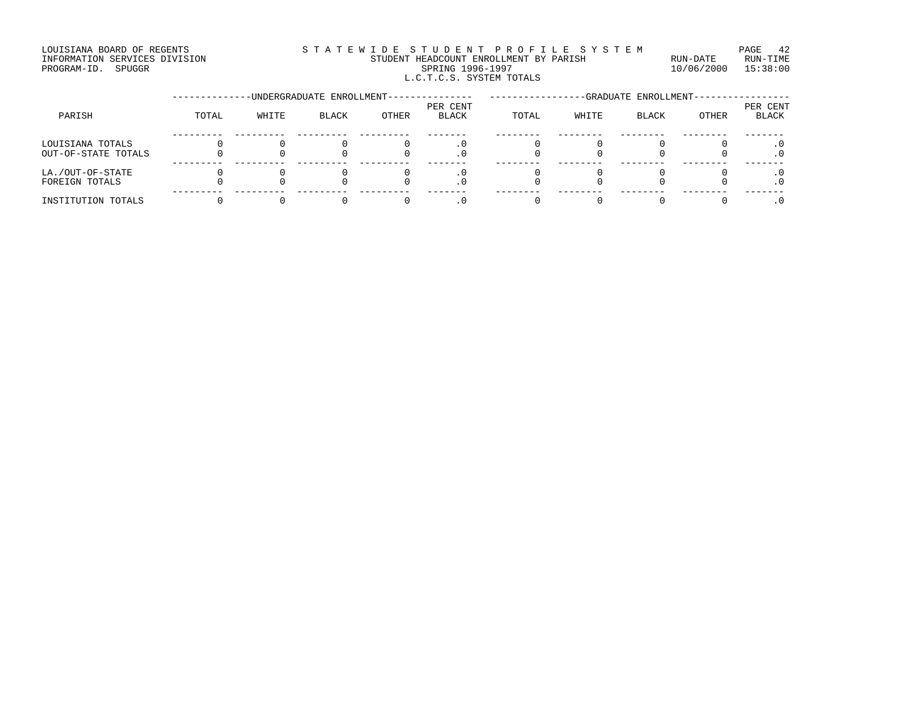LOUISIANA BOARD OF REGENTS
INFORMATION SERVICES DIVISION
PROGRAM-ID. SPUGGR

# S T A T E W I D E S T U D E N T P R O F I L E S Y S T E M

STUDENT HEADCOUNT ENROLLMENT BY PARISH
SPRING 1996-1997
L.C.T.C.S. SYSTEM TOTALS

RUN-DATE 10/06/2000 RUN-TIME 15:38:00

| PARISH | UNDERGRADUATE ENROLLMENT TOTAL | WHITE | BLACK | OTHER | PER CENT BLACK | GRADUATE ENROLLMENT TOTAL | WHITE | BLACK | OTHER | PER CENT BLACK |
|---|---|---|---|---|---|---|---|---|---|---|
| LOUISIANA TOTALS | 0 | 0 | 0 | 0 | .0 | 0 | 0 | 0 | 0 | .0 |
| OUT-OF-STATE TOTALS | 0 | 0 | 0 | 0 | .0 | 0 | 0 | 0 | 0 | .0 |
| LA./OUT-OF-STATE | 0 | 0 | 0 | 0 | .0 | 0 | 0 | 0 | 0 | .0 |
| FOREIGN TOTALS | 0 | 0 | 0 | 0 | .0 | 0 | 0 | 0 | 0 | .0 |
| INSTITUTION TOTALS | 0 | 0 | 0 | 0 | .0 | 0 | 0 | 0 | 0 | .0 |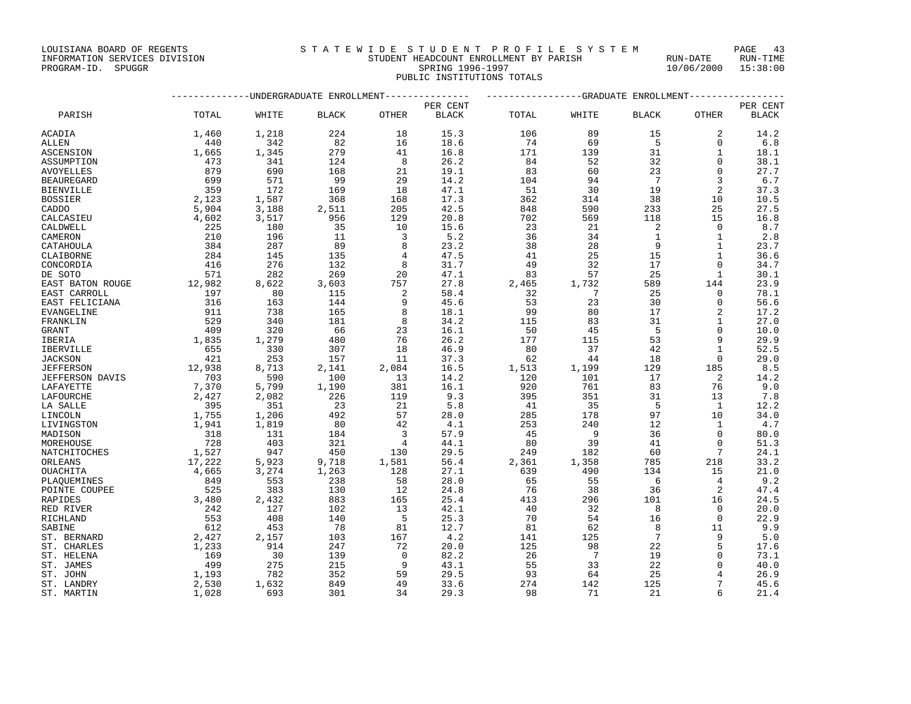LOUISIANA BOARD OF REGENTS
INFORMATION SERVICES DIVISION
PROGRAM-ID. SPUGGR

# S T A T E W I D E S T U D E N T P R O F I L E S Y S T E M

STUDENT HEADCOUNT ENROLLMENT BY PARISH
SPRING 1996-1997
PUBLIC INSTITUTIONS TOTALS

RUN-DATE 10/06/2000 RUN-TIME 15:38:00

| | UNDERGRADUATE ENROLLMENT | | | | | GRADUATE ENROLLMENT | | | | |
|---|---|---|---|---|---|---|---|---|---|---|
| PARISH | TOTAL | WHITE | BLACK | OTHER | PER CENT BLACK | TOTAL | WHITE | BLACK | OTHER | PER CENT BLACK |
| ACADIA | 1,460 | 1,218 | 224 | 18 | 15.3 | 106 | 89 | 15 | 2 | 14.2 |
| ALLEN | 440 | 342 | 82 | 16 | 18.6 | 74 | 69 | 5 | 0 | 6.8 |
| ASCENSION | 1,665 | 1,345 | 279 | 41 | 16.8 | 171 | 139 | 31 | 1 | 18.1 |
| ASSUMPTION | 473 | 341 | 124 | 8 | 26.2 | 84 | 52 | 32 | 0 | 38.1 |
| AVOYELLES | 879 | 690 | 168 | 21 | 19.1 | 83 | 60 | 23 | 0 | 27.7 |
| BEAUREGARD | 699 | 571 | 99 | 29 | 14.2 | 104 | 94 | 7 | 3 | 6.7 |
| BIENVILLE | 359 | 172 | 169 | 18 | 47.1 | 51 | 30 | 19 | 2 | 37.3 |
| BOSSIER | 2,123 | 1,587 | 368 | 168 | 17.3 | 362 | 314 | 38 | 10 | 10.5 |
| CADDO | 5,904 | 3,188 | 2,511 | 205 | 42.5 | 848 | 590 | 233 | 25 | 27.5 |
| CALCASIEU | 4,602 | 3,517 | 956 | 129 | 20.8 | 702 | 569 | 118 | 15 | 16.8 |
| CALDWELL | 225 | 180 | 35 | 10 | 15.6 | 23 | 21 | 2 | 0 | 8.7 |
| CAMERON | 210 | 196 | 11 | 3 | 5.2 | 36 | 34 | 1 | 1 | 2.8 |
| CATAHOULA | 384 | 287 | 89 | 8 | 23.2 | 38 | 28 | 9 | 1 | 23.7 |
| CLAIBORNE | 284 | 145 | 135 | 4 | 47.5 | 41 | 25 | 15 | 1 | 36.6 |
| CONCORDIA | 416 | 276 | 132 | 8 | 31.7 | 49 | 32 | 17 | 0 | 34.7 |
| DE SOTO | 571 | 282 | 269 | 20 | 47.1 | 83 | 57 | 25 | 1 | 30.1 |
| EAST BATON ROUGE | 12,982 | 8,622 | 3,603 | 757 | 27.8 | 2,465 | 1,732 | 589 | 144 | 23.9 |
| EAST CARROLL | 197 | 80 | 115 | 2 | 58.4 | 32 | 7 | 25 | 0 | 78.1 |
| EAST FELICIANA | 316 | 163 | 144 | 9 | 45.6 | 53 | 23 | 30 | 0 | 56.6 |
| EVANGELINE | 911 | 738 | 165 | 8 | 18.1 | 99 | 80 | 17 | 2 | 17.2 |
| FRANKLIN | 529 | 340 | 181 | 8 | 34.2 | 115 | 83 | 31 | 1 | 27.0 |
| GRANT | 409 | 320 | 66 | 23 | 16.1 | 50 | 45 | 5 | 0 | 10.0 |
| IBERIA | 1,835 | 1,279 | 480 | 76 | 26.2 | 177 | 115 | 53 | 9 | 29.9 |
| IBERVILLE | 655 | 330 | 307 | 18 | 46.9 | 80 | 37 | 42 | 1 | 52.5 |
| JACKSON | 421 | 253 | 157 | 11 | 37.3 | 62 | 44 | 18 | 0 | 29.0 |
| JEFFERSON | 12,938 | 8,713 | 2,141 | 2,084 | 16.5 | 1,513 | 1,199 | 129 | 185 | 8.5 |
| JEFFERSON DAVIS | 703 | 590 | 100 | 13 | 14.2 | 120 | 101 | 17 | 2 | 14.2 |
| LAFAYETTE | 7,370 | 5,799 | 1,190 | 381 | 16.1 | 920 | 761 | 83 | 76 | 9.0 |
| LAFOURCHE | 2,427 | 2,082 | 226 | 119 | 9.3 | 395 | 351 | 31 | 13 | 7.8 |
| LA SALLE | 395 | 351 | 23 | 21 | 5.8 | 41 | 35 | 5 | 1 | 12.2 |
| LINCOLN | 1,755 | 1,206 | 492 | 57 | 28.0 | 285 | 178 | 97 | 10 | 34.0 |
| LIVINGSTON | 1,941 | 1,819 | 80 | 42 | 4.1 | 253 | 240 | 12 | 1 | 4.7 |
| MADISON | 318 | 131 | 184 | 3 | 57.9 | 45 | 9 | 36 | 0 | 80.0 |
| MOREHOUSE | 728 | 403 | 321 | 4 | 44.1 | 80 | 39 | 41 | 0 | 51.3 |
| NATCHITOCHES | 1,527 | 947 | 450 | 130 | 29.5 | 249 | 182 | 60 | 7 | 24.1 |
| ORLEANS | 17,222 | 5,923 | 9,718 | 1,581 | 56.4 | 2,361 | 1,358 | 785 | 218 | 33.2 |
| OUACHITA | 4,665 | 3,274 | 1,263 | 128 | 27.1 | 639 | 490 | 134 | 15 | 21.0 |
| PLAQUEMINES | 849 | 553 | 238 | 58 | 28.0 | 65 | 55 | 6 | 4 | 9.2 |
| POINTE COUPEE | 525 | 383 | 130 | 12 | 24.8 | 76 | 38 | 36 | 2 | 47.4 |
| RAPIDES | 3,480 | 2,432 | 883 | 165 | 25.4 | 413 | 296 | 101 | 16 | 24.5 |
| RED RIVER | 242 | 127 | 102 | 13 | 42.1 | 40 | 32 | 8 | 0 | 20.0 |
| RICHLAND | 553 | 408 | 140 | 5 | 25.3 | 70 | 54 | 16 | 0 | 22.9 |
| SABINE | 612 | 453 | 78 | 81 | 12.7 | 81 | 62 | 8 | 11 | 9.9 |
| ST. BERNARD | 2,427 | 2,157 | 103 | 167 | 4.2 | 141 | 125 | 7 | 9 | 5.0 |
| ST. CHARLES | 1,233 | 914 | 247 | 72 | 20.0 | 125 | 98 | 22 | 5 | 17.6 |
| ST. HELENA | 169 | 30 | 139 | 0 | 82.2 | 26 | 7 | 19 | 0 | 73.1 |
| ST. JAMES | 499 | 275 | 215 | 9 | 43.1 | 55 | 33 | 22 | 0 | 40.0 |
| ST. JOHN | 1,193 | 782 | 352 | 59 | 29.5 | 93 | 64 | 25 | 4 | 26.9 |
| ST. LANDRY | 2,530 | 1,632 | 849 | 49 | 33.6 | 274 | 142 | 125 | 7 | 45.6 |
| ST. MARTIN | 1,028 | 693 | 301 | 34 | 29.3 | 98 | 71 | 21 | 6 | 21.4 |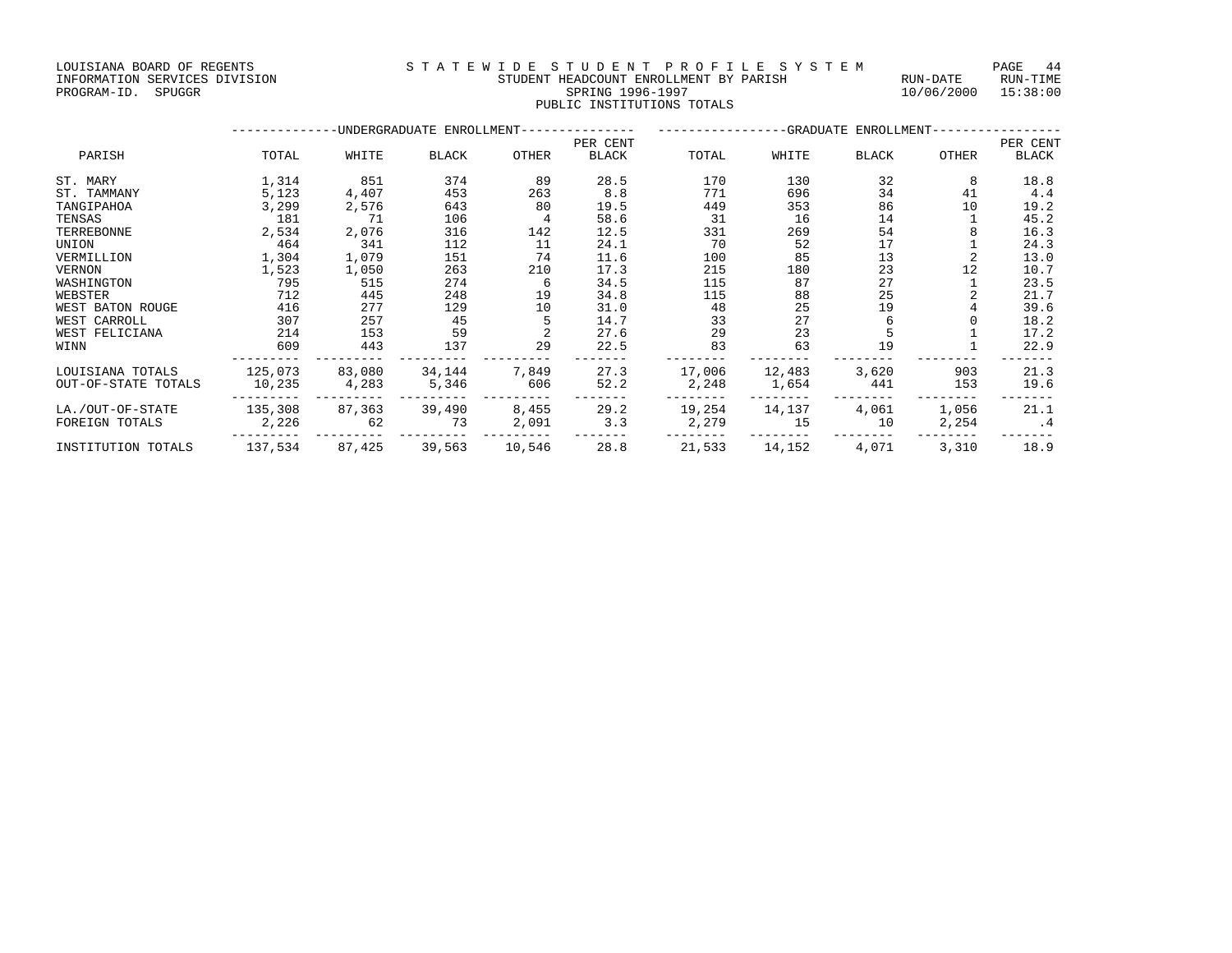LOUISIANA BOARD OF REGENTS
INFORMATION SERVICES DIVISION
PROGRAM-ID. SPUGGR

STATEWIDE STUDENT PROFILE SYSTEM
STUDENT HEADCOUNT ENROLLMENT BY PARISH
SPRING 1996-1997
PUBLIC INSTITUTIONS TOTALS

RUN-DATE 10/06/2000 RUN-TIME 15:38:00

| PARISH | UNDERGRADUATE ENROLLMENT TOTAL | WHITE | BLACK | OTHER | PER CENT BLACK | GRADUATE ENROLLMENT TOTAL | WHITE | BLACK | OTHER | PER CENT BLACK |
|---|---|---|---|---|---|---|---|---|---|---|
| ST. MARY | 1,314 | 851 | 374 | 89 | 28.5 | 170 | 130 | 32 | 8 | 18.8 |
| ST. TAMMANY | 5,123 | 4,407 | 453 | 263 | 8.8 | 771 | 696 | 34 | 41 | 4.4 |
| TANGIPAHOA | 3,299 | 2,576 | 643 | 80 | 19.5 | 449 | 353 | 86 | 10 | 19.2 |
| TENSAS | 181 | 71 | 106 | 4 | 58.6 | 31 | 16 | 14 | 1 | 45.2 |
| TERREBONNE | 2,534 | 2,076 | 316 | 142 | 12.5 | 331 | 269 | 54 | 8 | 16.3 |
| UNION | 464 | 341 | 112 | 11 | 24.1 | 70 | 52 | 17 | 1 | 24.3 |
| VERMILLION | 1,304 | 1,079 | 151 | 74 | 11.6 | 100 | 85 | 13 | 2 | 13.0 |
| VERNON | 1,523 | 1,050 | 263 | 210 | 17.3 | 215 | 180 | 23 | 12 | 10.7 |
| WASHINGTON | 795 | 515 | 274 | 6 | 34.5 | 115 | 87 | 27 | 1 | 23.5 |
| WEBSTER | 712 | 445 | 248 | 19 | 34.8 | 115 | 88 | 25 | 2 | 21.7 |
| WEST BATON ROUGE | 416 | 277 | 129 | 10 | 31.0 | 48 | 25 | 19 | 4 | 39.6 |
| WEST CARROLL | 307 | 257 | 45 | 5 | 14.7 | 33 | 27 | 6 | 0 | 18.2 |
| WEST FELICIANA | 214 | 153 | 59 | 2 | 27.6 | 29 | 23 | 5 | 1 | 17.2 |
| WINN | 609 | 443 | 137 | 29 | 22.5 | 83 | 63 | 19 | 1 | 22.9 |
| LOUISIANA TOTALS | 125,073 | 83,080 | 34,144 | 7,849 | 27.3 | 17,006 | 12,483 | 3,620 | 903 | 21.3 |
| OUT-OF-STATE TOTALS | 10,235 | 4,283 | 5,346 | 606 | 52.2 | 2,248 | 1,654 | 441 | 153 | 19.6 |
| LA./OUT-OF-STATE | 135,308 | 87,363 | 39,490 | 8,455 | 29.2 | 19,254 | 14,137 | 4,061 | 1,056 | 21.1 |
| FOREIGN TOTALS | 2,226 | 62 | 73 | 2,091 | 3.3 | 2,279 | 15 | 10 | 2,254 | .4 |
| INSTITUTION TOTALS | 137,534 | 87,425 | 39,563 | 10,546 | 28.8 | 21,533 | 14,152 | 4,071 | 3,310 | 18.9 |